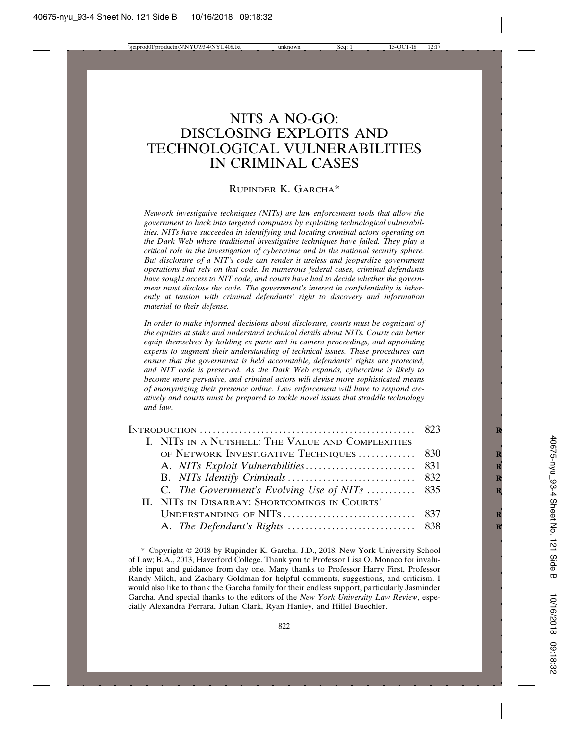# NITS A NO-GO: DISCLOSING EXPLOITS AND TECHNOLOGICAL VULNERABILITIES IN CRIMINAL CASES

RUPINDER K. GARCHA*

*Network investigative techniques (NITs) are law enforcement tools that allow the government to hack into targeted computers by exploiting technological vulnerabilities. NITs have succeeded in identifying and locating criminal actors operating on the Dark Web where traditional investigative techniques have failed. They play a critical role in the investigation of cybercrime and in the national security sphere. But disclosure of a NIT's code can render it useless and jeopardize government operations that rely on that code. In numerous federal cases, criminal defendants have sought access to NIT code, and courts have had to decide whether the government must disclose the code. The government's interest in confidentiality is inherently at tension with criminal defendants' right to discovery and information material to their defense.*

*In order to make informed decisions about disclosure, courts must be cognizant of the equities at stake and understand technical details about NITs. Courts can better equip themselves by holding ex parte and in camera proceedings, and appointing experts to augment their understanding of technical issues. These procedures can ensure that the government is held accountable, defendants' rights are protected, and NIT code is preserved. As the Dark Web expands, cybercrime is likely to become more pervasive, and criminal actors will devise more sophisticated means of anonymizing their presence online. Law enforcement will have to respond creatively and courts must be prepared to tackle novel issues that straddle technology and law.*

| | |
|---|---|
| INTRODUCTION | 823 |
| I. NITS IN A NUTSHELL: THE VALUE AND COMPLEXITIES OF NETWORK INVESTIGATIVE TECHNIQUES | 830 |
| A. *NITs Exploit Vulnerabilities* | 831 |
| B. *NITs Identify Criminals* | 832 |
| C. *The Government's Evolving Use of NITs* | 835 |
| II. NITS IN DISARRAY: SHORTCOMINGS IN COURTS' UNDERSTANDING OF NITS | 837 |
| A. *The Defendant's Rights* | 838 |

\* Copyright © 2018 by Rupinder K. Garcha. J.D., 2018, New York University School of Law; B.A., 2013, Haverford College. Thank you to Professor Lisa O. Monaco for invaluable input and guidance from day one. Many thanks to Professor Harry First, Professor Randy Milch, and Zachary Goldman for helpful comments, suggestions, and criticism. I would also like to thank the Garcha family for their endless support, particularly Jasminder Garcha. And special thanks to the editors of the *New York University Law Review*, especially Alexandra Ferrara, Julian Clark, Ryan Hanley, and Hillel Buechler.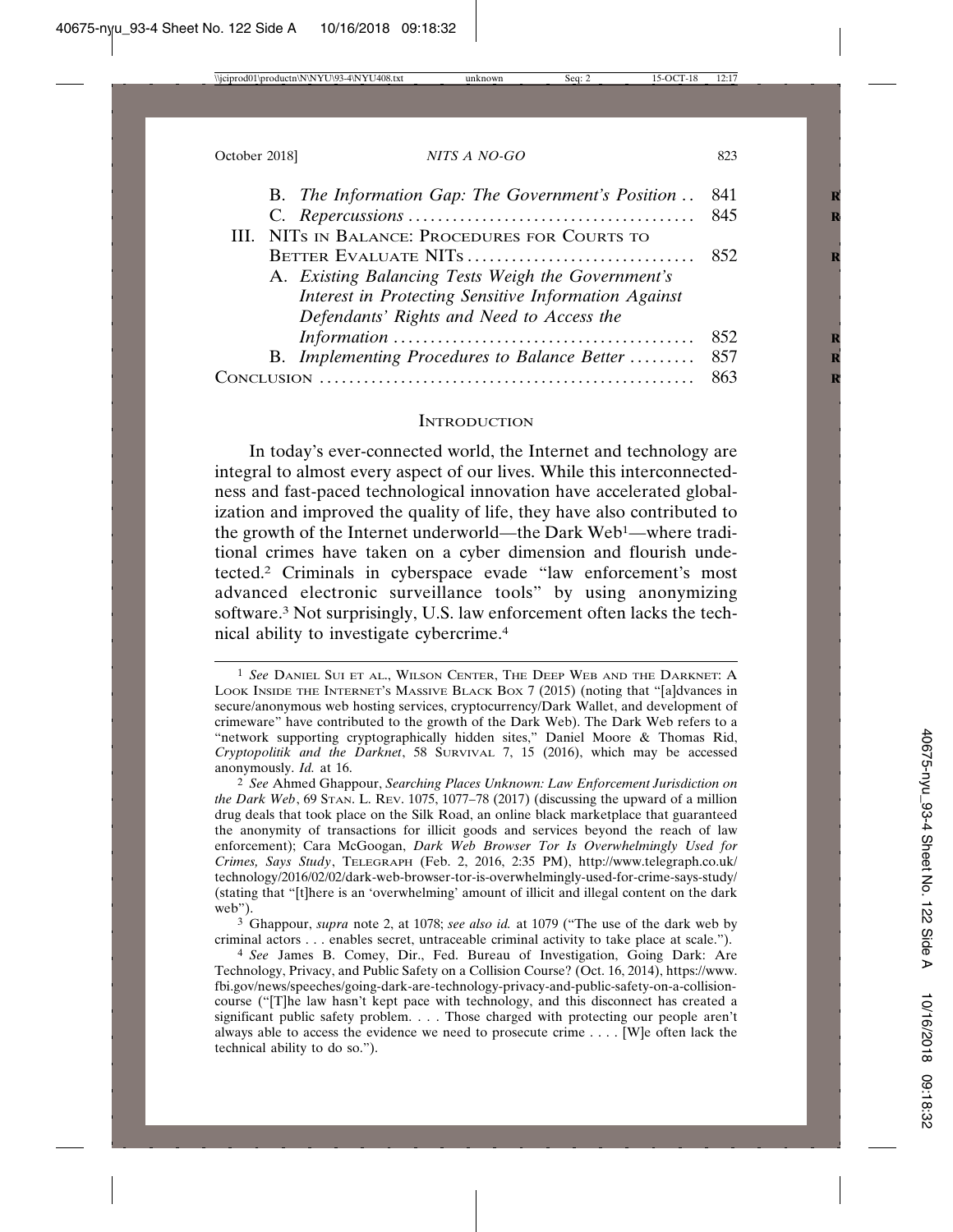B. *The Information Gap: The Government's Position* .. 841
C. *Repercussions* .......................................... 845

III. NITs in Balance: Procedures for Courts to Better Evaluate NITs .......................................... 852

A. *Existing Balancing Tests Weigh the Government's Interest in Protecting Sensitive Information Against Defendants' Rights and Need to Access the Information* .......................................... 852
B. *Implementing Procedures to Balance Better* ......... 857

Conclusion .......................................... 863

## Introduction

In today's ever-connected world, the Internet and technology are integral to almost every aspect of our lives. While this interconnectedness and fast-paced technological innovation have accelerated globalization and improved the quality of life, they have also contributed to the growth of the Internet underworld—the Dark Web[1]—where traditional crimes have taken on a cyber dimension and flourish undetected.[2] Criminals in cyberspace evade "law enforcement's most advanced electronic surveillance tools" by using anonymizing software.[3] Not surprisingly, U.S. law enforcement often lacks the technical ability to investigate cybercrime.[4]

---

[1] *See* Daniel Sui et al., Wilson Center, The Deep Web and the Darknet: A Look Inside the Internet's Massive Black Box 7 (2015) (noting that "[a]dvances in secure/anonymous web hosting services, cryptocurrency/Dark Wallet, and development of crimeware" have contributed to the growth of the Dark Web). The Dark Web refers to a "network supporting cryptographically hidden sites," Daniel Moore & Thomas Rid, *Cryptopolitik and the Darknet*, 58 Survival 7, 15 (2016), which may be accessed anonymously. *Id.* at 16.

[2] *See* Ahmed Ghappour, *Searching Places Unknown: Law Enforcement Jurisdiction on the Dark Web*, 69 Stan. L. Rev. 1075, 1077–78 (2017) (discussing the upward of a million drug deals that took place on the Silk Road, an online black marketplace that guaranteed the anonymity of transactions for illicit goods and services beyond the reach of law enforcement); Cara McGoogan, *Dark Web Browser Tor Is Overwhelmingly Used for Crimes, Says Study*, Telegraph (Feb. 2, 2016, 2:35 PM), http://www.telegraph.co.uk/technology/2016/02/02/dark-web-browser-tor-is-overwhelmingly-used-for-crime-says-study/ (stating that "[t]here is an 'overwhelming' amount of illicit and illegal content on the dark web").

[3] Ghappour, *supra* note 2, at 1078; *see also id.* at 1079 ("The use of the dark web by criminal actors . . . enables secret, untraceable criminal activity to take place at scale.").

[4] *See* James B. Comey, Dir., Fed. Bureau of Investigation, Going Dark: Are Technology, Privacy, and Public Safety on a Collision Course? (Oct. 16, 2014), https://www.fbi.gov/news/speeches/going-dark-are-technology-privacy-and-public-safety-on-a-collision-course ("[T]he law hasn't kept pace with technology, and this disconnect has created a significant public safety problem. . . . Those charged with protecting our people aren't always able to access the evidence we need to prosecute crime . . . . [W]e often lack the technical ability to do so.").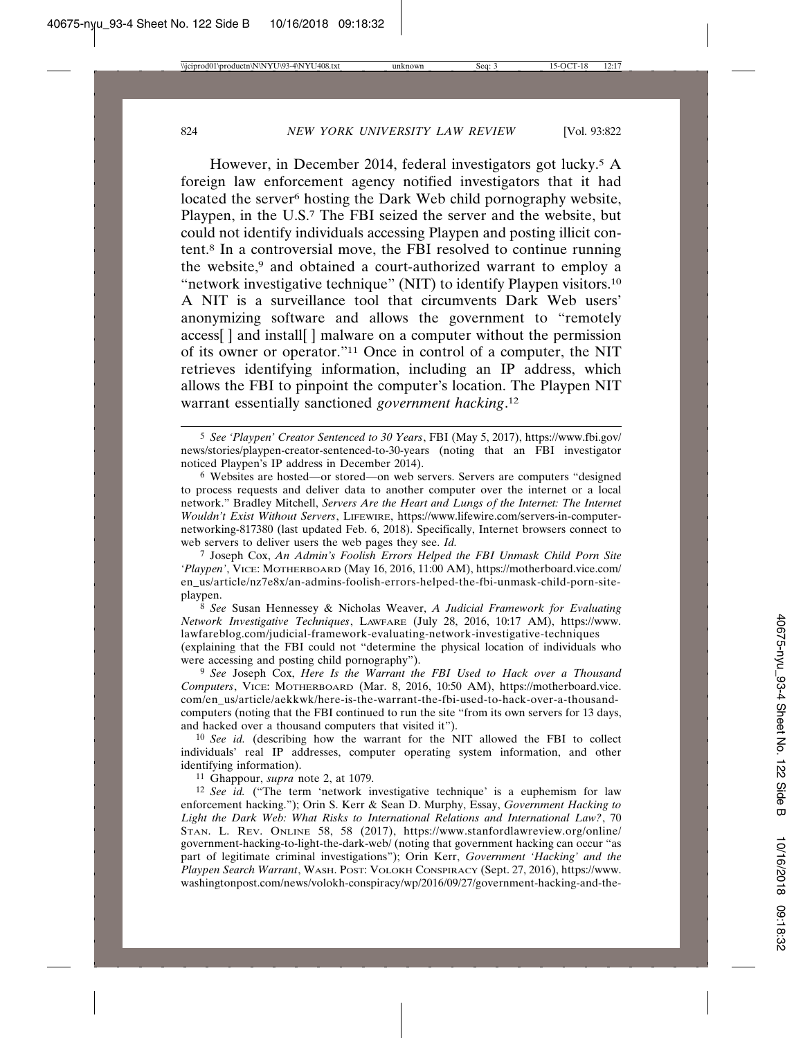However, in December 2014, federal investigators got lucky.[5] A foreign law enforcement agency notified investigators that it had located the server[6] hosting the Dark Web child pornography website, Playpen, in the U.S.[7] The FBI seized the server and the website, but could not identify individuals accessing Playpen and posting illicit content.[8] In a controversial move, the FBI resolved to continue running the website,[9] and obtained a court-authorized warrant to employ a "network investigative technique" (NIT) to identify Playpen visitors.[10] A NIT is a surveillance tool that circumvents Dark Web users' anonymizing software and allows the government to "remotely access[ ] and install[ ] malware on a computer without the permission of its owner or operator."[11] Once in control of a computer, the NIT retrieves identifying information, including an IP address, which allows the FBI to pinpoint the computer's location. The Playpen NIT warrant essentially sanctioned *government hacking*.[12]

---

[5] *See 'Playpen' Creator Sentenced to 30 Years*, FBI (May 5, 2017), https://www.fbi.gov/news/stories/playpen-creator-sentenced-to-30-years (noting that an FBI investigator noticed Playpen's IP address in December 2014).

[6] Websites are hosted—or stored—on web servers. Servers are computers "designed to process requests and deliver data to another computer over the internet or a local network." Bradley Mitchell, *Servers Are the Heart and Lungs of the Internet: The Internet Wouldn't Exist Without Servers*, LIFEWIRE, https://www.lifewire.com/servers-in-computer-networking-817380 (last updated Feb. 6, 2018). Specifically, Internet browsers connect to web servers to deliver users the web pages they see. *Id.*

[7] Joseph Cox, *An Admin's Foolish Errors Helped the FBI Unmask Child Porn Site 'Playpen'*, VICE: MOTHERBOARD (May 16, 2016, 11:00 AM), https://motherboard.vice.com/en_us/article/nz7e8x/an-admins-foolish-errors-helped-the-fbi-unmask-child-porn-site-playpen.

[8] *See* Susan Hennessey & Nicholas Weaver, *A Judicial Framework for Evaluating Network Investigative Techniques*, LAWFARE (July 28, 2016, 10:17 AM), https://www.lawfareblog.com/judicial-framework-evaluating-network-investigative-techniques (explaining that the FBI could not "determine the physical location of individuals who were accessing and posting child pornography").

[9] *See* Joseph Cox, *Here Is the Warrant the FBI Used to Hack over a Thousand Computers*, VICE: MOTHERBOARD (Mar. 8, 2016, 10:50 AM), https://motherboard.vice.com/en_us/article/aekkwk/here-is-the-warrant-the-fbi-used-to-hack-over-a-thousand-computers (noting that the FBI continued to run the site "from its own servers for 13 days, and hacked over a thousand computers that visited it").

[10] *See id.* (describing how the warrant for the NIT allowed the FBI to collect individuals' real IP addresses, computer operating system information, and other identifying information).

[11] Ghappour, *supra* note 2, at 1079.

[12] *See id.* ("The term 'network investigative technique' is a euphemism for law enforcement hacking."); Orin S. Kerr & Sean D. Murphy, Essay, *Government Hacking to Light the Dark Web: What Risks to International Relations and International Law?*, 70 STAN. L. REV. ONLINE 58, 58 (2017), https://www.stanfordlawreview.org/online/government-hacking-to-light-the-dark-web/ (noting that government hacking can occur "as part of legitimate criminal investigations"); Orin Kerr, *Government 'Hacking' and the Playpen Search Warrant*, WASH. POST: VOLOKH CONSPIRACY (Sept. 27, 2016), https://www.washingtonpost.com/news/volokh-conspiracy/wp/2016/09/27/government-hacking-and-the-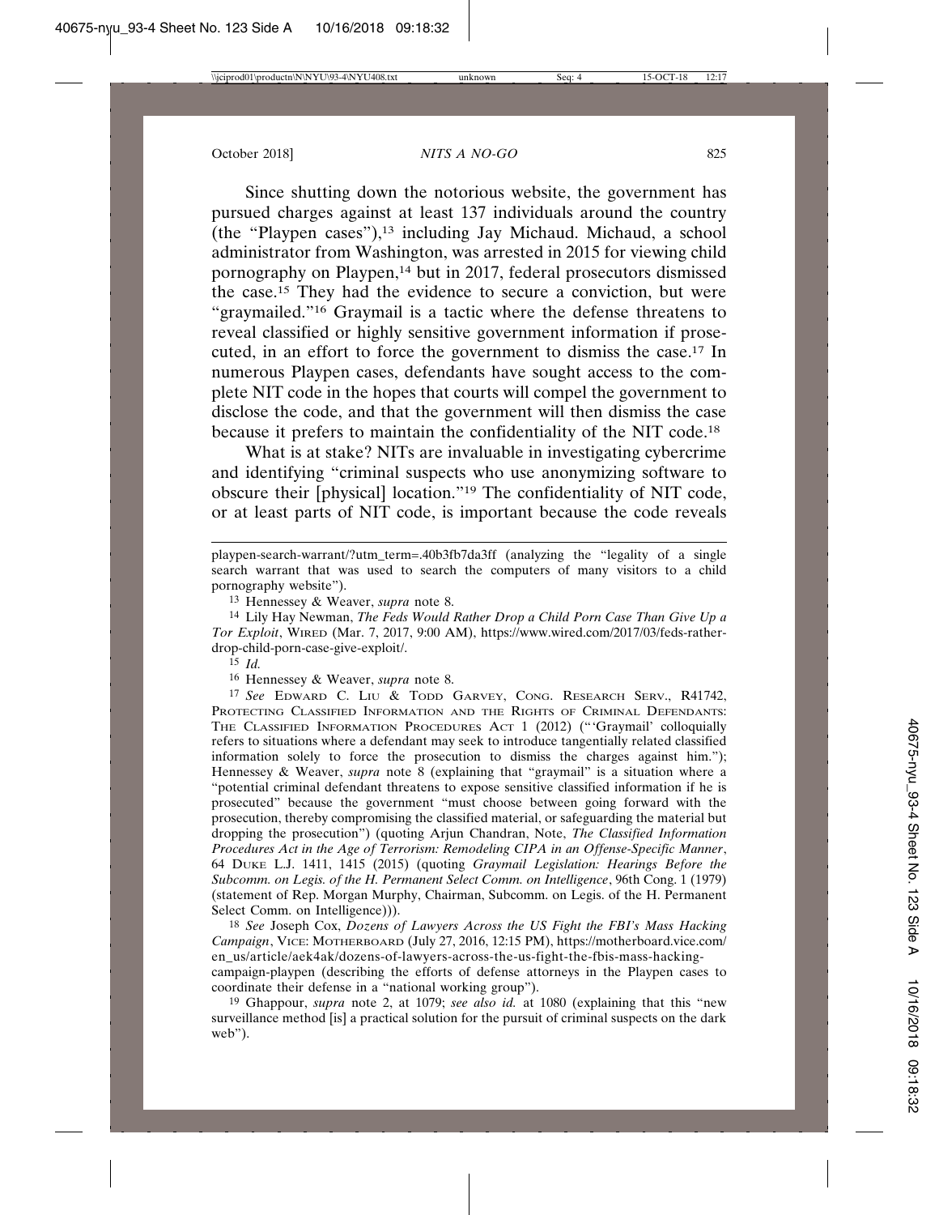Since shutting down the notorious website, the government has pursued charges against at least 137 individuals around the country (the "Playpen cases"),[13] including Jay Michaud. Michaud, a school administrator from Washington, was arrested in 2015 for viewing child pornography on Playpen,[14] but in 2017, federal prosecutors dismissed the case.[15] They had the evidence to secure a conviction, but were "graymailed."[16] Graymail is a tactic where the defense threatens to reveal classified or highly sensitive government information if prosecuted, in an effort to force the government to dismiss the case.[17] In numerous Playpen cases, defendants have sought access to the complete NIT code in the hopes that courts will compel the government to disclose the code, and that the government will then dismiss the case because it prefers to maintain the confidentiality of the NIT code.[18]

What is at stake? NITs are invaluable in investigating cybercrime and identifying "criminal suspects who use anonymizing software to obscure their [physical] location."[19] The confidentiality of NIT code, or at least parts of NIT code, is important because the code reveals

---

playpen-search-warrant/?utm_term=.40b3fb7da3ff (analyzing the "legality of a single search warrant that was used to search the computers of many visitors to a child pornography website").

[13] Hennessey & Weaver, *supra* note 8.

[14] Lily Hay Newman, *The Feds Would Rather Drop a Child Porn Case Than Give Up a Tor Exploit*, WIRED (Mar. 7, 2017, 9:00 AM), https://www.wired.com/2017/03/feds-rather-drop-child-porn-case-give-exploit/.

[15] *Id.*

[16] Hennessey & Weaver, *supra* note 8.

[17] *See* EDWARD C. LIU & TODD GARVEY, CONG. RESEARCH SERV., R41742, PROTECTING CLASSIFIED INFORMATION AND THE RIGHTS OF CRIMINAL DEFENDANTS: THE CLASSIFIED INFORMATION PROCEDURES ACT 1 (2012) ("'Graymail' colloquially refers to situations where a defendant may seek to introduce tangentially related classified information solely to force the prosecution to dismiss the charges against him."); Hennessey & Weaver, *supra* note 8 (explaining that "graymail" is a situation where a "potential criminal defendant threatens to expose sensitive classified information if he is prosecuted" because the government "must choose between going forward with the prosecution, thereby compromising the classified material, or safeguarding the material but dropping the prosecution") (quoting Arjun Chandran, Note, *The Classified Information Procedures Act in the Age of Terrorism: Remodeling CIPA in an Offense-Specific Manner*, 64 DUKE L.J. 1411, 1415 (2015) (quoting *Graymail Legislation: Hearings Before the Subcomm. on Legis. of the H. Permanent Select Comm. on Intelligence*, 96th Cong. 1 (1979) (statement of Rep. Morgan Murphy, Chairman, Subcomm. on Legis. of the H. Permanent Select Comm. on Intelligence))).

[18] *See* Joseph Cox, *Dozens of Lawyers Across the US Fight the FBI's Mass Hacking Campaign*, VICE: MOTHERBOARD (July 27, 2016, 12:15 PM), https://motherboard.vice.com/en_us/article/aek4ak/dozens-of-lawyers-across-the-us-fight-the-fbis-mass-hacking-campaign-playpen (describing the efforts of defense attorneys in the Playpen cases to coordinate their defense in a "national working group").

[19] Ghappour, *supra* note 2, at 1079; *see also id.* at 1080 (explaining that this "new surveillance method [is] a practical solution for the pursuit of criminal suspects on the dark web").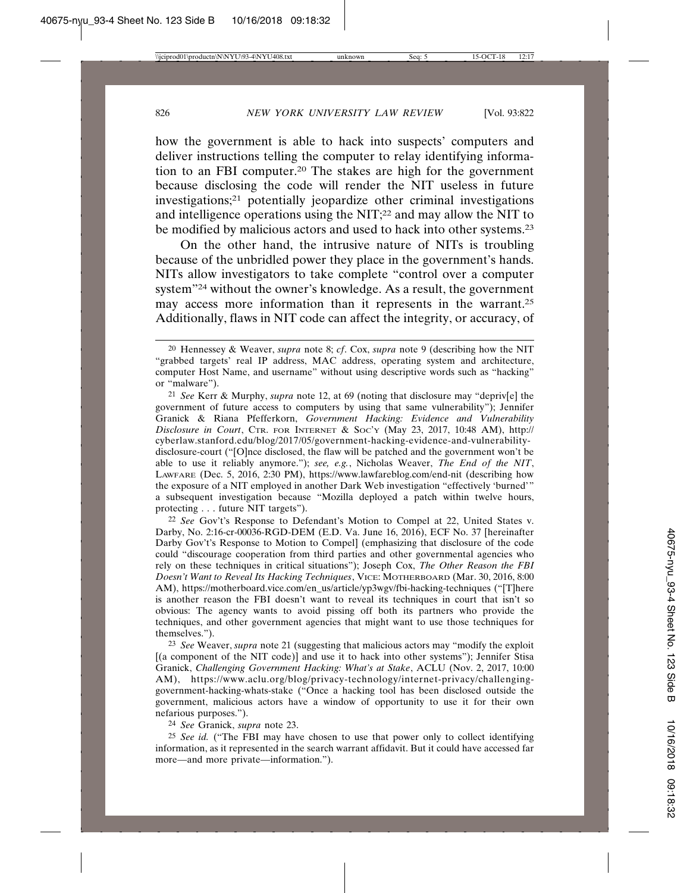how the government is able to hack into suspects' computers and deliver instructions telling the computer to relay identifying information to an FBI computer.[20] The stakes are high for the government because disclosing the code will render the NIT useless in future investigations;[21] potentially jeopardize other criminal investigations and intelligence operations using the NIT;[22] and may allow the NIT to be modified by malicious actors and used to hack into other systems.[23]

On the other hand, the intrusive nature of NITs is troubling because of the unbridled power they place in the government's hands. NITs allow investigators to take complete "control over a computer system"[24] without the owner's knowledge. As a result, the government may access more information than it represents in the warrant.[25] Additionally, flaws in NIT code can affect the integrity, or accuracy, of

---

[20] Hennessey & Weaver, *supra* note 8; *cf*. Cox, *supra* note 9 (describing how the NIT "grabbed targets' real IP address, MAC address, operating system and architecture, computer Host Name, and username" without using descriptive words such as "hacking" or "malware").

[21] *See* Kerr & Murphy, *supra* note 12, at 69 (noting that disclosure may "depriv[e] the government of future access to computers by using that same vulnerability"); Jennifer Granick & Riana Pfefferkorn, *Government Hacking: Evidence and Vulnerability Disclosure in Court*, CTR. FOR INTERNET & SOC'Y (May 23, 2017, 10:48 AM), http://cyberlaw.stanford.edu/blog/2017/05/government-hacking-evidence-and-vulnerability-disclosure-court ("[O]nce disclosed, the flaw will be patched and the government won't be able to use it reliably anymore."); *see, e.g.*, Nicholas Weaver, *The End of the NIT*, LAWFARE (Dec. 5, 2016, 2:30 PM), https://www.lawfareblog.com/end-nit (describing how the exposure of a NIT employed in another Dark Web investigation "effectively 'burned'" a subsequent investigation because "Mozilla deployed a patch within twelve hours, protecting . . . future NIT targets").

[22] *See* Gov't's Response to Defendant's Motion to Compel at 22, United States v. Darby, No. 2:16-cr-00036-RGD-DEM (E.D. Va. June 16, 2016), ECF No. 37 [hereinafter Darby Gov't's Response to Motion to Compel] (emphasizing that disclosure of the code could "discourage cooperation from third parties and other governmental agencies who rely on these techniques in critical situations"); Joseph Cox, *The Other Reason the FBI Doesn't Want to Reveal Its Hacking Techniques*, VICE: MOTHERBOARD (Mar. 30, 2016, 8:00 AM), https://motherboard.vice.com/en_us/article/yp3wgv/fbi-hacking-techniques ("[T]here is another reason the FBI doesn't want to reveal its techniques in court that isn't so obvious: The agency wants to avoid pissing off both its partners who provide the techniques, and other government agencies that might want to use those techniques for themselves.").

[23] *See* Weaver, *supra* note 21 (suggesting that malicious actors may "modify the exploit [(a component of the NIT code)] and use it to hack into other systems"); Jennifer Stisa Granick, *Challenging Government Hacking: What's at Stake*, ACLU (Nov. 2, 2017, 10:00 AM), https://www.aclu.org/blog/privacy-technology/internet-privacy/challenging-government-hacking-whats-stake ("Once a hacking tool has been disclosed outside the government, malicious actors have a window of opportunity to use it for their own nefarious purposes.").

[24] *See* Granick, *supra* note 23.

[25] *See id.* ("The FBI may have chosen to use that power only to collect identifying information, as it represented in the search warrant affidavit. But it could have accessed far more—and more private—information.").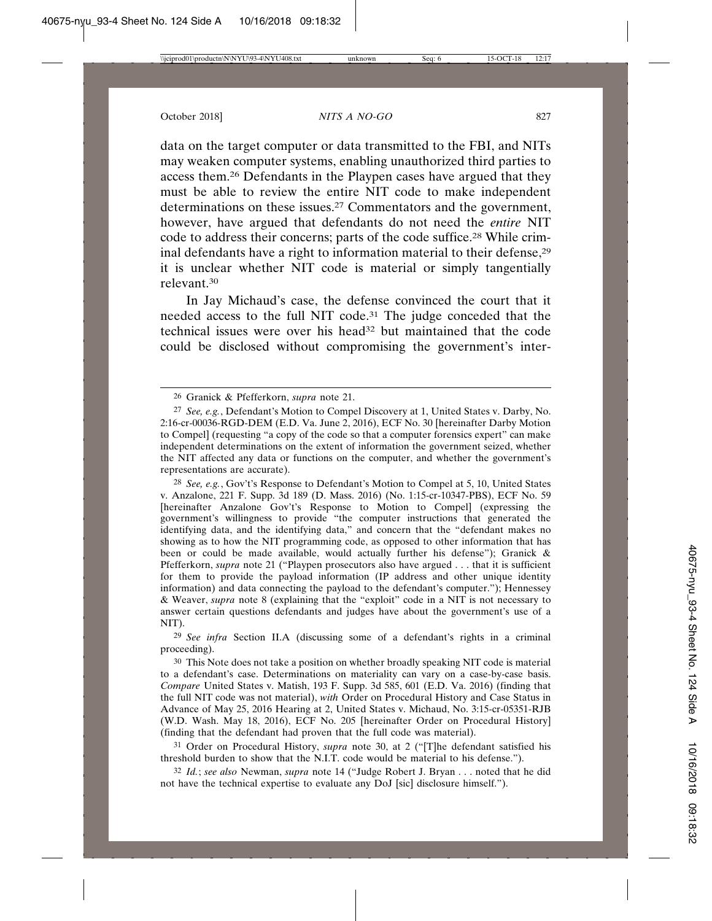data on the target computer or data transmitted to the FBI, and NITs may weaken computer systems, enabling unauthorized third parties to access them.[26] Defendants in the Playpen cases have argued that they must be able to review the entire NIT code to make independent determinations on these issues.[27] Commentators and the government, however, have argued that defendants do not need the *entire* NIT code to address their concerns; parts of the code suffice.[28] While criminal defendants have a right to information material to their defense,[29] it is unclear whether NIT code is material or simply tangentially relevant.[30]

In Jay Michaud's case, the defense convinced the court that it needed access to the full NIT code.[31] The judge conceded that the technical issues were over his head[32] but maintained that the code could be disclosed without compromising the government's inter-

---

[26] Granick & Pfefferkorn, *supra* note 21.

[27] *See, e.g.*, Defendant's Motion to Compel Discovery at 1, United States v. Darby, No. 2:16-cr-00036-RGD-DEM (E.D. Va. June 2, 2016), ECF No. 30 [hereinafter Darby Motion to Compel] (requesting "a copy of the code so that a computer forensics expert" can make independent determinations on the extent of information the government seized, whether the NIT affected any data or functions on the computer, and whether the government's representations are accurate).

[28] *See, e.g.*, Gov't's Response to Defendant's Motion to Compel at 5, 10, United States v. Anzalone, 221 F. Supp. 3d 189 (D. Mass. 2016) (No. 1:15-cr-10347-PBS), ECF No. 59 [hereinafter Anzalone Gov't's Response to Motion to Compel] (expressing the government's willingness to provide "the computer instructions that generated the identifying data, and the identifying data," and concern that the "defendant makes no showing as to how the NIT programming code, as opposed to other information that has been or could be made available, would actually further his defense"); Granick & Pfefferkorn, *supra* note 21 ("Playpen prosecutors also have argued . . . that it is sufficient for them to provide the payload information (IP address and other unique identity information) and data connecting the payload to the defendant's computer."); Hennessey & Weaver, *supra* note 8 (explaining that the "exploit" code in a NIT is not necessary to answer certain questions defendants and judges have about the government's use of a NIT).

[29] *See infra* Section II.A (discussing some of a defendant's rights in a criminal proceeding).

[30] This Note does not take a position on whether broadly speaking NIT code is material to a defendant's case. Determinations on materiality can vary on a case-by-case basis. *Compare* United States v. Matish, 193 F. Supp. 3d 585, 601 (E.D. Va. 2016) (finding that the full NIT code was not material), *with* Order on Procedural History and Case Status in Advance of May 25, 2016 Hearing at 2, United States v. Michaud, No. 3:15-cr-05351-RJB (W.D. Wash. May 18, 2016), ECF No. 205 [hereinafter Order on Procedural History] (finding that the defendant had proven that the full code was material).

[31] Order on Procedural History, *supra* note 30, at 2 ("[T]he defendant satisfied his threshold burden to show that the N.I.T. code would be material to his defense.").

[32] *Id.*; *see also* Newman, *supra* note 14 ("Judge Robert J. Bryan . . . noted that he did not have the technical expertise to evaluate any DoJ [sic] disclosure himself.").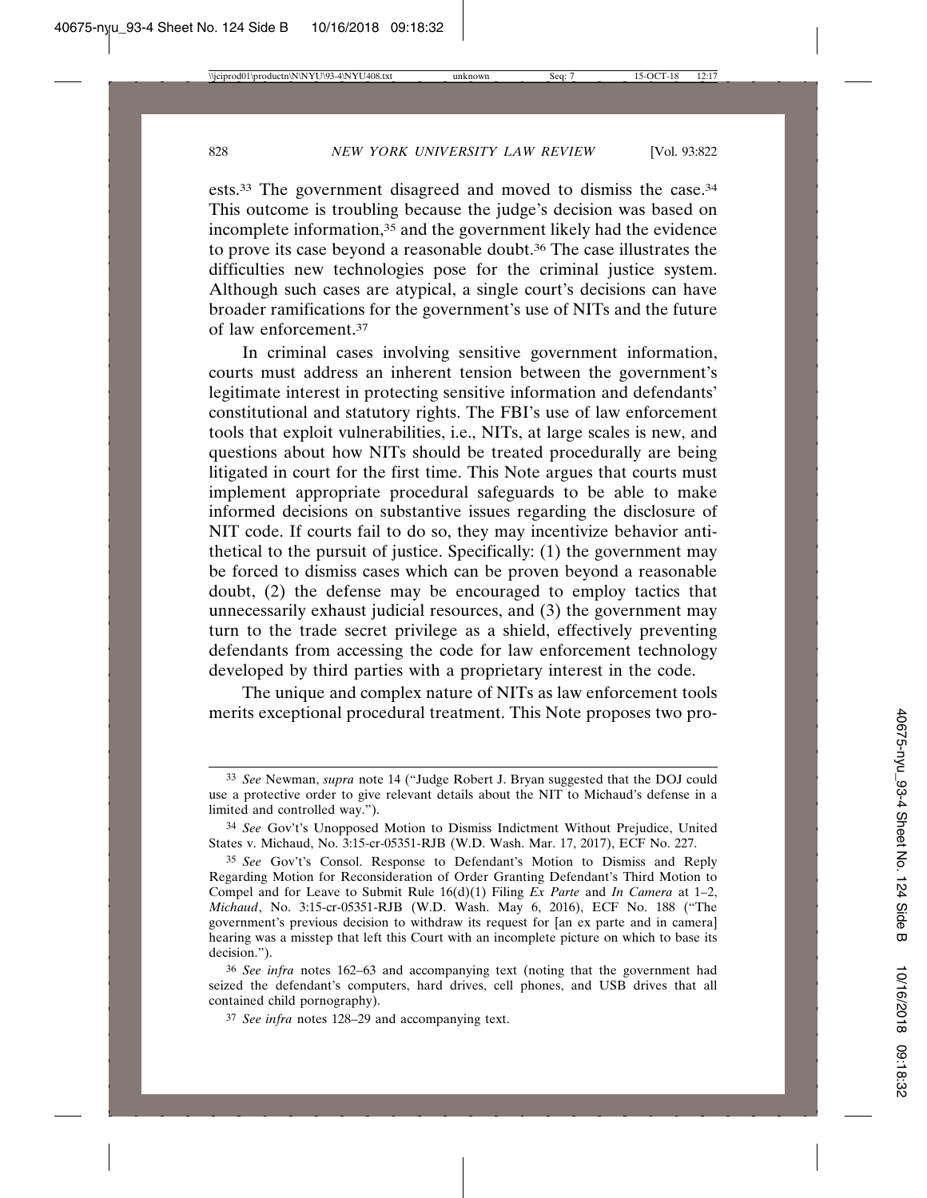ests.[33] The government disagreed and moved to dismiss the case.[34] This outcome is troubling because the judge's decision was based on incomplete information,[35] and the government likely had the evidence to prove its case beyond a reasonable doubt.[36] The case illustrates the difficulties new technologies pose for the criminal justice system. Although such cases are atypical, a single court's decisions can have broader ramifications for the government's use of NITs and the future of law enforcement.[37]

In criminal cases involving sensitive government information, courts must address an inherent tension between the government's legitimate interest in protecting sensitive information and defendants' constitutional and statutory rights. The FBI's use of law enforcement tools that exploit vulnerabilities, i.e., NITs, at large scales is new, and questions about how NITs should be treated procedurally are being litigated in court for the first time. This Note argues that courts must implement appropriate procedural safeguards to be able to make informed decisions on substantive issues regarding the disclosure of NIT code. If courts fail to do so, they may incentivize behavior antithetical to the pursuit of justice. Specifically: (1) the government may be forced to dismiss cases which can be proven beyond a reasonable doubt, (2) the defense may be encouraged to employ tactics that unnecessarily exhaust judicial resources, and (3) the government may turn to the trade secret privilege as a shield, effectively preventing defendants from accessing the code for law enforcement technology developed by third parties with a proprietary interest in the code.

The unique and complex nature of NITs as law enforcement tools merits exceptional procedural treatment. This Note proposes two pro-

---

[33] *See* Newman, *supra* note 14 ("Judge Robert J. Bryan suggested that the DOJ could use a protective order to give relevant details about the NIT to Michaud's defense in a limited and controlled way.").

[34] *See* Gov't's Unopposed Motion to Dismiss Indictment Without Prejudice, United States v. Michaud, No. 3:15-cr-05351-RJB (W.D. Wash. Mar. 17, 2017), ECF No. 227.

[35] *See* Gov't's Consol. Response to Defendant's Motion to Dismiss and Reply Regarding Motion for Reconsideration of Order Granting Defendant's Third Motion to Compel and for Leave to Submit Rule 16(d)(1) Filing *Ex Parte* and *In Camera* at 1–2, *Michaud*, No. 3:15-cr-05351-RJB (W.D. Wash. May 6, 2016), ECF No. 188 ("The government's previous decision to withdraw its request for [an ex parte and in camera] hearing was a misstep that left this Court with an incomplete picture on which to base its decision.").

[36] *See infra* notes 162–63 and accompanying text (noting that the government had seized the defendant's computers, hard drives, cell phones, and USB drives that all contained child pornography).

[37] *See infra* notes 128–29 and accompanying text.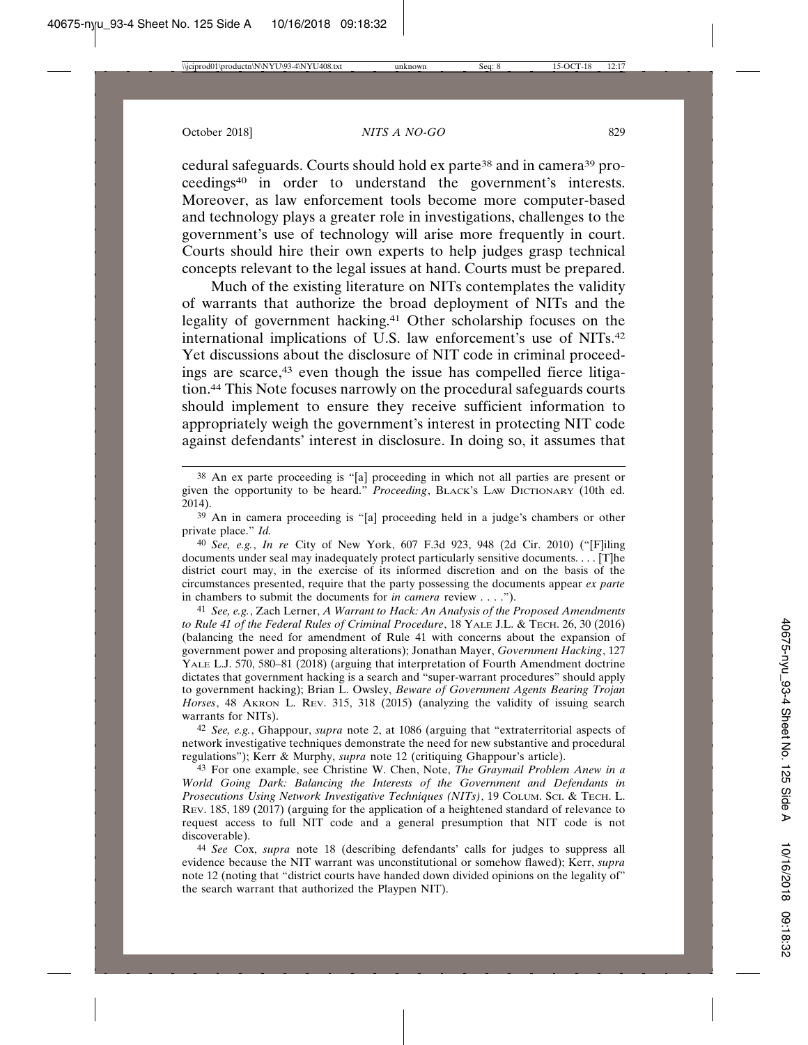cedural safeguards. Courts should hold ex parte[38] and in camera[39] proceedings[40] in order to understand the government's interests. Moreover, as law enforcement tools become more computer-based and technology plays a greater role in investigations, challenges to the government's use of technology will arise more frequently in court. Courts should hire their own experts to help judges grasp technical concepts relevant to the legal issues at hand. Courts must be prepared.

Much of the existing literature on NITs contemplates the validity of warrants that authorize the broad deployment of NITs and the legality of government hacking.[41] Other scholarship focuses on the international implications of U.S. law enforcement's use of NITs.[42] Yet discussions about the disclosure of NIT code in criminal proceedings are scarce,[43] even though the issue has compelled fierce litigation.[44] This Note focuses narrowly on the procedural safeguards courts should implement to ensure they receive sufficient information to appropriately weigh the government's interest in protecting NIT code against defendants' interest in disclosure. In doing so, it assumes that

---

[38] An ex parte proceeding is "[a] proceeding in which not all parties are present or given the opportunity to be heard." *Proceeding*, BLACK'S LAW DICTIONARY (10th ed. 2014).

[39] An in camera proceeding is "[a] proceeding held in a judge's chambers or other private place." *Id.*

[40] *See, e.g.*, *In re* City of New York, 607 F.3d 923, 948 (2d Cir. 2010) ("[F]iling documents under seal may inadequately protect particularly sensitive documents. . . . [T]he district court may, in the exercise of its informed discretion and on the basis of the circumstances presented, require that the party possessing the documents appear *ex parte* in chambers to submit the documents for *in camera* review . . . .").

[41] *See, e.g.*, Zach Lerner, *A Warrant to Hack: An Analysis of the Proposed Amendments to Rule 41 of the Federal Rules of Criminal Procedure*, 18 YALE J.L. & TECH. 26, 30 (2016) (balancing the need for amendment of Rule 41 with concerns about the expansion of government power and proposing alterations); Jonathan Mayer, *Government Hacking*, 127 YALE L.J. 570, 580–81 (2018) (arguing that interpretation of Fourth Amendment doctrine dictates that government hacking is a search and "super-warrant procedures" should apply to government hacking); Brian L. Owsley, *Beware of Government Agents Bearing Trojan Horses*, 48 AKRON L. REV. 315, 318 (2015) (analyzing the validity of issuing search warrants for NITs).

[42] *See, e.g.*, Ghappour, *supra* note 2, at 1086 (arguing that "extraterritorial aspects of network investigative techniques demonstrate the need for new substantive and procedural regulations"); Kerr & Murphy, *supra* note 12 (critiquing Ghappour's article).

[43] For one example, see Christine W. Chen, Note, *The Graymail Problem Anew in a World Going Dark: Balancing the Interests of the Government and Defendants in Prosecutions Using Network Investigative Techniques (NITs)*, 19 COLUM. SCI. & TECH. L. REV. 185, 189 (2017) (arguing for the application of a heightened standard of relevance to request access to full NIT code and a general presumption that NIT code is not discoverable).

[44] *See* Cox, *supra* note 18 (describing defendants' calls for judges to suppress all evidence because the NIT warrant was unconstitutional or somehow flawed); Kerr, *supra* note 12 (noting that "district courts have handed down divided opinions on the legality of" the search warrant that authorized the Playpen NIT).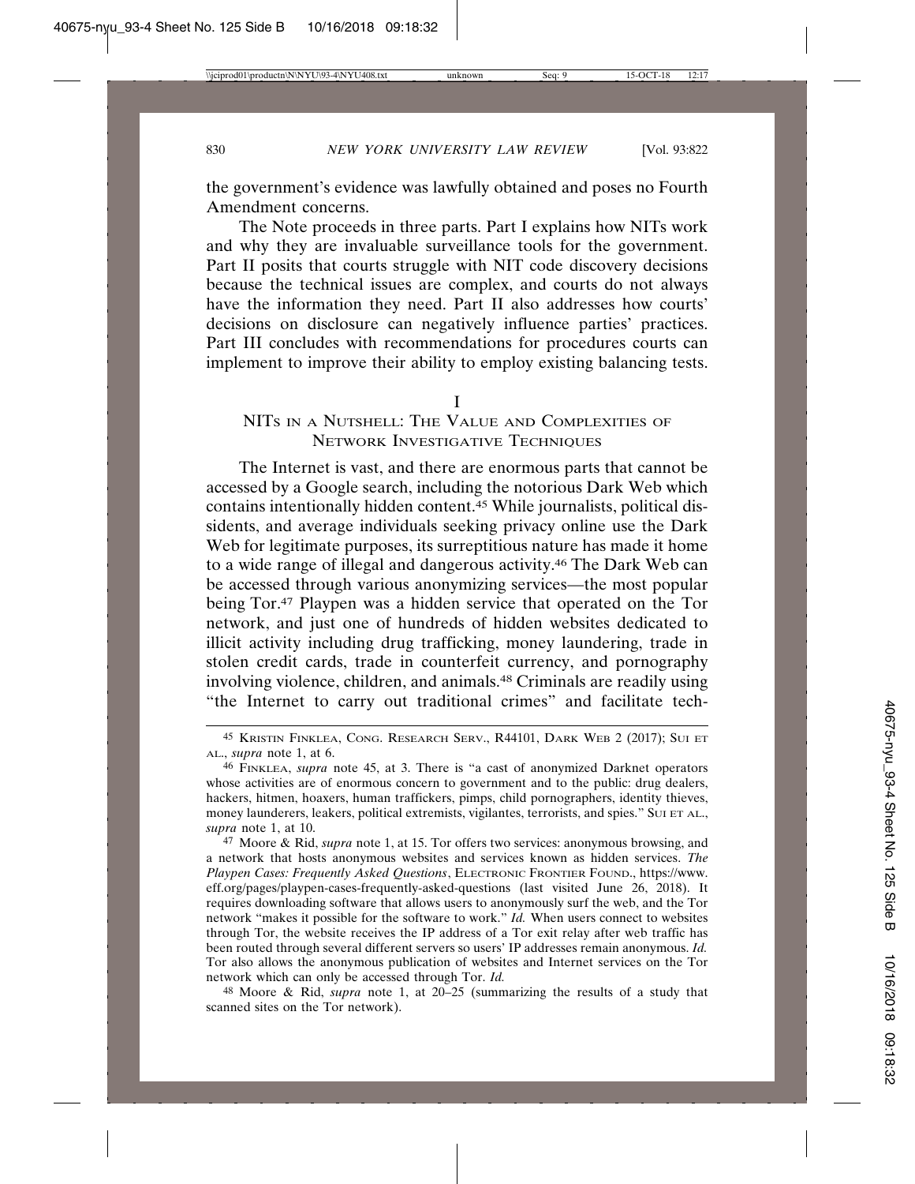the government's evidence was lawfully obtained and poses no Fourth Amendment concerns.

The Note proceeds in three parts. Part I explains how NITs work and why they are invaluable surveillance tools for the government. Part II posits that courts struggle with NIT code discovery decisions because the technical issues are complex, and courts do not always have the information they need. Part II also addresses how courts' decisions on disclosure can negatively influence parties' practices. Part III concludes with recommendations for procedures courts can implement to improve their ability to employ existing balancing tests.

## I
## NITs in a Nutshell: The Value and Complexities of Network Investigative Techniques

The Internet is vast, and there are enormous parts that cannot be accessed by a Google search, including the notorious Dark Web which contains intentionally hidden content.[45] While journalists, political dissidents, and average individuals seeking privacy online use the Dark Web for legitimate purposes, its surreptitious nature has made it home to a wide range of illegal and dangerous activity.[46] The Dark Web can be accessed through various anonymizing services—the most popular being Tor.[47] Playpen was a hidden service that operated on the Tor network, and just one of hundreds of hidden websites dedicated to illicit activity including drug trafficking, money laundering, trade in stolen credit cards, trade in counterfeit currency, and pornography involving violence, children, and animals.[48] Criminals are readily using "the Internet to carry out traditional crimes" and facilitate tech-

---

[45] Kristin Finklea, Cong. Research Serv., R44101, Dark Web 2 (2017); Sui et al., *supra* note 1, at 6.

[46] Finklea, *supra* note 45, at 3. There is "a cast of anonymized Darknet operators whose activities are of enormous concern to government and to the public: drug dealers, hackers, hitmen, hoaxers, human traffickers, pimps, child pornographers, identity thieves, money launderers, leakers, political extremists, vigilantes, terrorists, and spies." Sui et al., *supra* note 1, at 10.

[47] Moore & Rid, *supra* note 1, at 15. Tor offers two services: anonymous browsing, and a network that hosts anonymous websites and services known as hidden services. *The Playpen Cases: Frequently Asked Questions*, Electronic Frontier Found., https://www.eff.org/pages/playpen-cases-frequently-asked-questions (last visited June 26, 2018). It requires downloading software that allows users to anonymously surf the web, and the Tor network "makes it possible for the software to work." *Id.* When users connect to websites through Tor, the website receives the IP address of a Tor exit relay after web traffic has been routed through several different servers so users' IP addresses remain anonymous. *Id.* Tor also allows the anonymous publication of websites and Internet services on the Tor network which can only be accessed through Tor. *Id.*

[48] Moore & Rid, *supra* note 1, at 20–25 (summarizing the results of a study that scanned sites on the Tor network).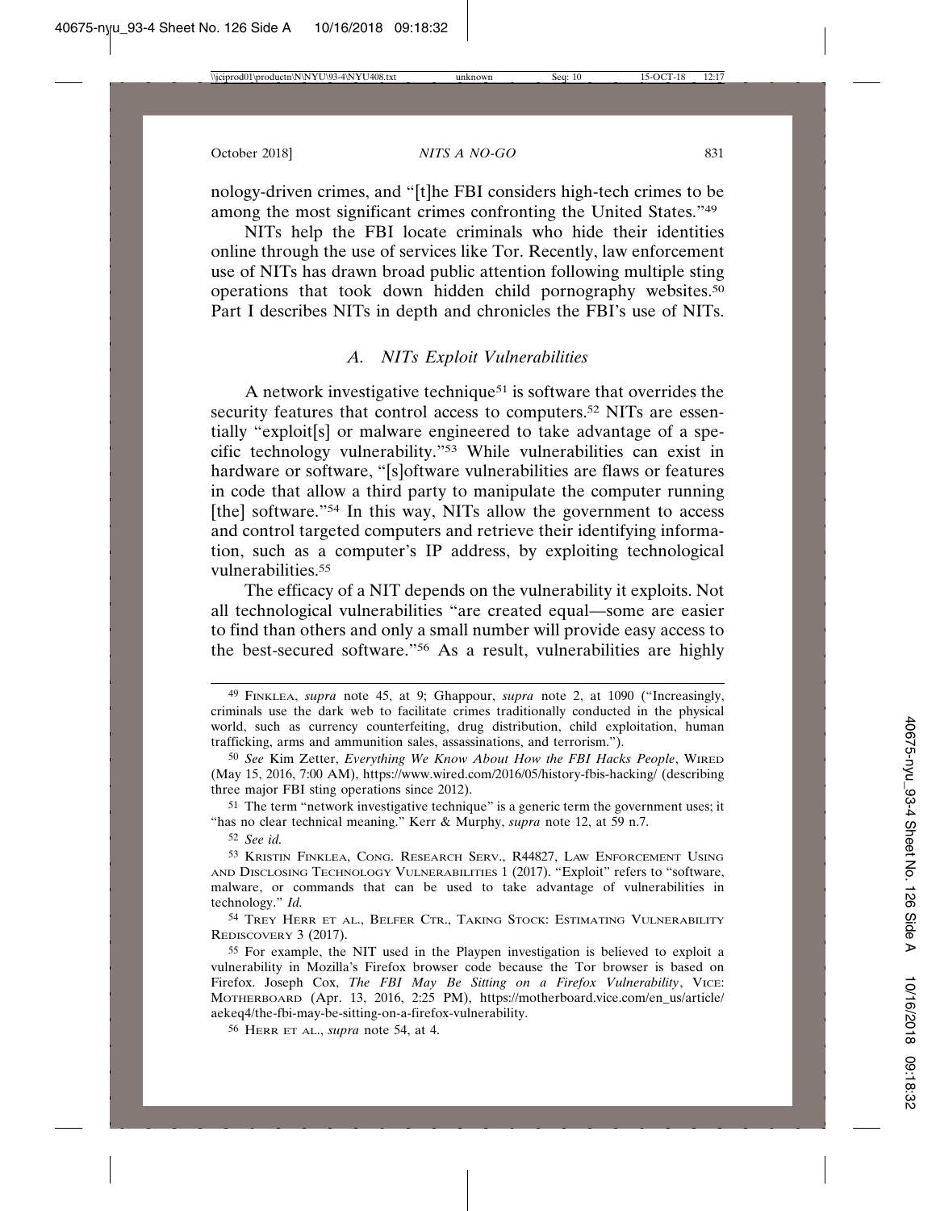nology-driven crimes, and "[t]he FBI considers high-tech crimes to be among the most significant crimes confronting the United States."[49]

NITs help the FBI locate criminals who hide their identities online through the use of services like Tor. Recently, law enforcement use of NITs has drawn broad public attention following multiple sting operations that took down hidden child pornography websites.[50] Part I describes NITs in depth and chronicles the FBI's use of NITs.

### A. *NITs Exploit Vulnerabilities*

A network investigative technique[51] is software that overrides the security features that control access to computers.[52] NITs are essentially "exploit[s] or malware engineered to take advantage of a specific technology vulnerability."[53] While vulnerabilities can exist in hardware or software, "[s]oftware vulnerabilities are flaws or features in code that allow a third party to manipulate the computer running [the] software."[54] In this way, NITs allow the government to access and control targeted computers and retrieve their identifying information, such as a computer's IP address, by exploiting technological vulnerabilities.[55]

The efficacy of a NIT depends on the vulnerability it exploits. Not all technological vulnerabilities "are created equal—some are easier to find than others and only a small number will provide easy access to the best-secured software."[56] As a result, vulnerabilities are highly

---

[49] Finklea, *supra* note 45, at 9; Ghappour, *supra* note 2, at 1090 ("Increasingly, criminals use the dark web to facilitate crimes traditionally conducted in the physical world, such as currency counterfeiting, drug distribution, child exploitation, human trafficking, arms and ammunition sales, assassinations, and terrorism.").

[50] *See* Kim Zetter, *Everything We Know About How the FBI Hacks People*, Wired (May 15, 2016, 7:00 AM), https://www.wired.com/2016/05/history-fbis-hacking/ (describing three major FBI sting operations since 2012).

[51] The term "network investigative technique" is a generic term the government uses; it "has no clear technical meaning." Kerr & Murphy, *supra* note 12, at 59 n.7.

[52] *See id.*

[53] Kristin Finklea, Cong. Research Serv., R44827, Law Enforcement Using and Disclosing Technology Vulnerabilities 1 (2017). "Exploit" refers to "software, malware, or commands that can be used to take advantage of vulnerabilities in technology." *Id.*

[54] Trey Herr et al., Belfer Ctr., Taking Stock: Estimating Vulnerability Rediscovery 3 (2017).

[55] For example, the NIT used in the Playpen investigation is believed to exploit a vulnerability in Mozilla's Firefox browser code because the Tor browser is based on Firefox. Joseph Cox, *The FBI May Be Sitting on a Firefox Vulnerability*, Vice: Motherboard (Apr. 13, 2016, 2:25 PM), https://motherboard.vice.com/en_us/article/aekeq4/the-fbi-may-be-sitting-on-a-firefox-vulnerability.

[56] Herr et al., *supra* note 54, at 4.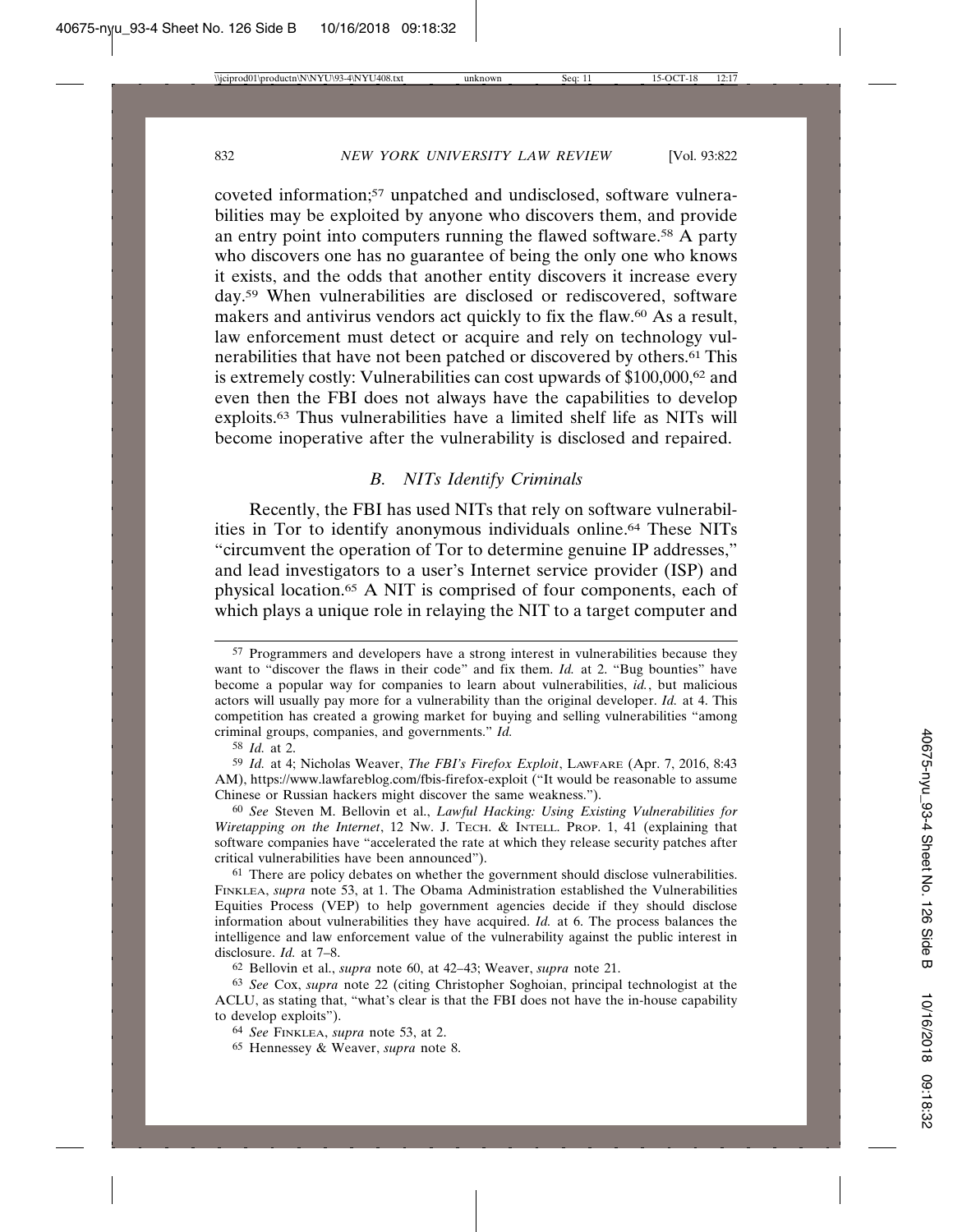coveted information;[57] unpatched and undisclosed, software vulnerabilities may be exploited by anyone who discovers them, and provide an entry point into computers running the flawed software.[58] A party who discovers one has no guarantee of being the only one who knows it exists, and the odds that another entity discovers it increase every day.[59] When vulnerabilities are disclosed or rediscovered, software makers and antivirus vendors act quickly to fix the flaw.[60] As a result, law enforcement must detect or acquire and rely on technology vulnerabilities that have not been patched or discovered by others.[61] This is extremely costly: Vulnerabilities can cost upwards of $100,000,[62] and even then the FBI does not always have the capabilities to develop exploits.[63] Thus vulnerabilities have a limited shelf life as NITs will become inoperative after the vulnerability is disclosed and repaired.

### *B. NITs Identify Criminals*

Recently, the FBI has used NITs that rely on software vulnerabilities in Tor to identify anonymous individuals online.[64] These NITs "circumvent the operation of Tor to determine genuine IP addresses," and lead investigators to a user's Internet service provider (ISP) and physical location.[65] A NIT is comprised of four components, each of which plays a unique role in relaying the NIT to a target computer and

---

[57] Programmers and developers have a strong interest in vulnerabilities because they want to "discover the flaws in their code" and fix them. *Id.* at 2. "Bug bounties" have become a popular way for companies to learn about vulnerabilities, *id.*, but malicious actors will usually pay more for a vulnerability than the original developer. *Id.* at 4. This competition has created a growing market for buying and selling vulnerabilities "among criminal groups, companies, and governments." *Id.*

[58] *Id.* at 2.

[59] *Id.* at 4; Nicholas Weaver, *The FBI's Firefox Exploit*, LAWFARE (Apr. 7, 2016, 8:43 AM), https://www.lawfareblog.com/fbis-firefox-exploit ("It would be reasonable to assume Chinese or Russian hackers might discover the same weakness.").

[60] *See* Steven M. Bellovin et al., *Lawful Hacking: Using Existing Vulnerabilities for Wiretapping on the Internet*, 12 NW. J. TECH. & INTELL. PROP. 1, 41 (explaining that software companies have "accelerated the rate at which they release security patches after critical vulnerabilities have been announced").

[61] There are policy debates on whether the government should disclose vulnerabilities. FINKLEA, *supra* note 53, at 1. The Obama Administration established the Vulnerabilities Equities Process (VEP) to help government agencies decide if they should disclose information about vulnerabilities they have acquired. *Id.* at 6. The process balances the intelligence and law enforcement value of the vulnerability against the public interest in disclosure. *Id.* at 7–8.

[62] Bellovin et al., *supra* note 60, at 42–43; Weaver, *supra* note 21.

[63] *See* Cox, *supra* note 22 (citing Christopher Soghoian, principal technologist at the ACLU, as stating that, "what's clear is that the FBI does not have the in-house capability to develop exploits").

[64] *See* FINKLEA, *supra* note 53, at 2.

[65] Hennessey & Weaver, *supra* note 8.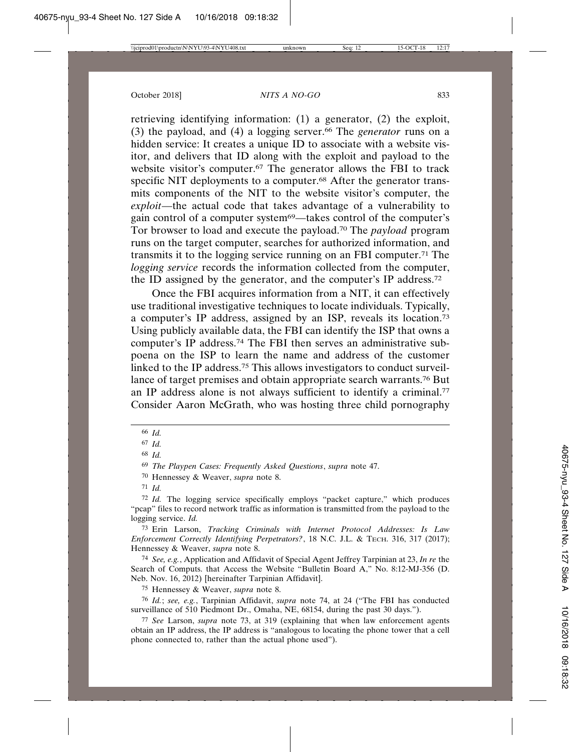retrieving identifying information: (1) a generator, (2) the exploit, (3) the payload, and (4) a logging server.[66] The *generator* runs on a hidden service: It creates a unique ID to associate with a website visitor, and delivers that ID along with the exploit and payload to the website visitor's computer.[67] The generator allows the FBI to track specific NIT deployments to a computer.[68] After the generator transmits components of the NIT to the website visitor's computer, the *exploit*—the actual code that takes advantage of a vulnerability to gain control of a computer system[69]—takes control of the computer's Tor browser to load and execute the payload.[70] The *payload* program runs on the target computer, searches for authorized information, and transmits it to the logging service running on an FBI computer.[71] The *logging service* records the information collected from the computer, the ID assigned by the generator, and the computer's IP address.[72]

Once the FBI acquires information from a NIT, it can effectively use traditional investigative techniques to locate individuals. Typically, a computer's IP address, assigned by an ISP, reveals its location.[73] Using publicly available data, the FBI can identify the ISP that owns a computer's IP address.[74] The FBI then serves an administrative subpoena on the ISP to learn the name and address of the customer linked to the IP address.[75] This allows investigators to conduct surveillance of target premises and obtain appropriate search warrants.[76] But an IP address alone is not always sufficient to identify a criminal.[77] Consider Aaron McGrath, who was hosting three child pornography

---

[66] *Id.*

[67] *Id.*

[68] *Id.*

[69] *The Playpen Cases: Frequently Asked Questions*, *supra* note 47.

[70] Hennessey & Weaver, *supra* note 8.

[71] *Id.*

[72] *Id.* The logging service specifically employs "packet capture," which produces "pcap" files to record network traffic as information is transmitted from the payload to the logging service. *Id.*

[73] Erin Larson, *Tracking Criminals with Internet Protocol Addresses: Is Law Enforcement Correctly Identifying Perpetrators?*, 18 N.C. J.L. & TECH. 316, 317 (2017); Hennessey & Weaver, *supra* note 8.

[74] *See, e.g.*, Application and Affidavit of Special Agent Jeffrey Tarpinian at 23, *In re* the Search of Computs. that Access the Website "Bulletin Board A," No. 8:12-MJ-356 (D. Neb. Nov. 16, 2012) [hereinafter Tarpinian Affidavit].

[75] Hennessey & Weaver, *supra* note 8.

[76] *Id.*; *see, e.g.*, Tarpinian Affidavit, *supra* note 74, at 24 ("The FBI has conducted surveillance of 510 Piedmont Dr., Omaha, NE, 68154, during the past 30 days.").

[77] *See* Larson, *supra* note 73, at 319 (explaining that when law enforcement agents obtain an IP address, the IP address is "analogous to locating the phone tower that a cell phone connected to, rather than the actual phone used").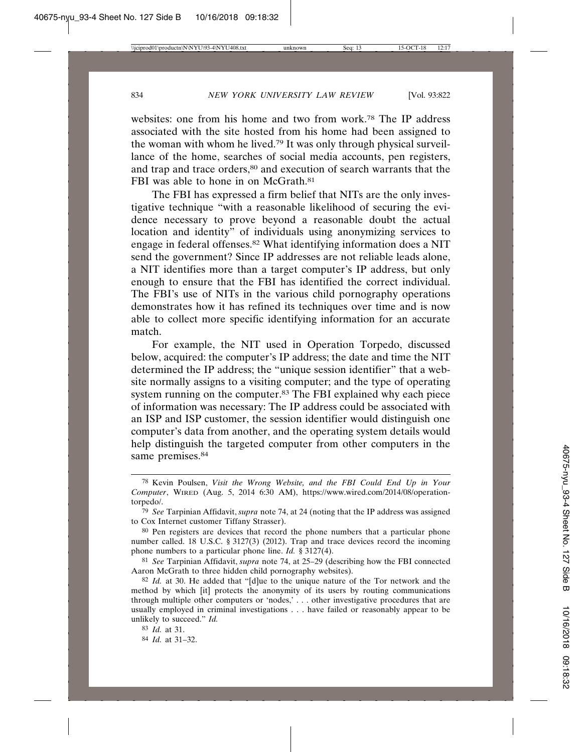websites: one from his home and two from work.[78] The IP address associated with the site hosted from his home had been assigned to the woman with whom he lived.[79] It was only through physical surveillance of the home, searches of social media accounts, pen registers, and trap and trace orders,[80] and execution of search warrants that the FBI was able to hone in on McGrath.[81]

The FBI has expressed a firm belief that NITs are the only investigative technique "with a reasonable likelihood of securing the evidence necessary to prove beyond a reasonable doubt the actual location and identity" of individuals using anonymizing services to engage in federal offenses.[82] What identifying information does a NIT send the government? Since IP addresses are not reliable leads alone, a NIT identifies more than a target computer's IP address, but only enough to ensure that the FBI has identified the correct individual. The FBI's use of NITs in the various child pornography operations demonstrates how it has refined its techniques over time and is now able to collect more specific identifying information for an accurate match.

For example, the NIT used in Operation Torpedo, discussed below, acquired: the computer's IP address; the date and time the NIT determined the IP address; the "unique session identifier" that a website normally assigns to a visiting computer; and the type of operating system running on the computer.[83] The FBI explained why each piece of information was necessary: The IP address could be associated with an ISP and ISP customer, the session identifier would distinguish one computer's data from another, and the operating system details would help distinguish the targeted computer from other computers in the same premises.[84]

---

[78] Kevin Poulsen, *Visit the Wrong Website, and the FBI Could End Up in Your Computer*, WIRED (Aug. 5, 2014 6:30 AM), https://www.wired.com/2014/08/operation-torpedo/.

[79] *See* Tarpinian Affidavit, *supra* note 74, at 24 (noting that the IP address was assigned to Cox Internet customer Tiffany Strasser).

[80] Pen registers are devices that record the phone numbers that a particular phone number called. 18 U.S.C. § 3127(3) (2012). Trap and trace devices record the incoming phone numbers to a particular phone line. *Id.* § 3127(4).

[81] *See* Tarpinian Affidavit, *supra* note 74, at 25–29 (describing how the FBI connected Aaron McGrath to three hidden child pornography websites).

[82] *Id.* at 30. He added that "[d]ue to the unique nature of the Tor network and the method by which [it] protects the anonymity of its users by routing communications through multiple other computers or 'nodes,' . . . other investigative procedures that are usually employed in criminal investigations . . . have failed or reasonably appear to be unlikely to succeed." *Id.*

[83] *Id.* at 31.

[84] *Id.* at 31–32.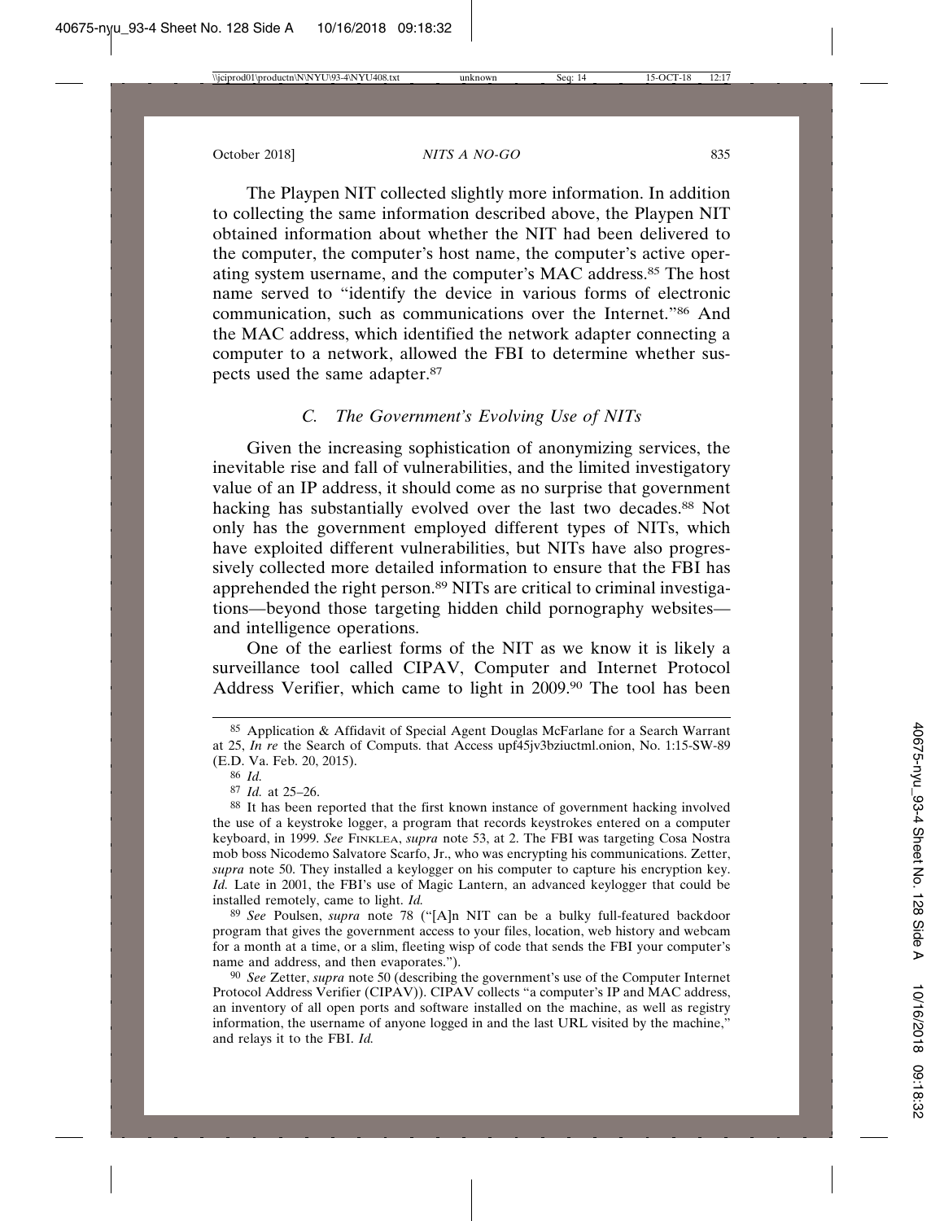The Playpen NIT collected slightly more information. In addition to collecting the same information described above, the Playpen NIT obtained information about whether the NIT had been delivered to the computer, the computer's host name, the computer's active operating system username, and the computer's MAC address.[85] The host name served to "identify the device in various forms of electronic communication, such as communications over the Internet."[86] And the MAC address, which identified the network adapter connecting a computer to a network, allowed the FBI to determine whether suspects used the same adapter.[87]

### *C. The Government's Evolving Use of NITs*

Given the increasing sophistication of anonymizing services, the inevitable rise and fall of vulnerabilities, and the limited investigatory value of an IP address, it should come as no surprise that government hacking has substantially evolved over the last two decades.[88] Not only has the government employed different types of NITs, which have exploited different vulnerabilities, but NITs have also progressively collected more detailed information to ensure that the FBI has apprehended the right person.[89] NITs are critical to criminal investigations—beyond those targeting hidden child pornography websites—and intelligence operations.

One of the earliest forms of the NIT as we know it is likely a surveillance tool called CIPAV, Computer and Internet Protocol Address Verifier, which came to light in 2009.[90] The tool has been

---

[85] Application & Affidavit of Special Agent Douglas McFarlane for a Search Warrant at 25, *In re* the Search of Computs. that Access upf45jv3bziuctml.onion, No. 1:15-SW-89 (E.D. Va. Feb. 20, 2015).

[86] *Id.*

[87] *Id.* at 25–26.

[88] It has been reported that the first known instance of government hacking involved the use of a keystroke logger, a program that records keystrokes entered on a computer keyboard, in 1999. *See* FINKLEA, *supra* note 53, at 2. The FBI was targeting Cosa Nostra mob boss Nicodemo Salvatore Scarfo, Jr., who was encrypting his communications. Zetter, *supra* note 50. They installed a keylogger on his computer to capture his encryption key. *Id.* Late in 2001, the FBI's use of Magic Lantern, an advanced keylogger that could be installed remotely, came to light. *Id.*

[89] *See* Poulsen, *supra* note 78 ("[A]n NIT can be a bulky full-featured backdoor program that gives the government access to your files, location, web history and webcam for a month at a time, or a slim, fleeting wisp of code that sends the FBI your computer's name and address, and then evaporates.").

[90] *See* Zetter, *supra* note 50 (describing the government's use of the Computer Internet Protocol Address Verifier (CIPAV)). CIPAV collects "a computer's IP and MAC address, an inventory of all open ports and software installed on the machine, as well as registry information, the username of anyone logged in and the last URL visited by the machine," and relays it to the FBI. *Id.*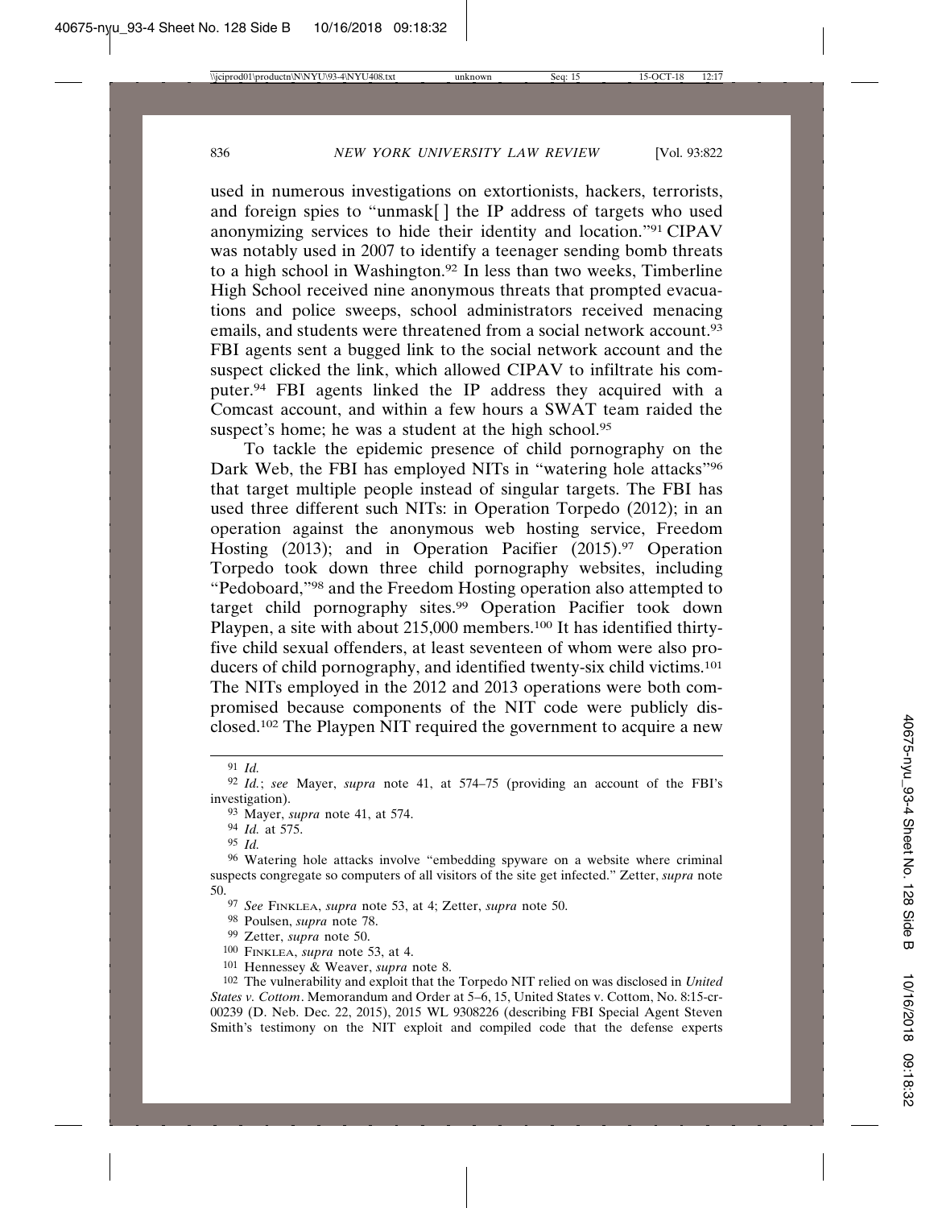used in numerous investigations on extortionists, hackers, terrorists, and foreign spies to "unmask[ ] the IP address of targets who used anonymizing services to hide their identity and location."[91] CIPAV was notably used in 2007 to identify a teenager sending bomb threats to a high school in Washington.[92] In less than two weeks, Timberline High School received nine anonymous threats that prompted evacuations and police sweeps, school administrators received menacing emails, and students were threatened from a social network account.[93] FBI agents sent a bugged link to the social network account and the suspect clicked the link, which allowed CIPAV to infiltrate his computer.[94] FBI agents linked the IP address they acquired with a Comcast account, and within a few hours a SWAT team raided the suspect's home; he was a student at the high school.[95]

To tackle the epidemic presence of child pornography on the Dark Web, the FBI has employed NITs in "watering hole attacks"[96] that target multiple people instead of singular targets. The FBI has used three different such NITs: in Operation Torpedo (2012); in an operation against the anonymous web hosting service, Freedom Hosting (2013); and in Operation Pacifier (2015).[97] Operation Torpedo took down three child pornography websites, including "Pedoboard,"[98] and the Freedom Hosting operation also attempted to target child pornography sites.[99] Operation Pacifier took down Playpen, a site with about 215,000 members.[100] It has identified thirty-five child sexual offenders, at least seventeen of whom were also producers of child pornography, and identified twenty-six child victims.[101] The NITs employed in the 2012 and 2013 operations were both compromised because components of the NIT code were publicly disclosed.[102] The Playpen NIT required the government to acquire a new

---

[91] *Id.*

[92] *Id.*; *see* Mayer, *supra* note 41, at 574–75 (providing an account of the FBI's investigation).

[93] Mayer, *supra* note 41, at 574.

[94] *Id.* at 575.

[95] *Id.*

[96] Watering hole attacks involve "embedding spyware on a website where criminal suspects congregate so computers of all visitors of the site get infected." Zetter, *supra* note 50.

[97] *See* FINKLEA, *supra* note 53, at 4; Zetter, *supra* note 50.

[98] Poulsen, *supra* note 78.

[99] Zetter, *supra* note 50.

[100] FINKLEA, *supra* note 53, at 4.

[101] Hennessey & Weaver, *supra* note 8.

[102] The vulnerability and exploit that the Torpedo NIT relied on was disclosed in *United States v. Cottom*. Memorandum and Order at 5–6, 15, United States v. Cottom, No. 8:15-cr-00239 (D. Neb. Dec. 22, 2015), 2015 WL 9308226 (describing FBI Special Agent Steven Smith's testimony on the NIT exploit and compiled code that the defense experts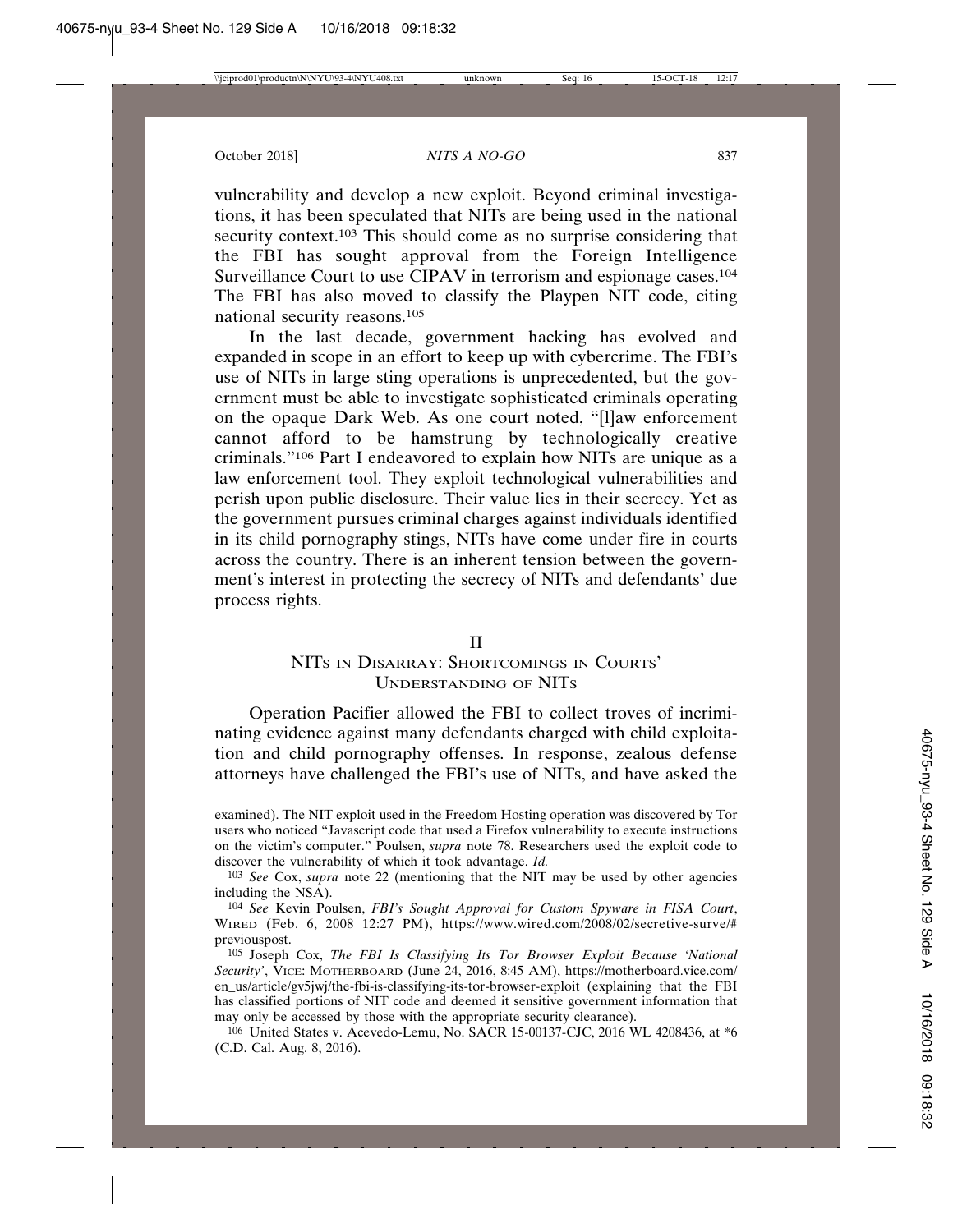vulnerability and develop a new exploit. Beyond criminal investigations, it has been speculated that NITs are being used in the national security context.[103] This should come as no surprise considering that the FBI has sought approval from the Foreign Intelligence Surveillance Court to use CIPAV in terrorism and espionage cases.[104] The FBI has also moved to classify the Playpen NIT code, citing national security reasons.[105]

In the last decade, government hacking has evolved and expanded in scope in an effort to keep up with cybercrime. The FBI's use of NITs in large sting operations is unprecedented, but the government must be able to investigate sophisticated criminals operating on the opaque Dark Web. As one court noted, "[l]aw enforcement cannot afford to be hamstrung by technologically creative criminals."[106] Part I endeavored to explain how NITs are unique as a law enforcement tool. They exploit technological vulnerabilities and perish upon public disclosure. Their value lies in their secrecy. Yet as the government pursues criminal charges against individuals identified in its child pornography stings, NITs have come under fire in courts across the country. There is an inherent tension between the government's interest in protecting the secrecy of NITs and defendants' due process rights.

## II
## NITs in Disarray: Shortcomings in Courts' Understanding of NITs

Operation Pacifier allowed the FBI to collect troves of incriminating evidence against many defendants charged with child exploitation and child pornography offenses. In response, zealous defense attorneys have challenged the FBI's use of NITs, and have asked the

---

examined). The NIT exploit used in the Freedom Hosting operation was discovered by Tor users who noticed "Javascript code that used a Firefox vulnerability to execute instructions on the victim's computer." Poulsen, *supra* note 78. Researchers used the exploit code to discover the vulnerability of which it took advantage. *Id.*

[103] *See* Cox, *supra* note 22 (mentioning that the NIT may be used by other agencies including the NSA).

[104] *See* Kevin Poulsen, *FBI's Sought Approval for Custom Spyware in FISA Court*, Wired (Feb. 6, 2008 12:27 PM), https://www.wired.com/2008/02/secretive-surve/#previouspost.

[105] Joseph Cox, *The FBI Is Classifying Its Tor Browser Exploit Because 'National Security'*, Vice: Motherboard (June 24, 2016, 8:45 AM), https://motherboard.vice.com/en_us/article/gv5jwj/the-fbi-is-classifying-its-tor-browser-exploit (explaining that the FBI has classified portions of NIT code and deemed it sensitive government information that may only be accessed by those with the appropriate security clearance).

[106] United States v. Acevedo-Lemu, No. SACR 15-00137-CJC, 2016 WL 4208436, at *6 (C.D. Cal. Aug. 8, 2016).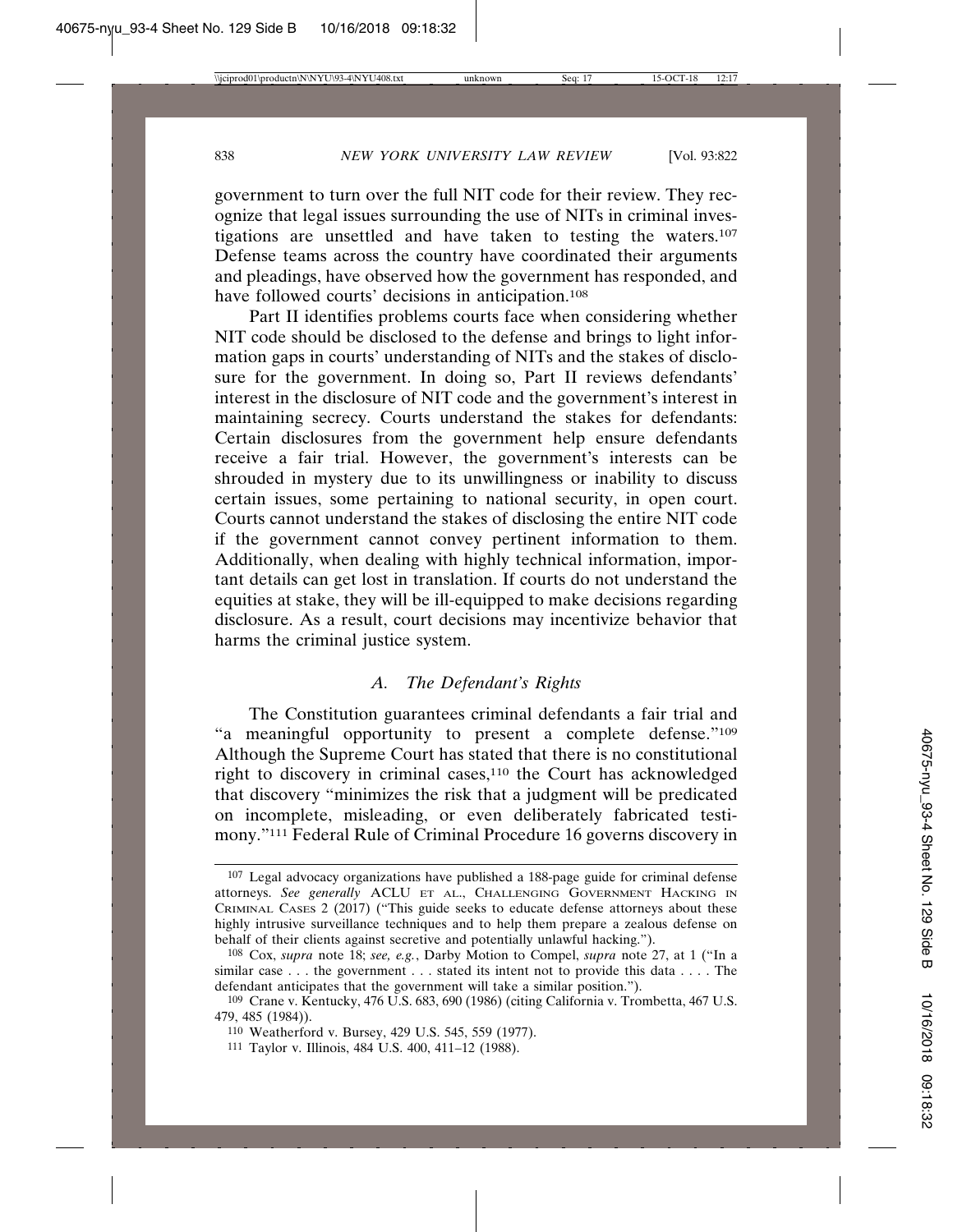government to turn over the full NIT code for their review. They recognize that legal issues surrounding the use of NITs in criminal investigations are unsettled and have taken to testing the waters.[107] Defense teams across the country have coordinated their arguments and pleadings, have observed how the government has responded, and have followed courts' decisions in anticipation.[108]

Part II identifies problems courts face when considering whether NIT code should be disclosed to the defense and brings to light information gaps in courts' understanding of NITs and the stakes of disclosure for the government. In doing so, Part II reviews defendants' interest in the disclosure of NIT code and the government's interest in maintaining secrecy. Courts understand the stakes for defendants: Certain disclosures from the government help ensure defendants receive a fair trial. However, the government's interests can be shrouded in mystery due to its unwillingness or inability to discuss certain issues, some pertaining to national security, in open court. Courts cannot understand the stakes of disclosing the entire NIT code if the government cannot convey pertinent information to them. Additionally, when dealing with highly technical information, important details can get lost in translation. If courts do not understand the equities at stake, they will be ill-equipped to make decisions regarding disclosure. As a result, court decisions may incentivize behavior that harms the criminal justice system.

### *A. The Defendant's Rights*

The Constitution guarantees criminal defendants a fair trial and "a meaningful opportunity to present a complete defense."[109] Although the Supreme Court has stated that there is no constitutional right to discovery in criminal cases,[110] the Court has acknowledged that discovery "minimizes the risk that a judgment will be predicated on incomplete, misleading, or even deliberately fabricated testimony."[111] Federal Rule of Criminal Procedure 16 governs discovery in

---

[107] Legal advocacy organizations have published a 188-page guide for criminal defense attorneys. *See generally* ACLU ET AL., CHALLENGING GOVERNMENT HACKING IN CRIMINAL CASES 2 (2017) ("This guide seeks to educate defense attorneys about these highly intrusive surveillance techniques and to help them prepare a zealous defense on behalf of their clients against secretive and potentially unlawful hacking.").

[108] Cox, *supra* note 18; *see, e.g.*, Darby Motion to Compel, *supra* note 27, at 1 ("In a similar case . . . the government . . . stated its intent not to provide this data . . . . The defendant anticipates that the government will take a similar position.").

[109] Crane v. Kentucky, 476 U.S. 683, 690 (1986) (citing California v. Trombetta, 467 U.S. 479, 485 (1984)).

[110] Weatherford v. Bursey, 429 U.S. 545, 559 (1977).

[111] Taylor v. Illinois, 484 U.S. 400, 411–12 (1988).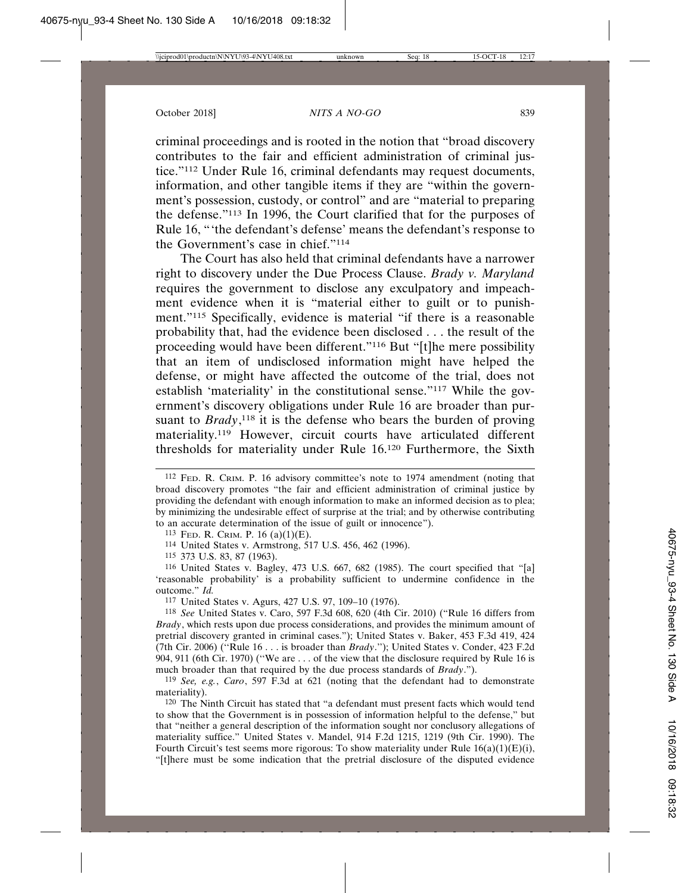criminal proceedings and is rooted in the notion that "broad discovery contributes to the fair and efficient administration of criminal justice."[112] Under Rule 16, criminal defendants may request documents, information, and other tangible items if they are "within the government's possession, custody, or control" and are "material to preparing the defense."[113] In 1996, the Court clarified that for the purposes of Rule 16, "'the defendant's defense' means the defendant's response to the Government's case in chief."[114]

The Court has also held that criminal defendants have a narrower right to discovery under the Due Process Clause. *Brady v. Maryland* requires the government to disclose any exculpatory and impeachment evidence when it is "material either to guilt or to punishment."[115] Specifically, evidence is material "if there is a reasonable probability that, had the evidence been disclosed . . . the result of the proceeding would have been different."[116] But "[t]he mere possibility that an item of undisclosed information might have helped the defense, or might have affected the outcome of the trial, does not establish 'materiality' in the constitutional sense."[117] While the government's discovery obligations under Rule 16 are broader than pursuant to *Brady*,[118] it is the defense who bears the burden of proving materiality.[119] However, circuit courts have articulated different thresholds for materiality under Rule 16.[120] Furthermore, the Sixth

---

[112] Fed. R. Crim. P. 16 advisory committee's note to 1974 amendment (noting that broad discovery promotes "the fair and efficient administration of criminal justice by providing the defendant with enough information to make an informed decision as to plea; by minimizing the undesirable effect of surprise at the trial; and by otherwise contributing to an accurate determination of the issue of guilt or innocence").

[113] Fed. R. Crim. P. 16 (a)(1)(E).

[114] United States v. Armstrong, 517 U.S. 456, 462 (1996).

[115] 373 U.S. 83, 87 (1963).

[116] United States v. Bagley, 473 U.S. 667, 682 (1985). The court specified that "[a] 'reasonable probability' is a probability sufficient to undermine confidence in the outcome." *Id.*

[117] United States v. Agurs, 427 U.S. 97, 109–10 (1976).

[118] *See* United States v. Caro, 597 F.3d 608, 620 (4th Cir. 2010) ("Rule 16 differs from *Brady*, which rests upon due process considerations, and provides the minimum amount of pretrial discovery granted in criminal cases."); United States v. Baker, 453 F.3d 419, 424 (7th Cir. 2006) ("Rule 16 . . . is broader than *Brady*."); United States v. Conder, 423 F.2d 904, 911 (6th Cir. 1970) ("We are . . . of the view that the disclosure required by Rule 16 is much broader than that required by the due process standards of *Brady*.").

[119] *See, e.g.*, *Caro*, 597 F.3d at 621 (noting that the defendant had to demonstrate materiality).

[120] The Ninth Circuit has stated that "a defendant must present facts which would tend to show that the Government is in possession of information helpful to the defense," but that "neither a general description of the information sought nor conclusory allegations of materiality suffice." United States v. Mandel, 914 F.2d 1215, 1219 (9th Cir. 1990). The Fourth Circuit's test seems more rigorous: To show materiality under Rule 16(a)(1)(E)(i), "[t]here must be some indication that the pretrial disclosure of the disputed evidence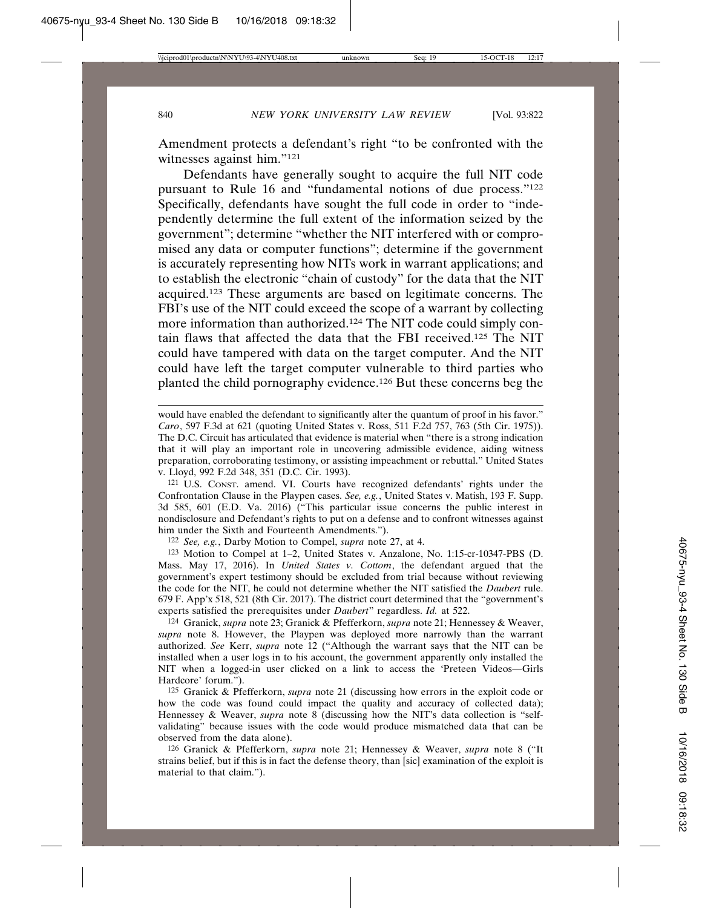Amendment protects a defendant's right "to be confronted with the witnesses against him."[121]

Defendants have generally sought to acquire the full NIT code pursuant to Rule 16 and "fundamental notions of due process."[122] Specifically, defendants have sought the full code in order to "independently determine the full extent of the information seized by the government"; determine "whether the NIT interfered with or compromised any data or computer functions"; determine if the government is accurately representing how NITs work in warrant applications; and to establish the electronic "chain of custody" for the data that the NIT acquired.[123] These arguments are based on legitimate concerns. The FBI's use of the NIT could exceed the scope of a warrant by collecting more information than authorized.[124] The NIT code could simply contain flaws that affected the data that the FBI received.[125] The NIT could have tampered with data on the target computer. And the NIT could have left the target computer vulnerable to third parties who planted the child pornography evidence.[126] But these concerns beg the

---

would have enabled the defendant to significantly alter the quantum of proof in his favor." *Caro*, 597 F.3d at 621 (quoting United States v. Ross, 511 F.2d 757, 763 (5th Cir. 1975)). The D.C. Circuit has articulated that evidence is material when "there is a strong indication that it will play an important role in uncovering admissible evidence, aiding witness preparation, corroborating testimony, or assisting impeachment or rebuttal." United States v. Lloyd, 992 F.2d 348, 351 (D.C. Cir. 1993).

[121] U.S. CONST. amend. VI. Courts have recognized defendants' rights under the Confrontation Clause in the Playpen cases. *See, e.g.*, United States v. Matish, 193 F. Supp. 3d 585, 601 (E.D. Va. 2016) ("This particular issue concerns the public interest in nondisclosure and Defendant's rights to put on a defense and to confront witnesses against him under the Sixth and Fourteenth Amendments.").

[122] *See, e.g.*, Darby Motion to Compel, *supra* note 27, at 4.

[123] Motion to Compel at 1–2, United States v. Anzalone, No. 1:15-cr-10347-PBS (D. Mass. May 17, 2016). In *United States v. Cottom*, the defendant argued that the government's expert testimony should be excluded from trial because without reviewing the code for the NIT, he could not determine whether the NIT satisfied the *Daubert* rule. 679 F. App'x 518, 521 (8th Cir. 2017). The district court determined that the "government's experts satisfied the prerequisites under *Daubert*" regardless. *Id.* at 522.

[124] Granick, *supra* note 23; Granick & Pfefferkorn, *supra* note 21; Hennessey & Weaver, *supra* note 8. However, the Playpen was deployed more narrowly than the warrant authorized. *See* Kerr, *supra* note 12 ("Although the warrant says that the NIT can be installed when a user logs in to his account, the government apparently only installed the NIT when a logged-in user clicked on a link to access the 'Preteen Videos—Girls Hardcore' forum.").

[125] Granick & Pfefferkorn, *supra* note 21 (discussing how errors in the exploit code or how the code was found could impact the quality and accuracy of collected data); Hennessey & Weaver, *supra* note 8 (discussing how the NIT's data collection is "self-validating" because issues with the code would produce mismatched data that can be observed from the data alone).

[126] Granick & Pfefferkorn, *supra* note 21; Hennessey & Weaver, *supra* note 8 ("It strains belief, but if this is in fact the defense theory, than [sic] examination of the exploit is material to that claim.").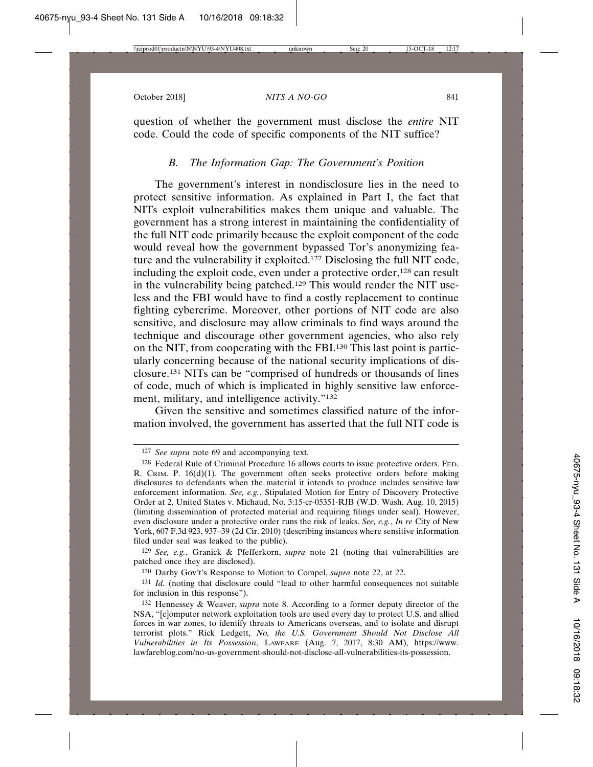question of whether the government must disclose the *entire* NIT code. Could the code of specific components of the NIT suffice?

### B. *The Information Gap: The Government's Position*

The government's interest in nondisclosure lies in the need to protect sensitive information. As explained in Part I, the fact that NITs exploit vulnerabilities makes them unique and valuable. The government has a strong interest in maintaining the confidentiality of the full NIT code primarily because the exploit component of the code would reveal how the government bypassed Tor's anonymizing feature and the vulnerability it exploited.[127] Disclosing the full NIT code, including the exploit code, even under a protective order,[128] can result in the vulnerability being patched.[129] This would render the NIT useless and the FBI would have to find a costly replacement to continue fighting cybercrime. Moreover, other portions of NIT code are also sensitive, and disclosure may allow criminals to find ways around the technique and discourage other government agencies, who also rely on the NIT, from cooperating with the FBI.[130] This last point is particularly concerning because of the national security implications of disclosure.[131] NITs can be "comprised of hundreds or thousands of lines of code, much of which is implicated in highly sensitive law enforcement, military, and intelligence activity."[132]

Given the sensitive and sometimes classified nature of the information involved, the government has asserted that the full NIT code is

---

[127] *See supra* note 69 and accompanying text.

[128] Federal Rule of Criminal Procedure 16 allows courts to issue protective orders. FED. R. CRIM. P. 16(d)(1). The government often seeks protective orders before making disclosures to defendants when the material it intends to produce includes sensitive law enforcement information. *See, e.g.*, Stipulated Motion for Entry of Discovery Protective Order at 2, United States v. Michaud, No. 3:15-cr-05351-RJB (W.D. Wash. Aug. 10, 2015) (limiting dissemination of protected material and requiring filings under seal). However, even disclosure under a protective order runs the risk of leaks. *See, e.g.*, *In re* City of New York, 607 F.3d 923, 937–39 (2d Cir. 2010) (describing instances where sensitive information filed under seal was leaked to the public).

[129] *See, e.g.*, Granick & Pfefferkorn, *supra* note 21 (noting that vulnerabilities are patched once they are disclosed).

[130] Darby Gov't's Response to Motion to Compel, *supra* note 22, at 22.

[131] *Id.* (noting that disclosure could "lead to other harmful consequences not suitable for inclusion in this response").

[132] Hennessey & Weaver, *supra* note 8. According to a former deputy director of the NSA, "[c]omputer network exploitation tools are used every day to protect U.S. and allied forces in war zones, to identify threats to Americans overseas, and to isolate and disrupt terrorist plots." Rick Ledgett, *No, the U.S. Government Should Not Disclose All Vulnerabilities in Its Possession*, LAWFARE (Aug. 7, 2017, 8:30 AM), https://www.lawfareblog.com/no-us-government-should-not-disclose-all-vulnerabilities-its-possession.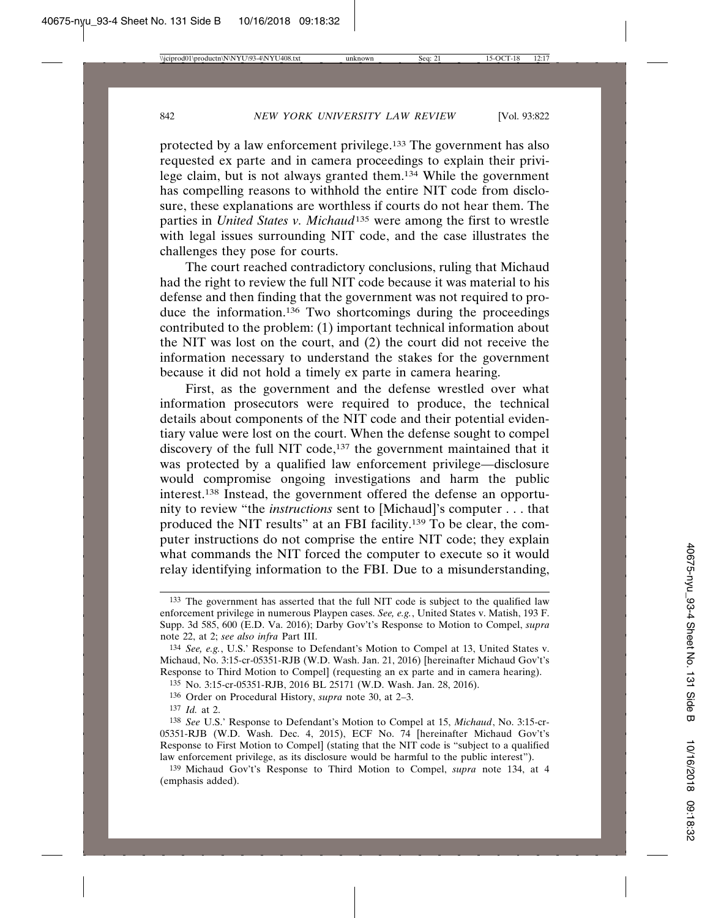protected by a law enforcement privilege.[133] The government has also requested ex parte and in camera proceedings to explain their privilege claim, but is not always granted them.[134] While the government has compelling reasons to withhold the entire NIT code from disclosure, these explanations are worthless if courts do not hear them. The parties in *United States v. Michaud*[135] were among the first to wrestle with legal issues surrounding NIT code, and the case illustrates the challenges they pose for courts.

The court reached contradictory conclusions, ruling that Michaud had the right to review the full NIT code because it was material to his defense and then finding that the government was not required to produce the information.[136] Two shortcomings during the proceedings contributed to the problem: (1) important technical information about the NIT was lost on the court, and (2) the court did not receive the information necessary to understand the stakes for the government because it did not hold a timely ex parte in camera hearing.

First, as the government and the defense wrestled over what information prosecutors were required to produce, the technical details about components of the NIT code and their potential evidentiary value were lost on the court. When the defense sought to compel discovery of the full NIT code,[137] the government maintained that it was protected by a qualified law enforcement privilege—disclosure would compromise ongoing investigations and harm the public interest.[138] Instead, the government offered the defense an opportunity to review "the *instructions* sent to [Michaud]'s computer . . . that produced the NIT results" at an FBI facility.[139] To be clear, the computer instructions do not comprise the entire NIT code; they explain what commands the NIT forced the computer to execute so it would relay identifying information to the FBI. Due to a misunderstanding,

---

[133] The government has asserted that the full NIT code is subject to the qualified law enforcement privilege in numerous Playpen cases. *See, e.g.*, United States v. Matish, 193 F. Supp. 3d 585, 600 (E.D. Va. 2016); Darby Gov't's Response to Motion to Compel, *supra* note 22, at 2; *see also infra* Part III.

[134] *See, e.g.*, U.S.' Response to Defendant's Motion to Compel at 13, United States v. Michaud, No. 3:15-cr-05351-RJB (W.D. Wash. Jan. 21, 2016) [hereinafter Michaud Gov't's Response to Third Motion to Compel] (requesting an ex parte and in camera hearing).

[135] No. 3:15-cr-05351-RJB, 2016 BL 25171 (W.D. Wash. Jan. 28, 2016).

[136] Order on Procedural History, *supra* note 30, at 2–3.

[137] *Id.* at 2.

[138] *See* U.S.' Response to Defendant's Motion to Compel at 15, *Michaud*, No. 3:15-cr-05351-RJB (W.D. Wash. Dec. 4, 2015), ECF No. 74 [hereinafter Michaud Gov't's Response to First Motion to Compel] (stating that the NIT code is "subject to a qualified law enforcement privilege, as its disclosure would be harmful to the public interest").

[139] Michaud Gov't's Response to Third Motion to Compel, *supra* note 134, at 4 (emphasis added).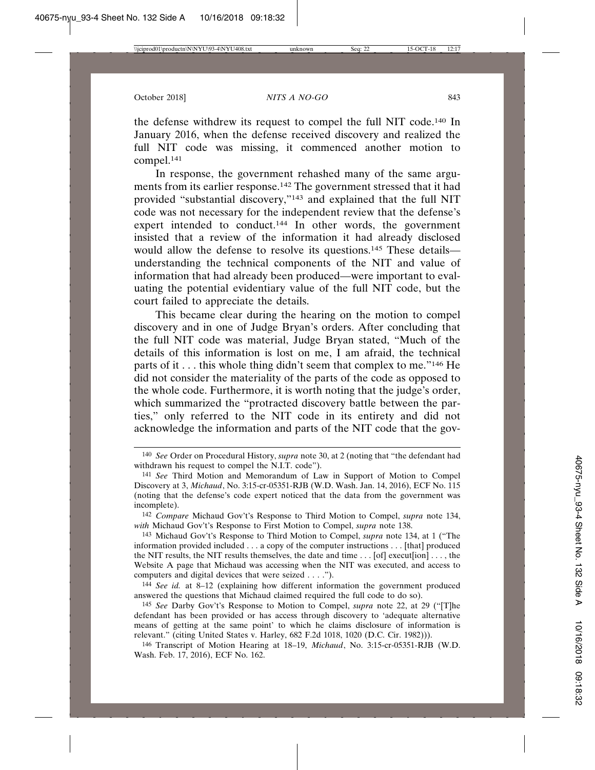the defense withdrew its request to compel the full NIT code.[140] In January 2016, when the defense received discovery and realized the full NIT code was missing, it commenced another motion to compel.[141]

In response, the government rehashed many of the same arguments from its earlier response.[142] The government stressed that it had provided "substantial discovery,"[143] and explained that the full NIT code was not necessary for the independent review that the defense's expert intended to conduct.[144] In other words, the government insisted that a review of the information it had already disclosed would allow the defense to resolve its questions.[145] These details—understanding the technical components of the NIT and value of information that had already been produced—were important to evaluating the potential evidentiary value of the full NIT code, but the court failed to appreciate the details.

This became clear during the hearing on the motion to compel discovery and in one of Judge Bryan's orders. After concluding that the full NIT code was material, Judge Bryan stated, "Much of the details of this information is lost on me, I am afraid, the technical parts of it . . . this whole thing didn't seem that complex to me."[146] He did not consider the materiality of the parts of the code as opposed to the whole code. Furthermore, it is worth noting that the judge's order, which summarized the "protracted discovery battle between the parties," only referred to the NIT code in its entirety and did not acknowledge the information and parts of the NIT code that the gov-

---

[140] *See* Order on Procedural History, *supra* note 30, at 2 (noting that "the defendant had withdrawn his request to compel the N.I.T. code").

[141] *See* Third Motion and Memorandum of Law in Support of Motion to Compel Discovery at 3, *Michaud*, No. 3:15-cr-05351-RJB (W.D. Wash. Jan. 14, 2016), ECF No. 115 (noting that the defense's code expert noticed that the data from the government was incomplete).

[142] *Compare* Michaud Gov't's Response to Third Motion to Compel, *supra* note 134, *with* Michaud Gov't's Response to First Motion to Compel, *supra* note 138.

[143] Michaud Gov't's Response to Third Motion to Compel, *supra* note 134, at 1 ("The information provided included . . . a copy of the computer instructions . . . [that] produced the NIT results, the NIT results themselves, the date and time . . . [of] execut[ion] . . . , the Website A page that Michaud was accessing when the NIT was executed, and access to computers and digital devices that were seized . . . .").

[144] *See id.* at 8–12 (explaining how different information the government produced answered the questions that Michaud claimed required the full code to do so).

[145] *See* Darby Gov't's Response to Motion to Compel, *supra* note 22, at 29 ("[T]he defendant has been provided or has access through discovery to 'adequate alternative means of getting at the same point' to which he claims disclosure of information is relevant." (citing United States v. Harley, 682 F.2d 1018, 1020 (D.C. Cir. 1982))).

[146] Transcript of Motion Hearing at 18–19, *Michaud*, No. 3:15-cr-05351-RJB (W.D. Wash. Feb. 17, 2016), ECF No. 162.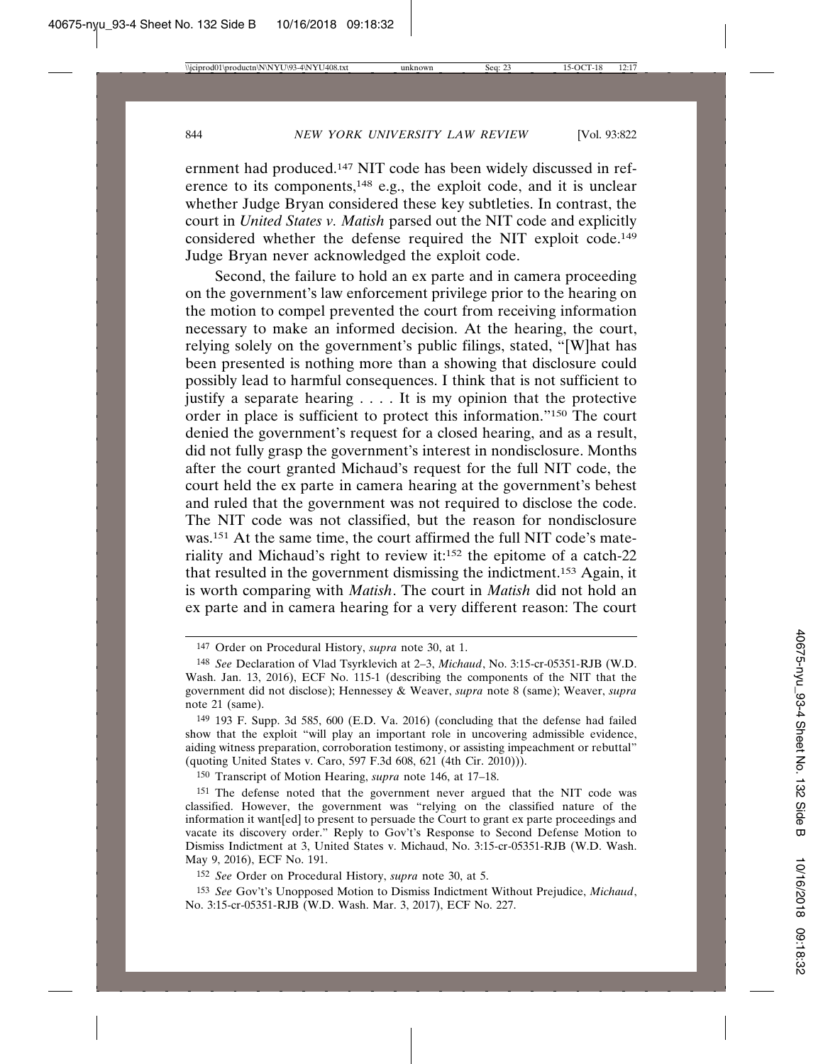ernment had produced.[147] NIT code has been widely discussed in reference to its components,[148] e.g., the exploit code, and it is unclear whether Judge Bryan considered these key subtleties. In contrast, the court in *United States v. Matish* parsed out the NIT code and explicitly considered whether the defense required the NIT exploit code.[149] Judge Bryan never acknowledged the exploit code.

Second, the failure to hold an ex parte and in camera proceeding on the government's law enforcement privilege prior to the hearing on the motion to compel prevented the court from receiving information necessary to make an informed decision. At the hearing, the court, relying solely on the government's public filings, stated, "[W]hat has been presented is nothing more than a showing that disclosure could possibly lead to harmful consequences. I think that is not sufficient to justify a separate hearing . . . . It is my opinion that the protective order in place is sufficient to protect this information."[150] The court denied the government's request for a closed hearing, and as a result, did not fully grasp the government's interest in nondisclosure. Months after the court granted Michaud's request for the full NIT code, the court held the ex parte in camera hearing at the government's behest and ruled that the government was not required to disclose the code. The NIT code was not classified, but the reason for nondisclosure was.[151] At the same time, the court affirmed the full NIT code's materiality and Michaud's right to review it:[152] the epitome of a catch-22 that resulted in the government dismissing the indictment.[153] Again, it is worth comparing with *Matish*. The court in *Matish* did not hold an ex parte and in camera hearing for a very different reason: The court

---

147 Order on Procedural History, *supra* note 30, at 1.

148 *See* Declaration of Vlad Tsyrklevich at 2–3, *Michaud*, No. 3:15-cr-05351-RJB (W.D. Wash. Jan. 13, 2016), ECF No. 115-1 (describing the components of the NIT that the government did not disclose); Hennessey & Weaver, *supra* note 8 (same); Weaver, *supra* note 21 (same).

149 193 F. Supp. 3d 585, 600 (E.D. Va. 2016) (concluding that the defense had failed show that the exploit "will play an important role in uncovering admissible evidence, aiding witness preparation, corroboration testimony, or assisting impeachment or rebuttal" (quoting United States v. Caro, 597 F.3d 608, 621 (4th Cir. 2010))).

150 Transcript of Motion Hearing, *supra* note 146, at 17–18.

151 The defense noted that the government never argued that the NIT code was classified. However, the government was "relying on the classified nature of the information it want[ed] to present to persuade the Court to grant ex parte proceedings and vacate its discovery order." Reply to Gov't's Response to Second Defense Motion to Dismiss Indictment at 3, United States v. Michaud, No. 3:15-cr-05351-RJB (W.D. Wash. May 9, 2016), ECF No. 191.

152 *See* Order on Procedural History, *supra* note 30, at 5.

153 *See* Gov't's Unopposed Motion to Dismiss Indictment Without Prejudice, *Michaud*, No. 3:15-cr-05351-RJB (W.D. Wash. Mar. 3, 2017), ECF No. 227.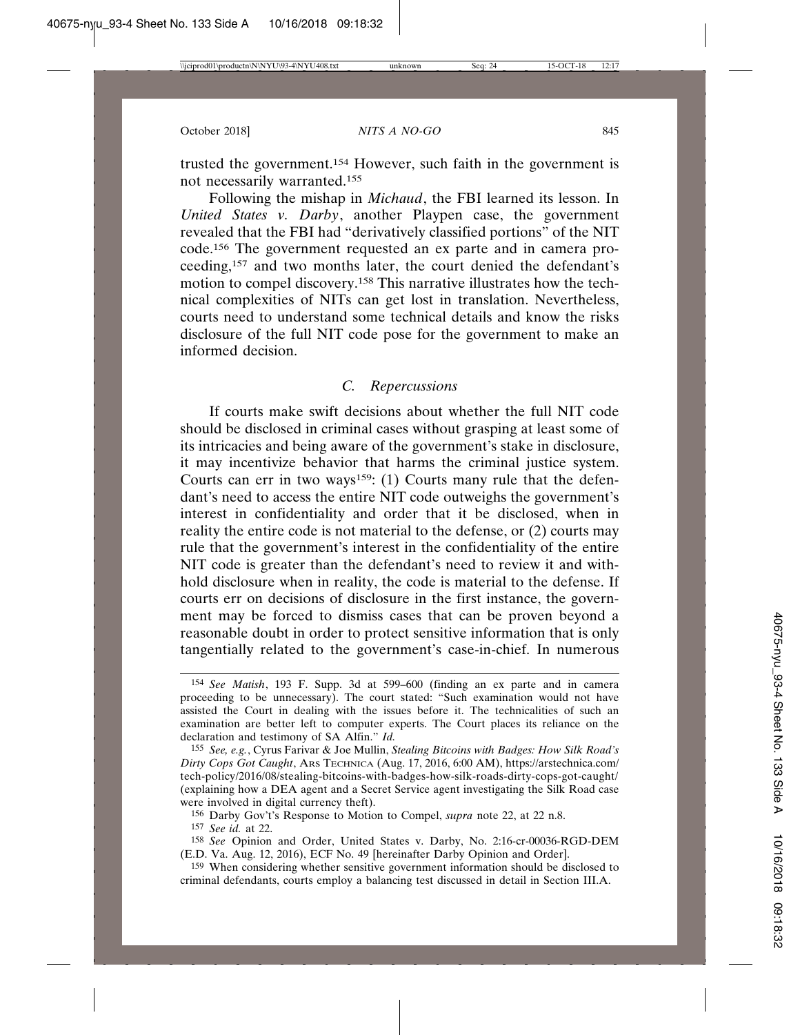trusted the government.[154] However, such faith in the government is not necessarily warranted.[155]

Following the mishap in *Michaud*, the FBI learned its lesson. In *United States v. Darby*, another Playpen case, the government revealed that the FBI had "derivatively classified portions" of the NIT code.[156] The government requested an ex parte and in camera proceeding,[157] and two months later, the court denied the defendant's motion to compel discovery.[158] This narrative illustrates how the technical complexities of NITs can get lost in translation. Nevertheless, courts need to understand some technical details and know the risks disclosure of the full NIT code pose for the government to make an informed decision.

### *C. Repercussions*

If courts make swift decisions about whether the full NIT code should be disclosed in criminal cases without grasping at least some of its intricacies and being aware of the government's stake in disclosure, it may incentivize behavior that harms the criminal justice system. Courts can err in two ways[159]: (1) Courts many rule that the defendant's need to access the entire NIT code outweighs the government's interest in confidentiality and order that it be disclosed, when in reality the entire code is not material to the defense, or (2) courts may rule that the government's interest in the confidentiality of the entire NIT code is greater than the defendant's need to review it and withhold disclosure when in reality, the code is material to the defense. If courts err on decisions of disclosure in the first instance, the government may be forced to dismiss cases that can be proven beyond a reasonable doubt in order to protect sensitive information that is only tangentially related to the government's case-in-chief. In numerous

---

[154] *See Matish*, 193 F. Supp. 3d at 599–600 (finding an ex parte and in camera proceeding to be unnecessary). The court stated: "Such examination would not have assisted the Court in dealing with the issues before it. The technicalities of such an examination are better left to computer experts. The Court places its reliance on the declaration and testimony of SA Alfin." *Id.*

[155] *See, e.g.*, Cyrus Farivar & Joe Mullin, *Stealing Bitcoins with Badges: How Silk Road's Dirty Cops Got Caught*, ARS TECHNICA (Aug. 17, 2016, 6:00 AM), https://arstechnica.com/tech-policy/2016/08/stealing-bitcoins-with-badges-how-silk-roads-dirty-cops-got-caught/ (explaining how a DEA agent and a Secret Service agent investigating the Silk Road case were involved in digital currency theft).

[156] Darby Gov't's Response to Motion to Compel, *supra* note 22, at 22 n.8.

[157] *See id.* at 22.

[158] *See* Opinion and Order, United States v. Darby, No. 2:16-cr-00036-RGD-DEM (E.D. Va. Aug. 12, 2016), ECF No. 49 [hereinafter Darby Opinion and Order].

[159] When considering whether sensitive government information should be disclosed to criminal defendants, courts employ a balancing test discussed in detail in Section III.A.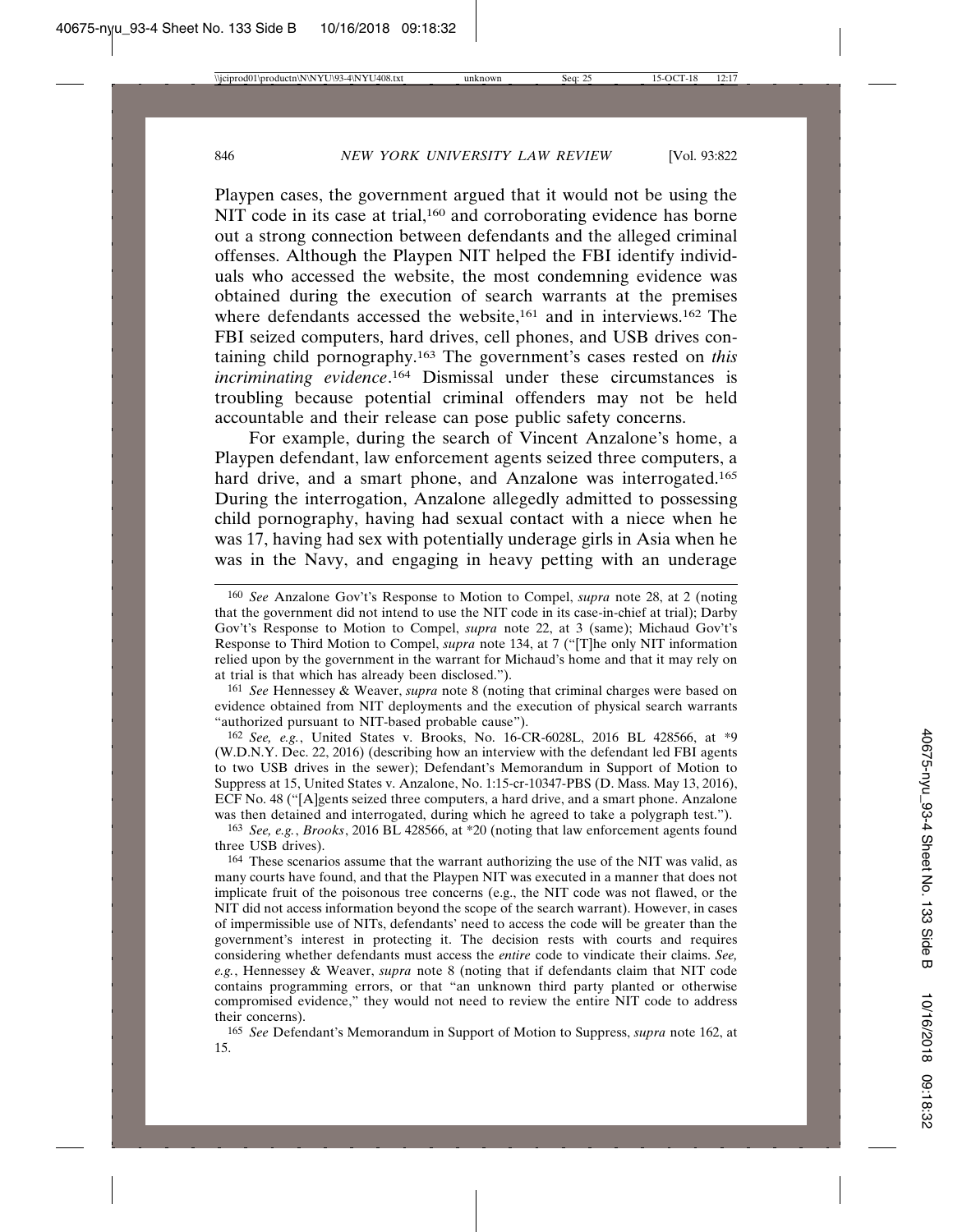Playpen cases, the government argued that it would not be using the NIT code in its case at trial,[160] and corroborating evidence has borne out a strong connection between defendants and the alleged criminal offenses. Although the Playpen NIT helped the FBI identify individuals who accessed the website, the most condemning evidence was obtained during the execution of search warrants at the premises where defendants accessed the website,[161] and in interviews.[162] The FBI seized computers, hard drives, cell phones, and USB drives containing child pornography.[163] The government's cases rested on *this incriminating evidence*.[164] Dismissal under these circumstances is troubling because potential criminal offenders may not be held accountable and their release can pose public safety concerns.

For example, during the search of Vincent Anzalone's home, a Playpen defendant, law enforcement agents seized three computers, a hard drive, and a smart phone, and Anzalone was interrogated.[165] During the interrogation, Anzalone allegedly admitted to possessing child pornography, having had sexual contact with a niece when he was 17, having had sex with potentially underage girls in Asia when he was in the Navy, and engaging in heavy petting with an underage

---

[160] *See* Anzalone Gov't's Response to Motion to Compel, *supra* note 28, at 2 (noting that the government did not intend to use the NIT code in its case-in-chief at trial); Darby Gov't's Response to Motion to Compel, *supra* note 22, at 3 (same); Michaud Gov't's Response to Third Motion to Compel, *supra* note 134, at 7 ("[T]he only NIT information relied upon by the government in the warrant for Michaud's home and that it may rely on at trial is that which has already been disclosed.").

[161] *See* Hennessey & Weaver, *supra* note 8 (noting that criminal charges were based on evidence obtained from NIT deployments and the execution of physical search warrants "authorized pursuant to NIT-based probable cause").

[162] *See, e.g.*, United States v. Brooks, No. 16-CR-6028L, 2016 BL 428566, at *9 (W.D.N.Y. Dec. 22, 2016) (describing how an interview with the defendant led FBI agents to two USB drives in the sewer); Defendant's Memorandum in Support of Motion to Suppress at 15, United States v. Anzalone, No. 1:15-cr-10347-PBS (D. Mass. May 13, 2016), ECF No. 48 ("[A]gents seized three computers, a hard drive, and a smart phone. Anzalone was then detained and interrogated, during which he agreed to take a polygraph test.").

[163] *See, e.g.*, *Brooks*, 2016 BL 428566, at *20 (noting that law enforcement agents found three USB drives).

[164] These scenarios assume that the warrant authorizing the use of the NIT was valid, as many courts have found, and that the Playpen NIT was executed in a manner that does not implicate fruit of the poisonous tree concerns (e.g., the NIT code was not flawed, or the NIT did not access information beyond the scope of the search warrant). However, in cases of impermissible use of NITs, defendants' need to access the code will be greater than the government's interest in protecting it. The decision rests with courts and requires considering whether defendants must access the *entire* code to vindicate their claims. *See, e.g.*, Hennessey & Weaver, *supra* note 8 (noting that if defendants claim that NIT code contains programming errors, or that "an unknown third party planted or otherwise compromised evidence," they would not need to review the entire NIT code to address their concerns).

[165] *See* Defendant's Memorandum in Support of Motion to Suppress, *supra* note 162, at 15.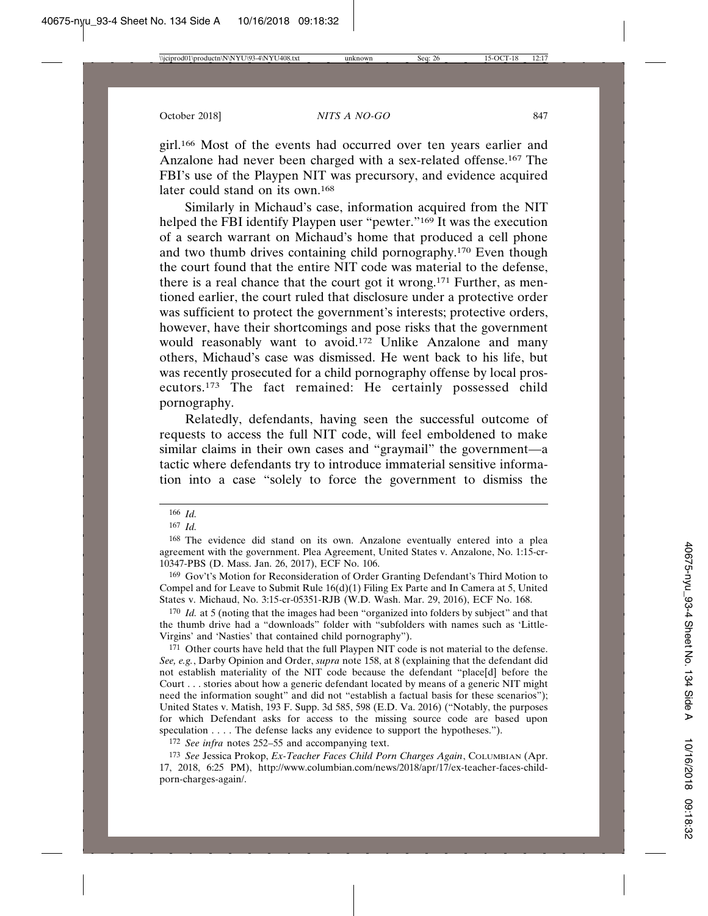girl.[166] Most of the events had occurred over ten years earlier and Anzalone had never been charged with a sex-related offense.[167] The FBI's use of the Playpen NIT was precursory, and evidence acquired later could stand on its own.[168]

Similarly in Michaud's case, information acquired from the NIT helped the FBI identify Playpen user "pewter."[169] It was the execution of a search warrant on Michaud's home that produced a cell phone and two thumb drives containing child pornography.[170] Even though the court found that the entire NIT code was material to the defense, there is a real chance that the court got it wrong.[171] Further, as mentioned earlier, the court ruled that disclosure under a protective order was sufficient to protect the government's interests; protective orders, however, have their shortcomings and pose risks that the government would reasonably want to avoid.[172] Unlike Anzalone and many others, Michaud's case was dismissed. He went back to his life, but was recently prosecuted for a child pornography offense by local prosecutors.[173] The fact remained: He certainly possessed child pornography.

Relatedly, defendants, having seen the successful outcome of requests to access the full NIT code, will feel emboldened to make similar claims in their own cases and "graymail" the government—a tactic where defendants try to introduce immaterial sensitive information into a case "solely to force the government to dismiss the

---

[166] *Id.*

[167] *Id.*

[168] The evidence did stand on its own. Anzalone eventually entered into a plea agreement with the government. Plea Agreement, United States v. Anzalone, No. 1:15-cr-10347-PBS (D. Mass. Jan. 26, 2017), ECF No. 106.

[169] Gov't's Motion for Reconsideration of Order Granting Defendant's Third Motion to Compel and for Leave to Submit Rule 16(d)(1) Filing Ex Parte and In Camera at 5, United States v. Michaud, No. 3:15-cr-05351-RJB (W.D. Wash. Mar. 29, 2016), ECF No. 168.

[170] *Id.* at 5 (noting that the images had been "organized into folders by subject" and that the thumb drive had a "downloads" folder with "subfolders with names such as 'Little-Virgins' and 'Nasties' that contained child pornography").

[171] Other courts have held that the full Playpen NIT code is not material to the defense. *See, e.g.*, Darby Opinion and Order, *supra* note 158, at 8 (explaining that the defendant did not establish materiality of the NIT code because the defendant "place[d] before the Court . . . stories about how a generic defendant located by means of a generic NIT might need the information sought" and did not "establish a factual basis for these scenarios"); United States v. Matish, 193 F. Supp. 3d 585, 598 (E.D. Va. 2016) ("Notably, the purposes for which Defendant asks for access to the missing source code are based upon speculation . . . . The defense lacks any evidence to support the hypotheses.").

[172] *See infra* notes 252–55 and accompanying text.

[173] *See* Jessica Prokop, *Ex-Teacher Faces Child Porn Charges Again*, COLUMBIAN (Apr. 17, 2018, 6:25 PM), http://www.columbian.com/news/2018/apr/17/ex-teacher-faces-child-porn-charges-again/.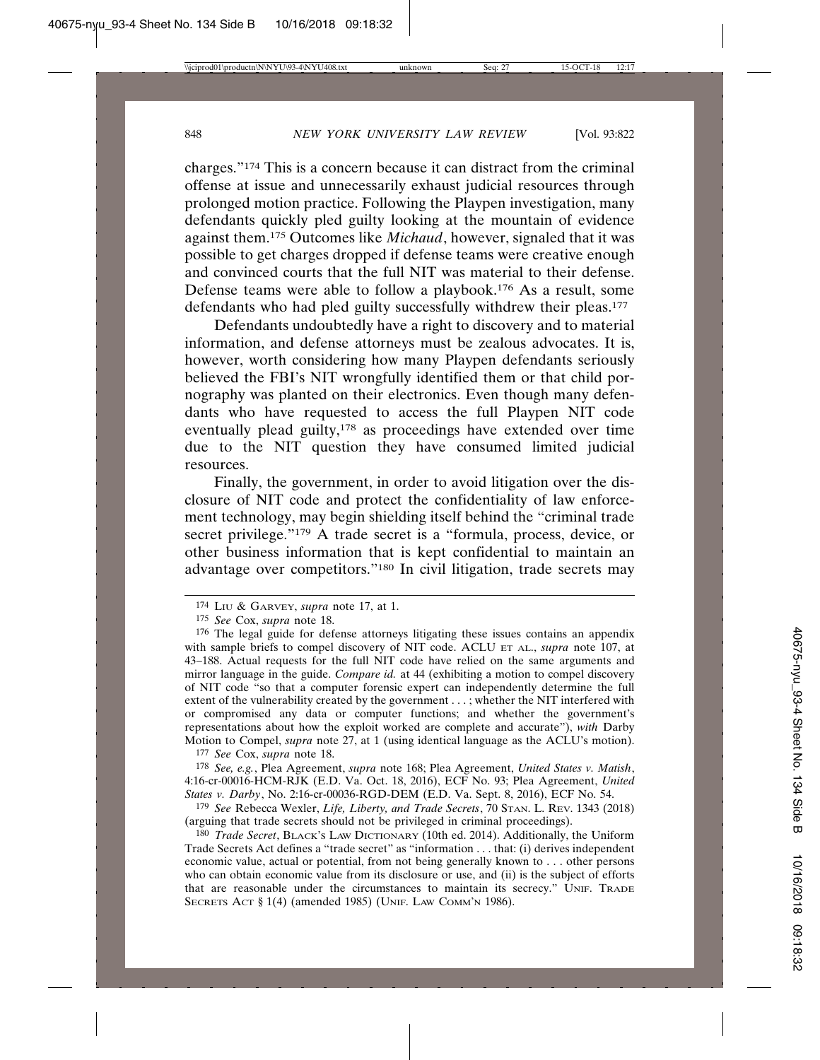charges."[174] This is a concern because it can distract from the criminal offense at issue and unnecessarily exhaust judicial resources through prolonged motion practice. Following the Playpen investigation, many defendants quickly pled guilty looking at the mountain of evidence against them.[175] Outcomes like *Michaud*, however, signaled that it was possible to get charges dropped if defense teams were creative enough and convinced courts that the full NIT was material to their defense. Defense teams were able to follow a playbook.[176] As a result, some defendants who had pled guilty successfully withdrew their pleas.[177]

Defendants undoubtedly have a right to discovery and to material information, and defense attorneys must be zealous advocates. It is, however, worth considering how many Playpen defendants seriously believed the FBI's NIT wrongfully identified them or that child pornography was planted on their electronics. Even though many defendants who have requested to access the full Playpen NIT code eventually plead guilty,[178] as proceedings have extended over time due to the NIT question they have consumed limited judicial resources.

Finally, the government, in order to avoid litigation over the disclosure of NIT code and protect the confidentiality of law enforcement technology, may begin shielding itself behind the "criminal trade secret privilege."[179] A trade secret is a "formula, process, device, or other business information that is kept confidential to maintain an advantage over competitors."[180] In civil litigation, trade secrets may

---

174 LIU & GARVEY, *supra* note 17, at 1.

175 *See* Cox, *supra* note 18.

176 The legal guide for defense attorneys litigating these issues contains an appendix with sample briefs to compel discovery of NIT code. ACLU ET AL., *supra* note 107, at 43–188. Actual requests for the full NIT code have relied on the same arguments and mirror language in the guide. *Compare id.* at 44 (exhibiting a motion to compel discovery of NIT code "so that a computer forensic expert can independently determine the full extent of the vulnerability created by the government . . . ; whether the NIT interfered with or compromised any data or computer functions; and whether the government's representations about how the exploit worked are complete and accurate"), *with* Darby Motion to Compel, *supra* note 27, at 1 (using identical language as the ACLU's motion).

177 *See* Cox, *supra* note 18.

178 *See, e.g.*, Plea Agreement, *supra* note 168; Plea Agreement, *United States v. Matish*, 4:16-cr-00016-HCM-RJK (E.D. Va. Oct. 18, 2016), ECF No. 93; Plea Agreement, *United States v. Darby*, No. 2:16-cr-00036-RGD-DEM (E.D. Va. Sept. 8, 2016), ECF No. 54.

179 *See* Rebecca Wexler, *Life, Liberty, and Trade Secrets*, 70 STAN. L. REV. 1343 (2018) (arguing that trade secrets should not be privileged in criminal proceedings).

180 *Trade Secret*, BLACK'S LAW DICTIONARY (10th ed. 2014). Additionally, the Uniform Trade Secrets Act defines a "trade secret" as "information . . . that: (i) derives independent economic value, actual or potential, from not being generally known to . . . other persons who can obtain economic value from its disclosure or use, and (ii) is the subject of efforts that are reasonable under the circumstances to maintain its secrecy." UNIF. TRADE SECRETS ACT § 1(4) (amended 1985) (UNIF. LAW COMM'N 1986).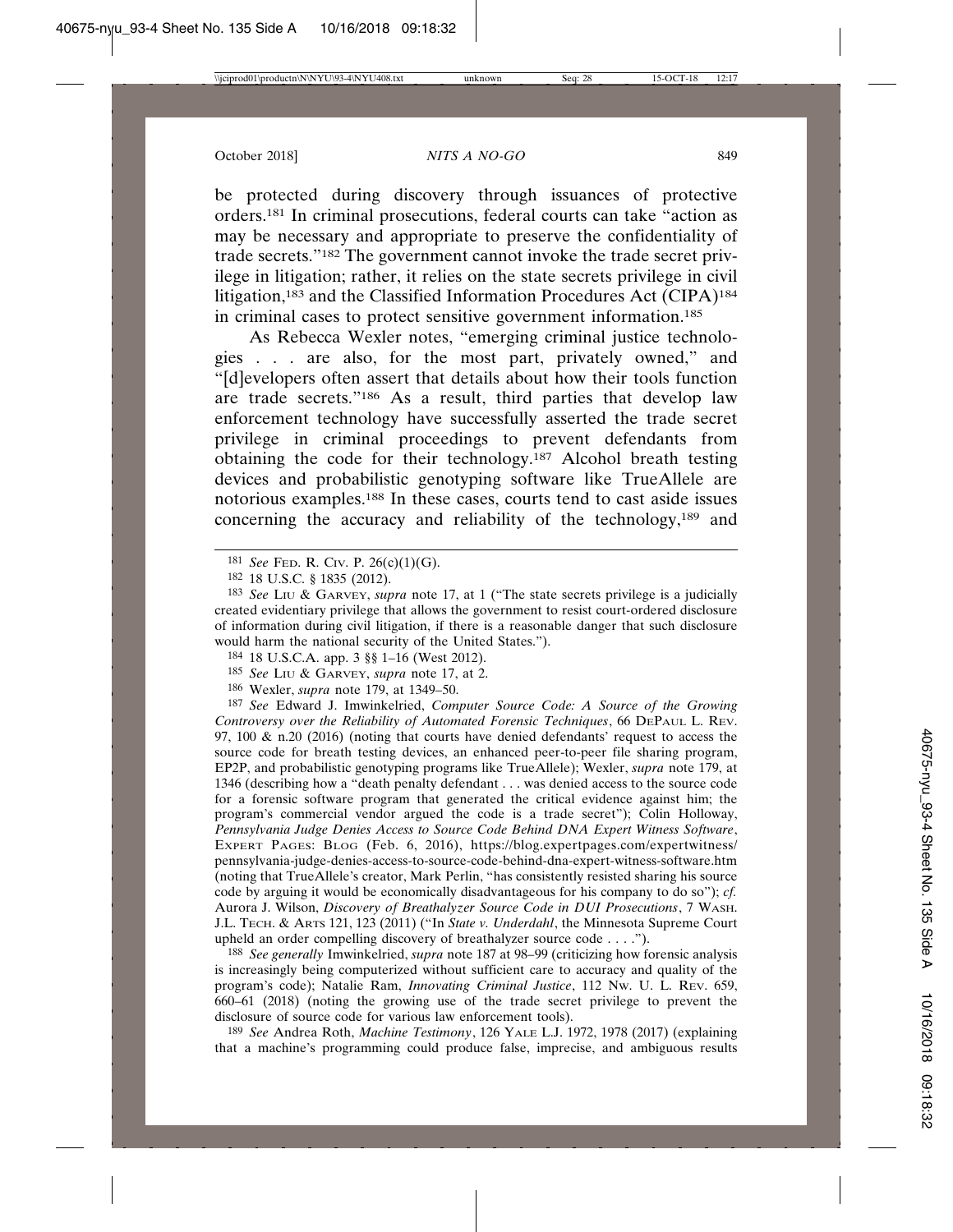be protected during discovery through issuances of protective orders.[181] In criminal prosecutions, federal courts can take "action as may be necessary and appropriate to preserve the confidentiality of trade secrets."[182] The government cannot invoke the trade secret privilege in litigation; rather, it relies on the state secrets privilege in civil litigation,[183] and the Classified Information Procedures Act (CIPA)[184] in criminal cases to protect sensitive government information.[185]

As Rebecca Wexler notes, "emerging criminal justice technologies . . . are also, for the most part, privately owned," and "[d]evelopers often assert that details about how their tools function are trade secrets."[186] As a result, third parties that develop law enforcement technology have successfully asserted the trade secret privilege in criminal proceedings to prevent defendants from obtaining the code for their technology.[187] Alcohol breath testing devices and probabilistic genotyping software like TrueAllele are notorious examples.[188] In these cases, courts tend to cast aside issues concerning the accuracy and reliability of the technology,[189] and

---

[181] *See* FED. R. CIV. P. 26(c)(1)(G).

[182] 18 U.S.C. § 1835 (2012).

[183] *See* LIU & GARVEY, *supra* note 17, at 1 ("The state secrets privilege is a judicially created evidentiary privilege that allows the government to resist court-ordered disclosure of information during civil litigation, if there is a reasonable danger that such disclosure would harm the national security of the United States.").

[184] 18 U.S.C.A. app. 3 §§ 1–16 (West 2012).

[185] *See* LIU & GARVEY, *supra* note 17, at 2.

[186] Wexler, *supra* note 179, at 1349–50.

[187] *See* Edward J. Imwinkelried, *Computer Source Code: A Source of the Growing Controversy over the Reliability of Automated Forensic Techniques*, 66 DEPAUL L. REV. 97, 100 & n.20 (2016) (noting that courts have denied defendants' request to access the source code for breath testing devices, an enhanced peer-to-peer file sharing program, EP2P, and probabilistic genotyping programs like TrueAllele); Wexler, *supra* note 179, at 1346 (describing how a "death penalty defendant . . . was denied access to the source code for a forensic software program that generated the critical evidence against him; the program's commercial vendor argued the code is a trade secret"); Colin Holloway, *Pennsylvania Judge Denies Access to Source Code Behind DNA Expert Witness Software*, EXPERT PAGES: BLOG (Feb. 6, 2016), https://blog.expertpages.com/expertwitness/pennsylvania-judge-denies-access-to-source-code-behind-dna-expert-witness-software.htm (noting that TrueAllele's creator, Mark Perlin, "has consistently resisted sharing his source code by arguing it would be economically disadvantageous for his company to do so"); *cf.* Aurora J. Wilson, *Discovery of Breathalyzer Source Code in DUI Prosecutions*, 7 WASH. J.L. TECH. & ARTS 121, 123 (2011) ("In *State v. Underdahl*, the Minnesota Supreme Court upheld an order compelling discovery of breathalyzer source code . . . .").

[188] *See generally* Imwinkelried, *supra* note 187 at 98–99 (criticizing how forensic analysis is increasingly being computerized without sufficient care to accuracy and quality of the program's code); Natalie Ram, *Innovating Criminal Justice*, 112 NW. U. L. REV. 659, 660–61 (2018) (noting the growing use of the trade secret privilege to prevent the disclosure of source code for various law enforcement tools).

[189] *See* Andrea Roth, *Machine Testimony*, 126 YALE L.J. 1972, 1978 (2017) (explaining that a machine's programming could produce false, imprecise, and ambiguous results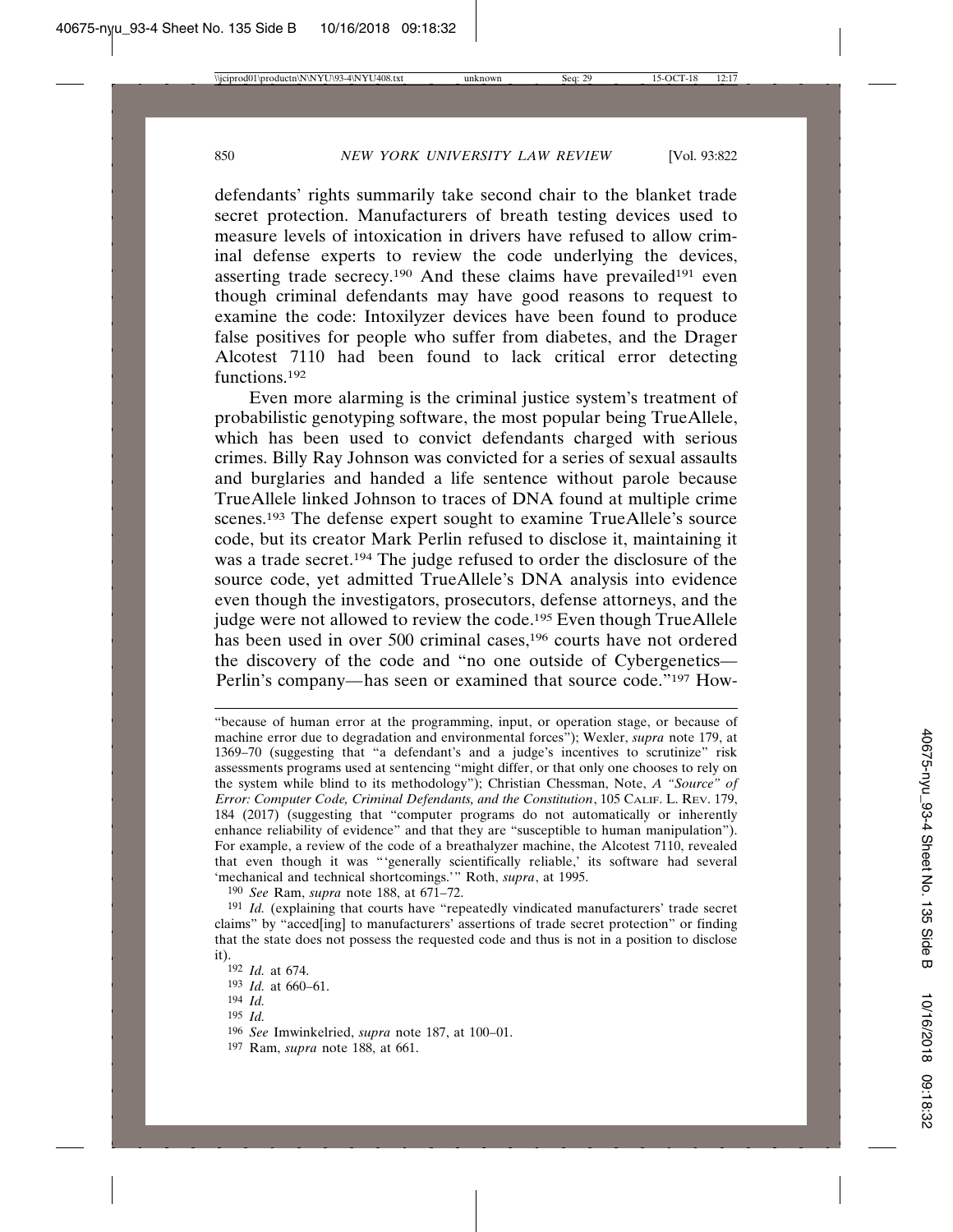defendants' rights summarily take second chair to the blanket trade secret protection. Manufacturers of breath testing devices used to measure levels of intoxication in drivers have refused to allow criminal defense experts to review the code underlying the devices, asserting trade secrecy.[190] And these claims have prevailed[191] even though criminal defendants may have good reasons to request to examine the code: Intoxilyzer devices have been found to produce false positives for people who suffer from diabetes, and the Drager Alcotest 7110 had been found to lack critical error detecting functions.[192]

Even more alarming is the criminal justice system's treatment of probabilistic genotyping software, the most popular being TrueAllele, which has been used to convict defendants charged with serious crimes. Billy Ray Johnson was convicted for a series of sexual assaults and burglaries and handed a life sentence without parole because TrueAllele linked Johnson to traces of DNA found at multiple crime scenes.[193] The defense expert sought to examine TrueAllele's source code, but its creator Mark Perlin refused to disclose it, maintaining it was a trade secret.[194] The judge refused to order the disclosure of the source code, yet admitted TrueAllele's DNA analysis into evidence even though the investigators, prosecutors, defense attorneys, and the judge were not allowed to review the code.[195] Even though TrueAllele has been used in over 500 criminal cases,[196] courts have not ordered the discovery of the code and "no one outside of Cybergenetics—Perlin's company—has seen or examined that source code."[197] How-

---

"because of human error at the programming, input, or operation stage, or because of machine error due to degradation and environmental forces"); Wexler, *supra* note 179, at 1369–70 (suggesting that "a defendant's and a judge's incentives to scrutinize" risk assessments programs used at sentencing "might differ, or that only one chooses to rely on the system while blind to its methodology"); Christian Chessman, Note, *A "Source" of Error: Computer Code, Criminal Defendants, and the Constitution*, 105 CALIF. L. REV. 179, 184 (2017) (suggesting that "computer programs do not automatically or inherently enhance reliability of evidence" and that they are "susceptible to human manipulation"). For example, a review of the code of a breathalyzer machine, the Alcotest 7110, revealed that even though it was "'generally scientifically reliable,' its software had several 'mechanical and technical shortcomings.'" Roth, *supra*, at 1995.

[190] *See* Ram, *supra* note 188, at 671–72.

[191] *Id.* (explaining that courts have "repeatedly vindicated manufacturers' trade secret claims" by "acced[ing] to manufacturers' assertions of trade secret protection" or finding that the state does not possess the requested code and thus is not in a position to disclose it).

[192] *Id.* at 674.

[193] *Id.* at 660–61.

[194] *Id.*

[195] *Id.*

[196] *See* Imwinkelried, *supra* note 187, at 100–01.

[197] Ram, *supra* note 188, at 661.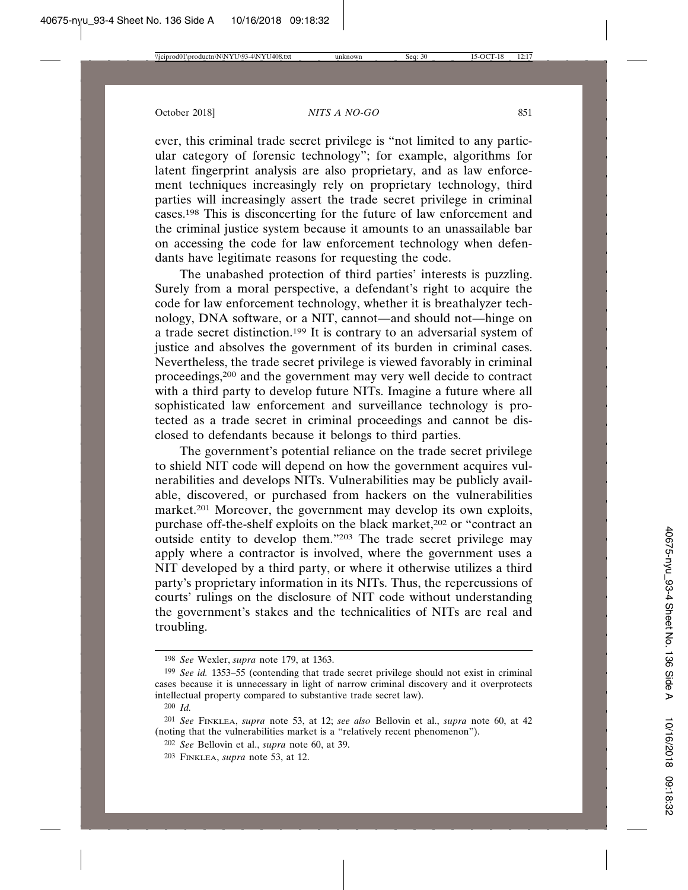ever, this criminal trade secret privilege is "not limited to any particular category of forensic technology"; for example, algorithms for latent fingerprint analysis are also proprietary, and as law enforcement techniques increasingly rely on proprietary technology, third parties will increasingly assert the trade secret privilege in criminal cases.[198] This is disconcerting for the future of law enforcement and the criminal justice system because it amounts to an unassailable bar on accessing the code for law enforcement technology when defendants have legitimate reasons for requesting the code.

The unabashed protection of third parties' interests is puzzling. Surely from a moral perspective, a defendant's right to acquire the code for law enforcement technology, whether it is breathalyzer technology, DNA software, or a NIT, cannot—and should not—hinge on a trade secret distinction.[199] It is contrary to an adversarial system of justice and absolves the government of its burden in criminal cases. Nevertheless, the trade secret privilege is viewed favorably in criminal proceedings,[200] and the government may very well decide to contract with a third party to develop future NITs. Imagine a future where all sophisticated law enforcement and surveillance technology is protected as a trade secret in criminal proceedings and cannot be disclosed to defendants because it belongs to third parties.

The government's potential reliance on the trade secret privilege to shield NIT code will depend on how the government acquires vulnerabilities and develops NITs. Vulnerabilities may be publicly available, discovered, or purchased from hackers on the vulnerabilities market.[201] Moreover, the government may develop its own exploits, purchase off-the-shelf exploits on the black market,[202] or "contract an outside entity to develop them."[203] The trade secret privilege may apply where a contractor is involved, where the government uses a NIT developed by a third party, or where it otherwise utilizes a third party's proprietary information in its NITs. Thus, the repercussions of courts' rulings on the disclosure of NIT code without understanding the government's stakes and the technicalities of NITs are real and troubling.

---

[198] *See* Wexler, *supra* note 179, at 1363.

[199] *See id.* 1353–55 (contending that trade secret privilege should not exist in criminal cases because it is unnecessary in light of narrow criminal discovery and it overprotects intellectual property compared to substantive trade secret law).

[200] *Id.*

[201] *See* FINKLEA, *supra* note 53, at 12; *see also* Bellovin et al., *supra* note 60, at 42 (noting that the vulnerabilities market is a "relatively recent phenomenon").

[202] *See* Bellovin et al., *supra* note 60, at 39.

[203] FINKLEA, *supra* note 53, at 12.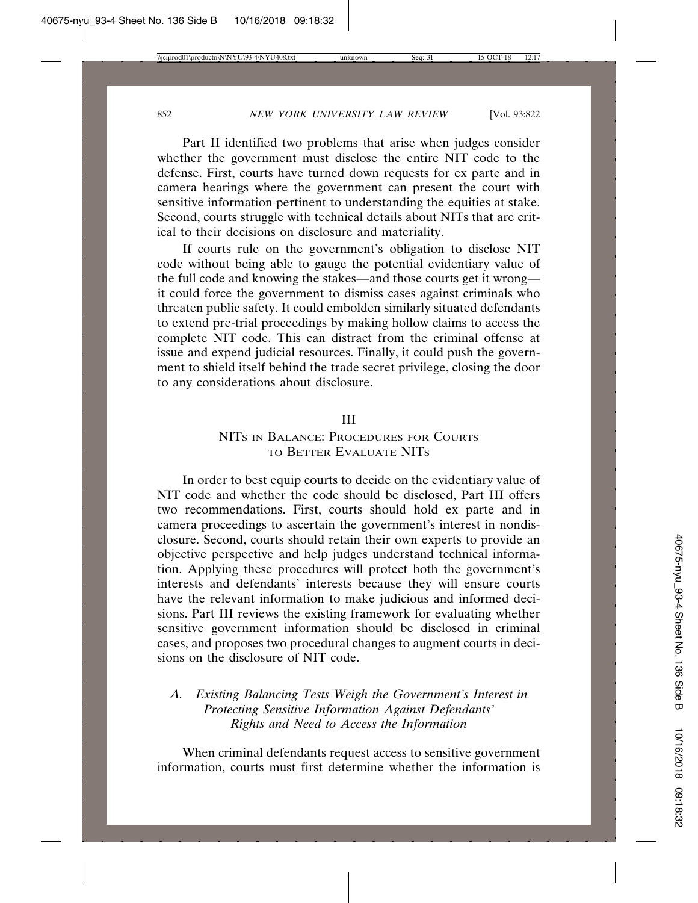Part II identified two problems that arise when judges consider whether the government must disclose the entire NIT code to the defense. First, courts have turned down requests for ex parte and in camera hearings where the government can present the court with sensitive information pertinent to understanding the equities at stake. Second, courts struggle with technical details about NITs that are critical to their decisions on disclosure and materiality.

If courts rule on the government's obligation to disclose NIT code without being able to gauge the potential evidentiary value of the full code and knowing the stakes—and those courts get it wrong—it could force the government to dismiss cases against criminals who threaten public safety. It could embolden similarly situated defendants to extend pre-trial proceedings by making hollow claims to access the complete NIT code. This can distract from the criminal offense at issue and expend judicial resources. Finally, it could push the government to shield itself behind the trade secret privilege, closing the door to any considerations about disclosure.

# III

# NITs in Balance: Procedures for Courts to Better Evaluate NITs

In order to best equip courts to decide on the evidentiary value of NIT code and whether the code should be disclosed, Part III offers two recommendations. First, courts should hold ex parte and in camera proceedings to ascertain the government's interest in nondisclosure. Second, courts should retain their own experts to provide an objective perspective and help judges understand technical information. Applying these procedures will protect both the government's interests and defendants' interests because they will ensure courts have the relevant information to make judicious and informed decisions. Part III reviews the existing framework for evaluating whether sensitive government information should be disclosed in criminal cases, and proposes two procedural changes to augment courts in decisions on the disclosure of NIT code.

## *A. Existing Balancing Tests Weigh the Government's Interest in Protecting Sensitive Information Against Defendants' Rights and Need to Access the Information*

When criminal defendants request access to sensitive government information, courts must first determine whether the information is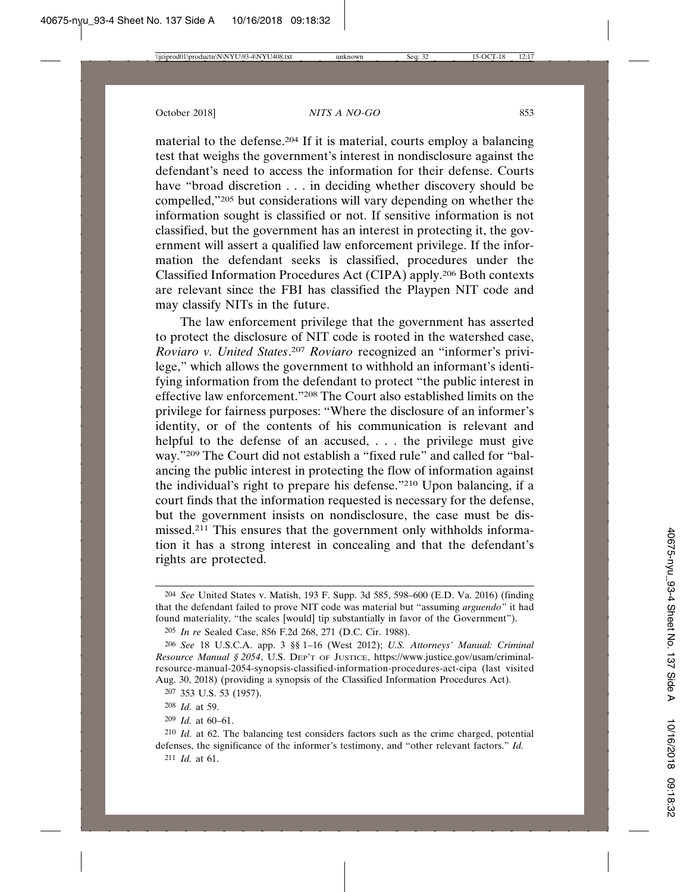material to the defense.[204] If it is material, courts employ a balancing test that weighs the government's interest in nondisclosure against the defendant's need to access the information for their defense. Courts have "broad discretion . . . in deciding whether discovery should be compelled,"[205] but considerations will vary depending on whether the information sought is classified or not. If sensitive information is not classified, but the government has an interest in protecting it, the government will assert a qualified law enforcement privilege. If the information the defendant seeks is classified, procedures under the Classified Information Procedures Act (CIPA) apply.[206] Both contexts are relevant since the FBI has classified the Playpen NIT code and may classify NITs in the future.

The law enforcement privilege that the government has asserted to protect the disclosure of NIT code is rooted in the watershed case, *Roviaro v. United States*.[207] *Roviaro* recognized an "informer's privilege," which allows the government to withhold an informant's identifying information from the defendant to protect "the public interest in effective law enforcement."[208] The Court also established limits on the privilege for fairness purposes: "Where the disclosure of an informer's identity, or of the contents of his communication is relevant and helpful to the defense of an accused, . . . the privilege must give way."[209] The Court did not establish a "fixed rule" and called for "balancing the public interest in protecting the flow of information against the individual's right to prepare his defense."[210] Upon balancing, if a court finds that the information requested is necessary for the defense, but the government insists on nondisclosure, the case must be dismissed.[211] This ensures that the government only withholds information it has a strong interest in concealing and that the defendant's rights are protected.

---

[204] *See* United States v. Matish, 193 F. Supp. 3d 585, 598–600 (E.D. Va. 2016) (finding that the defendant failed to prove NIT code was material but "assuming *arguendo*" it had found materiality, "the scales [would] tip substantially in favor of the Government").

[205] *In re* Sealed Case, 856 F.2d 268, 271 (D.C. Cir. 1988).

[206] *See* 18 U.S.C.A. app. 3 §§ 1–16 (West 2012); *U.S. Attorneys' Manual: Criminal Resource Manual § 2054*, U.S. DEP'T OF JUSTICE, https://www.justice.gov/usam/criminal-resource-manual-2054-synopsis-classified-information-procedures-act-cipa (last visited Aug. 30, 2018) (providing a synopsis of the Classified Information Procedures Act).

[207] 353 U.S. 53 (1957).

[208] *Id.* at 59.

[209] *Id.* at 60–61.

[210] *Id.* at 62. The balancing test considers factors such as the crime charged, potential defenses, the significance of the informer's testimony, and "other relevant factors." *Id.*

[211] *Id.* at 61.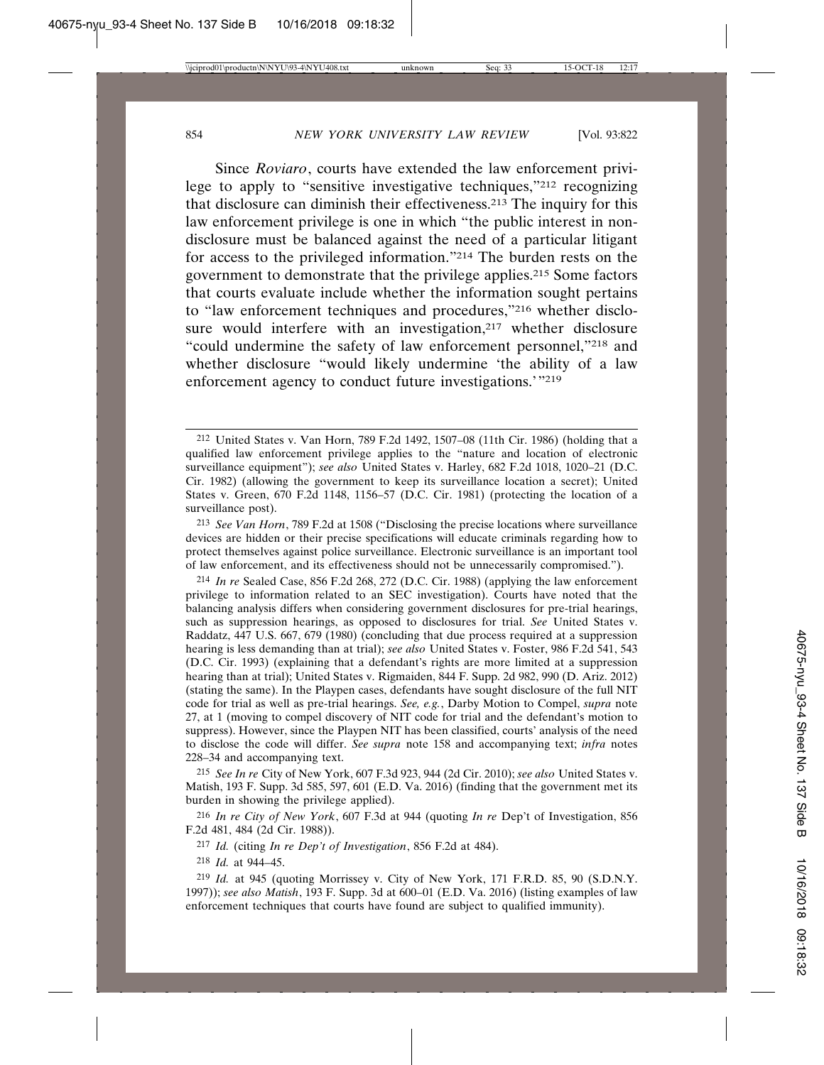Since *Roviaro*, courts have extended the law enforcement privilege to apply to "sensitive investigative techniques,"[212] recognizing that disclosure can diminish their effectiveness.[213] The inquiry for this law enforcement privilege is one in which "the public interest in nondisclosure must be balanced against the need of a particular litigant for access to the privileged information."[214] The burden rests on the government to demonstrate that the privilege applies.[215] Some factors that courts evaluate include whether the information sought pertains to "law enforcement techniques and procedures,"[216] whether disclosure would interfere with an investigation,[217] whether disclosure "could undermine the safety of law enforcement personnel,"[218] and whether disclosure "would likely undermine 'the ability of a law enforcement agency to conduct future investigations.'"[219]

---

[212] United States v. Van Horn, 789 F.2d 1492, 1507–08 (11th Cir. 1986) (holding that a qualified law enforcement privilege applies to the "nature and location of electronic surveillance equipment"); *see also* United States v. Harley, 682 F.2d 1018, 1020–21 (D.C. Cir. 1982) (allowing the government to keep its surveillance location a secret); United States v. Green, 670 F.2d 1148, 1156–57 (D.C. Cir. 1981) (protecting the location of a surveillance post).

[213] *See Van Horn*, 789 F.2d at 1508 ("Disclosing the precise locations where surveillance devices are hidden or their precise specifications will educate criminals regarding how to protect themselves against police surveillance. Electronic surveillance is an important tool of law enforcement, and its effectiveness should not be unnecessarily compromised.").

[214] *In re* Sealed Case, 856 F.2d 268, 272 (D.C. Cir. 1988) (applying the law enforcement privilege to information related to an SEC investigation). Courts have noted that the balancing analysis differs when considering government disclosures for pre-trial hearings, such as suppression hearings, as opposed to disclosures for trial. *See* United States v. Raddatz, 447 U.S. 667, 679 (1980) (concluding that due process required at a suppression hearing is less demanding than at trial); *see also* United States v. Foster, 986 F.2d 541, 543 (D.C. Cir. 1993) (explaining that a defendant's rights are more limited at a suppression hearing than at trial); United States v. Rigmaiden, 844 F. Supp. 2d 982, 990 (D. Ariz. 2012) (stating the same). In the Playpen cases, defendants have sought disclosure of the full NIT code for trial as well as pre-trial hearings. *See, e.g.*, Darby Motion to Compel, *supra* note 27, at 1 (moving to compel discovery of NIT code for trial and the defendant's motion to suppress). However, since the Playpen NIT has been classified, courts' analysis of the need to disclose the code will differ. *See supra* note 158 and accompanying text; *infra* notes 228–34 and accompanying text.

[215] *See In re* City of New York, 607 F.3d 923, 944 (2d Cir. 2010); *see also* United States v. Matish, 193 F. Supp. 3d 585, 597, 601 (E.D. Va. 2016) (finding that the government met its burden in showing the privilege applied).

[216] *In re City of New York*, 607 F.3d at 944 (quoting *In re* Dep't of Investigation, 856 F.2d 481, 484 (2d Cir. 1988)).

[217] *Id.* (citing *In re Dep't of Investigation*, 856 F.2d at 484).

[218] *Id.* at 944–45.

[219] *Id.* at 945 (quoting Morrissey v. City of New York, 171 F.R.D. 85, 90 (S.D.N.Y. 1997)); *see also Matish*, 193 F. Supp. 3d at 600–01 (E.D. Va. 2016) (listing examples of law enforcement techniques that courts have found are subject to qualified immunity).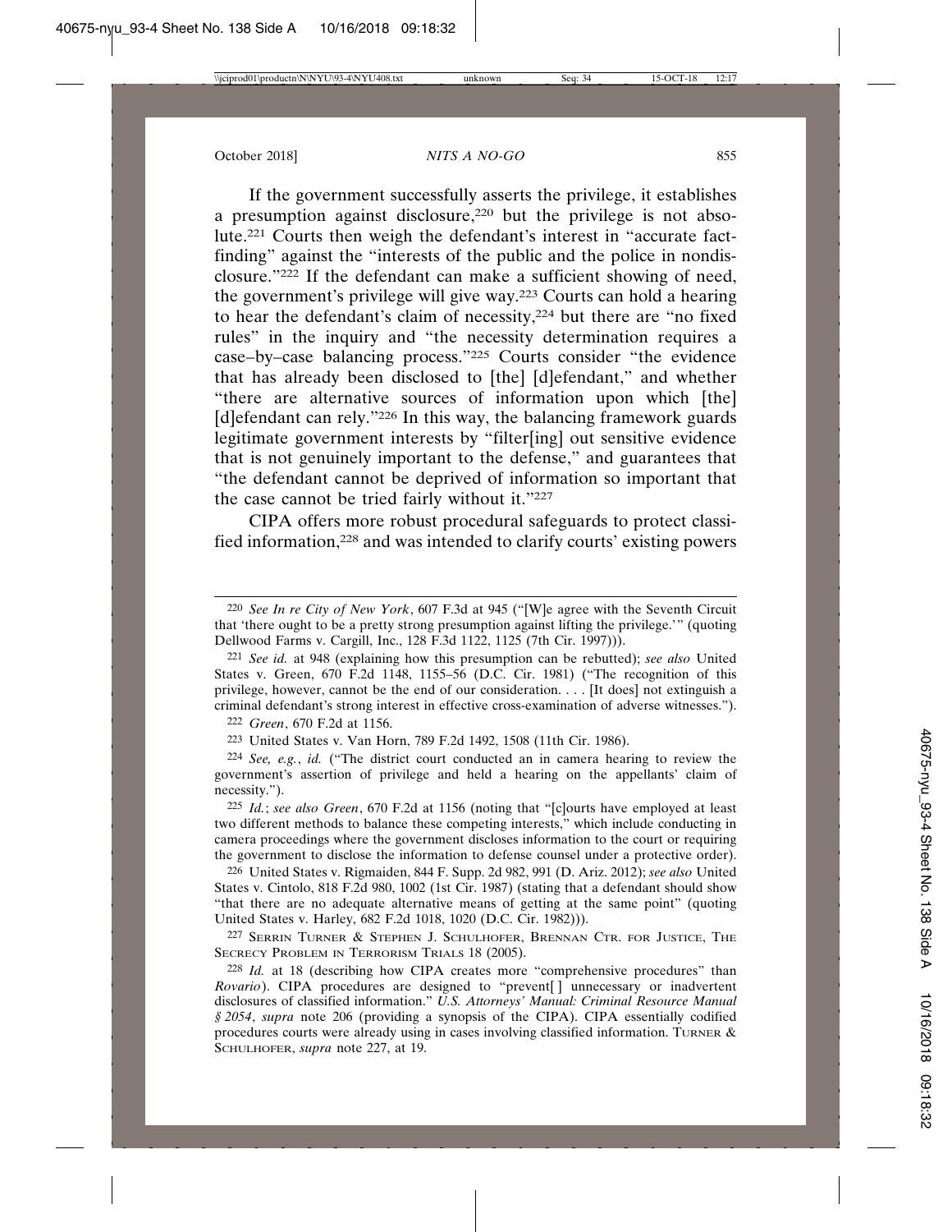If the government successfully asserts the privilege, it establishes a presumption against disclosure,[220] but the privilege is not absolute.[221] Courts then weigh the defendant's interest in "accurate fact-finding" against the "interests of the public and the police in nondisclosure."[222] If the defendant can make a sufficient showing of need, the government's privilege will give way.[223] Courts can hold a hearing to hear the defendant's claim of necessity,[224] but there are "no fixed rules" in the inquiry and "the necessity determination requires a case–by–case balancing process."[225] Courts consider "the evidence that has already been disclosed to [the] [d]efendant," and whether "there are alternative sources of information upon which [the] [d]efendant can rely."[226] In this way, the balancing framework guards legitimate government interests by "filter[ing] out sensitive evidence that is not genuinely important to the defense," and guarantees that "the defendant cannot be deprived of information so important that the case cannot be tried fairly without it."[227]

CIPA offers more robust procedural safeguards to protect classified information,[228] and was intended to clarify courts' existing powers

---

220 *See In re City of New York*, 607 F.3d at 945 ("[W]e agree with the Seventh Circuit that 'there ought to be a pretty strong presumption against lifting the privilege.'" (quoting Dellwood Farms v. Cargill, Inc., 128 F.3d 1122, 1125 (7th Cir. 1997))).

221 *See id.* at 948 (explaining how this presumption can be rebutted); *see also* United States v. Green, 670 F.2d 1148, 1155–56 (D.C. Cir. 1981) ("The recognition of this privilege, however, cannot be the end of our consideration. . . . [It does] not extinguish a criminal defendant's strong interest in effective cross-examination of adverse witnesses.").

222 *Green*, 670 F.2d at 1156.

223 United States v. Van Horn, 789 F.2d 1492, 1508 (11th Cir. 1986).

224 *See, e.g.*, *id.* ("The district court conducted an in camera hearing to review the government's assertion of privilege and held a hearing on the appellants' claim of necessity.").

225 *Id.*; *see also Green*, 670 F.2d at 1156 (noting that "[c]ourts have employed at least two different methods to balance these competing interests," which include conducting in camera proceedings where the government discloses information to the court or requiring the government to disclose the information to defense counsel under a protective order).

226 United States v. Rigmaiden, 844 F. Supp. 2d 982, 991 (D. Ariz. 2012); *see also* United States v. Cintolo, 818 F.2d 980, 1002 (1st Cir. 1987) (stating that a defendant should show "that there are no adequate alternative means of getting at the same point" (quoting United States v. Harley, 682 F.2d 1018, 1020 (D.C. Cir. 1982))).

227 Serrin Turner & Stephen J. Schulhofer, Brennan Ctr. for Justice, The Secrecy Problem in Terrorism Trials 18 (2005).

228 *Id.* at 18 (describing how CIPA creates more "comprehensive procedures" than *Rovario*). CIPA procedures are designed to "prevent[ ] unnecessary or inadvertent disclosures of classified information." *U.S. Attorneys' Manual: Criminal Resource Manual § 2054*, *supra* note 206 (providing a synopsis of the CIPA). CIPA essentially codified procedures courts were already using in cases involving classified information. Turner & Schulhofer, *supra* note 227, at 19.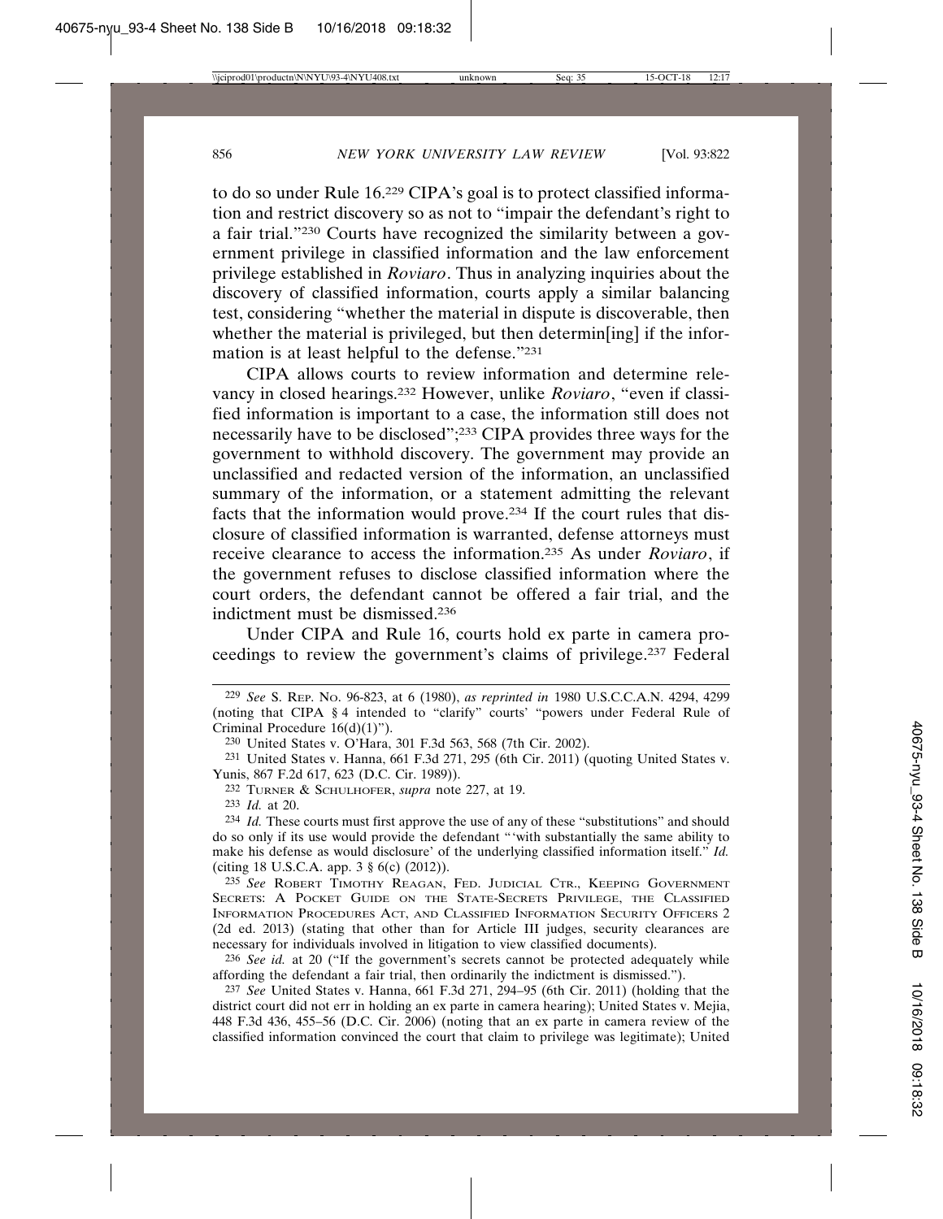to do so under Rule 16.[229] CIPA's goal is to protect classified information and restrict discovery so as not to "impair the defendant's right to a fair trial."[230] Courts have recognized the similarity between a government privilege in classified information and the law enforcement privilege established in *Roviaro*. Thus in analyzing inquiries about the discovery of classified information, courts apply a similar balancing test, considering "whether the material in dispute is discoverable, then whether the material is privileged, but then determin[ing] if the information is at least helpful to the defense."[231]

CIPA allows courts to review information and determine relevancy in closed hearings.[232] However, unlike *Roviaro*, "even if classified information is important to a case, the information still does not necessarily have to be disclosed";[233] CIPA provides three ways for the government to withhold discovery. The government may provide an unclassified and redacted version of the information, an unclassified summary of the information, or a statement admitting the relevant facts that the information would prove.[234] If the court rules that disclosure of classified information is warranted, defense attorneys must receive clearance to access the information.[235] As under *Roviaro*, if the government refuses to disclose classified information where the court orders, the defendant cannot be offered a fair trial, and the indictment must be dismissed.[236]

Under CIPA and Rule 16, courts hold ex parte in camera proceedings to review the government's claims of privilege.[237] Federal

---

[229] *See* S. REP. NO. 96-823, at 6 (1980), *as reprinted in* 1980 U.S.C.C.A.N. 4294, 4299 (noting that CIPA § 4 intended to "clarify" courts' "powers under Federal Rule of Criminal Procedure 16(d)(1)").

[230] United States v. O'Hara, 301 F.3d 563, 568 (7th Cir. 2002).

[231] United States v. Hanna, 661 F.3d 271, 295 (6th Cir. 2011) (quoting United States v. Yunis, 867 F.2d 617, 623 (D.C. Cir. 1989)).

[232] TURNER & SCHULHOFER, *supra* note 227, at 19.

[233] *Id.* at 20.

[234] *Id.* These courts must first approve the use of any of these "substitutions" and should do so only if its use would provide the defendant "'with substantially the same ability to make his defense as would disclosure' of the underlying classified information itself." *Id.* (citing 18 U.S.C.A. app. 3 § 6(c) (2012)).

[235] *See* ROBERT TIMOTHY REAGAN, FED. JUDICIAL CTR., KEEPING GOVERNMENT SECRETS: A POCKET GUIDE ON THE STATE-SECRETS PRIVILEGE, THE CLASSIFIED INFORMATION PROCEDURES ACT, AND CLASSIFIED INFORMATION SECURITY OFFICERS 2 (2d ed. 2013) (stating that other than for Article III judges, security clearances are necessary for individuals involved in litigation to view classified documents).

[236] *See id.* at 20 ("If the government's secrets cannot be protected adequately while affording the defendant a fair trial, then ordinarily the indictment is dismissed.").

[237] *See* United States v. Hanna, 661 F.3d 271, 294–95 (6th Cir. 2011) (holding that the district court did not err in holding an ex parte in camera hearing); United States v. Mejia, 448 F.3d 436, 455–56 (D.C. Cir. 2006) (noting that an ex parte in camera review of the classified information convinced the court that claim to privilege was legitimate); United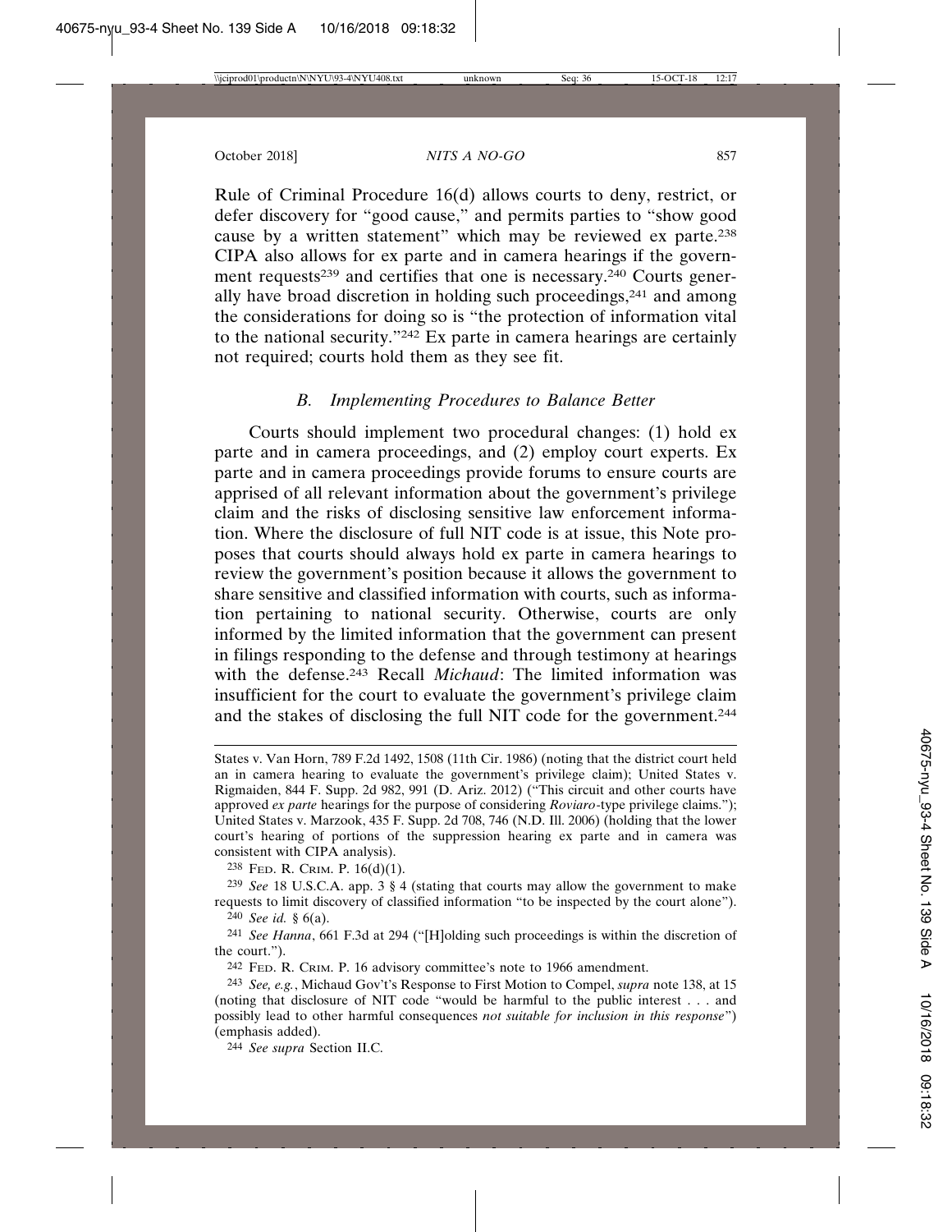Rule of Criminal Procedure 16(d) allows courts to deny, restrict, or defer discovery for "good cause," and permits parties to "show good cause by a written statement" which may be reviewed ex parte.[238] CIPA also allows for ex parte and in camera hearings if the government requests[239] and certifies that one is necessary.[240] Courts generally have broad discretion in holding such proceedings,[241] and among the considerations for doing so is "the protection of information vital to the national security."[242] Ex parte in camera hearings are certainly not required; courts hold them as they see fit.

### *B. Implementing Procedures to Balance Better*

Courts should implement two procedural changes: (1) hold ex parte and in camera proceedings, and (2) employ court experts. Ex parte and in camera proceedings provide forums to ensure courts are apprised of all relevant information about the government's privilege claim and the risks of disclosing sensitive law enforcement information. Where the disclosure of full NIT code is at issue, this Note proposes that courts should always hold ex parte in camera hearings to review the government's position because it allows the government to share sensitive and classified information with courts, such as information pertaining to national security. Otherwise, courts are only informed by the limited information that the government can present in filings responding to the defense and through testimony at hearings with the defense.[243] Recall *Michaud*: The limited information was insufficient for the court to evaluate the government's privilege claim and the stakes of disclosing the full NIT code for the government.[244]

---

States v. Van Horn, 789 F.2d 1492, 1508 (11th Cir. 1986) (noting that the district court held an in camera hearing to evaluate the government's privilege claim); United States v. Rigmaiden, 844 F. Supp. 2d 982, 991 (D. Ariz. 2012) ("This circuit and other courts have approved *ex parte* hearings for the purpose of considering *Roviaro*-type privilege claims."); United States v. Marzook, 435 F. Supp. 2d 708, 746 (N.D. Ill. 2006) (holding that the lower court's hearing of portions of the suppression hearing ex parte and in camera was consistent with CIPA analysis).

[238] FED. R. CRIM. P. 16(d)(1).

[239] *See* 18 U.S.C.A. app. 3 § 4 (stating that courts may allow the government to make requests to limit discovery of classified information "to be inspected by the court alone").

[240] *See id.* § 6(a).

[241] *See Hanna*, 661 F.3d at 294 ("[H]olding such proceedings is within the discretion of the court.").

[242] FED. R. CRIM. P. 16 advisory committee's note to 1966 amendment.

[243] *See, e.g.*, Michaud Gov't's Response to First Motion to Compel, *supra* note 138, at 15 (noting that disclosure of NIT code "would be harmful to the public interest . . . and possibly lead to other harmful consequences *not suitable for inclusion in this response*") (emphasis added).

[244] *See supra* Section II.C.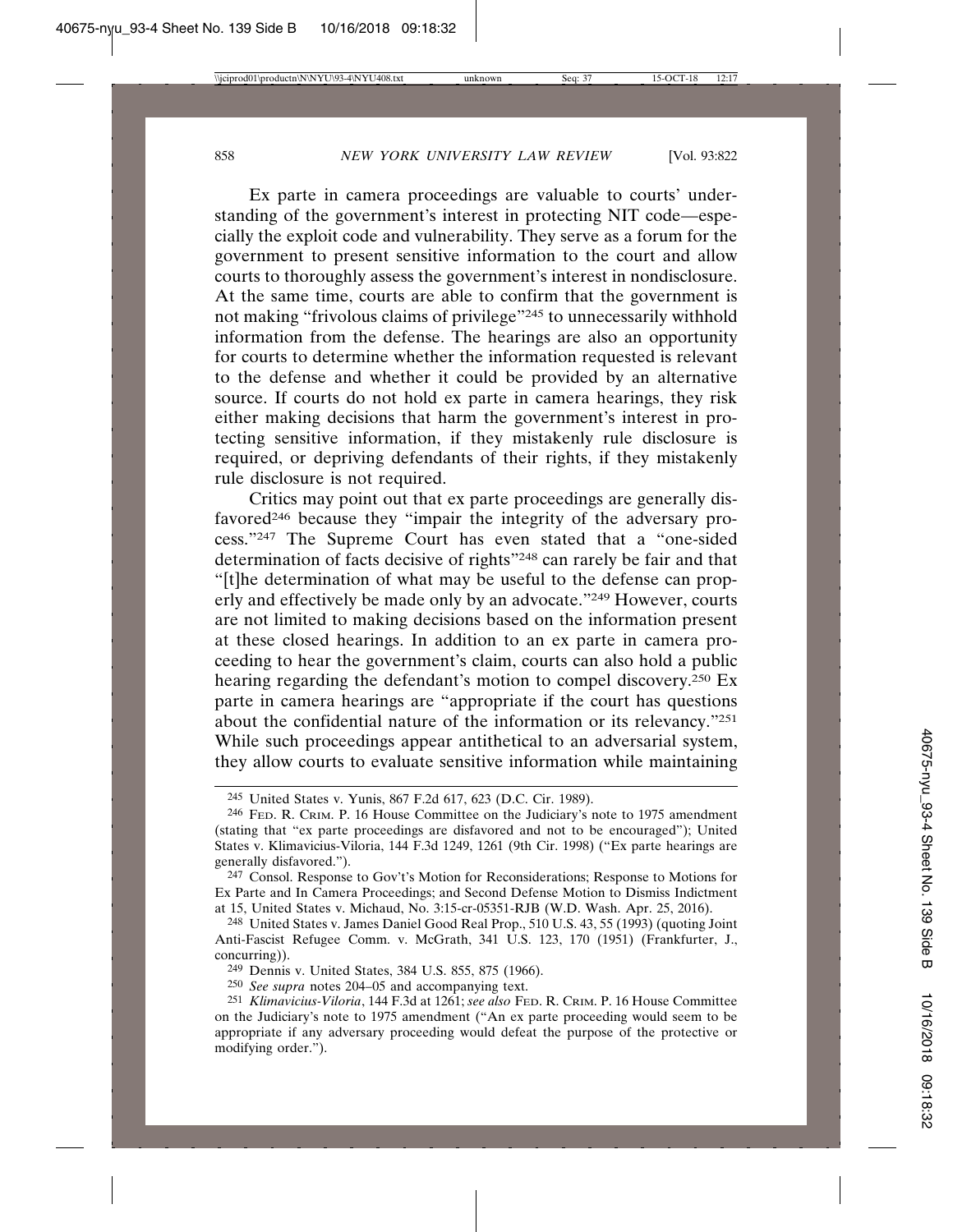Ex parte in camera proceedings are valuable to courts' understanding of the government's interest in protecting NIT code—especially the exploit code and vulnerability. They serve as a forum for the government to present sensitive information to the court and allow courts to thoroughly assess the government's interest in nondisclosure. At the same time, courts are able to confirm that the government is not making "frivolous claims of privilege"[245] to unnecessarily withhold information from the defense. The hearings are also an opportunity for courts to determine whether the information requested is relevant to the defense and whether it could be provided by an alternative source. If courts do not hold ex parte in camera hearings, they risk either making decisions that harm the government's interest in protecting sensitive information, if they mistakenly rule disclosure is required, or depriving defendants of their rights, if they mistakenly rule disclosure is not required.

Critics may point out that ex parte proceedings are generally disfavored[246] because they "impair the integrity of the adversary process."[247] The Supreme Court has even stated that a "one-sided determination of facts decisive of rights"[248] can rarely be fair and that "[t]he determination of what may be useful to the defense can properly and effectively be made only by an advocate."[249] However, courts are not limited to making decisions based on the information present at these closed hearings. In addition to an ex parte in camera proceeding to hear the government's claim, courts can also hold a public hearing regarding the defendant's motion to compel discovery.[250] Ex parte in camera hearings are "appropriate if the court has questions about the confidential nature of the information or its relevancy."[251] While such proceedings appear antithetical to an adversarial system, they allow courts to evaluate sensitive information while maintaining

---

[245] United States v. Yunis, 867 F.2d 617, 623 (D.C. Cir. 1989).

[246] Fed. R. Crim. P. 16 House Committee on the Judiciary's note to 1975 amendment (stating that "ex parte proceedings are disfavored and not to be encouraged"); United States v. Klimavicius-Viloria, 144 F.3d 1249, 1261 (9th Cir. 1998) ("Ex parte hearings are generally disfavored.").

[247] Consol. Response to Gov't's Motion for Reconsiderations; Response to Motions for Ex Parte and In Camera Proceedings; and Second Defense Motion to Dismiss Indictment at 15, United States v. Michaud, No. 3:15-cr-05351-RJB (W.D. Wash. Apr. 25, 2016).

[248] United States v. James Daniel Good Real Prop., 510 U.S. 43, 55 (1993) (quoting Joint Anti-Fascist Refugee Comm. v. McGrath, 341 U.S. 123, 170 (1951) (Frankfurter, J., concurring)).

[249] Dennis v. United States, 384 U.S. 855, 875 (1966).

[250] *See supra* notes 204–05 and accompanying text.

[251] *Klimavicius-Viloria*, 144 F.3d at 1261; *see also* Fed. R. Crim. P. 16 House Committee on the Judiciary's note to 1975 amendment ("An ex parte proceeding would seem to be appropriate if any adversary proceeding would defeat the purpose of the protective or modifying order.").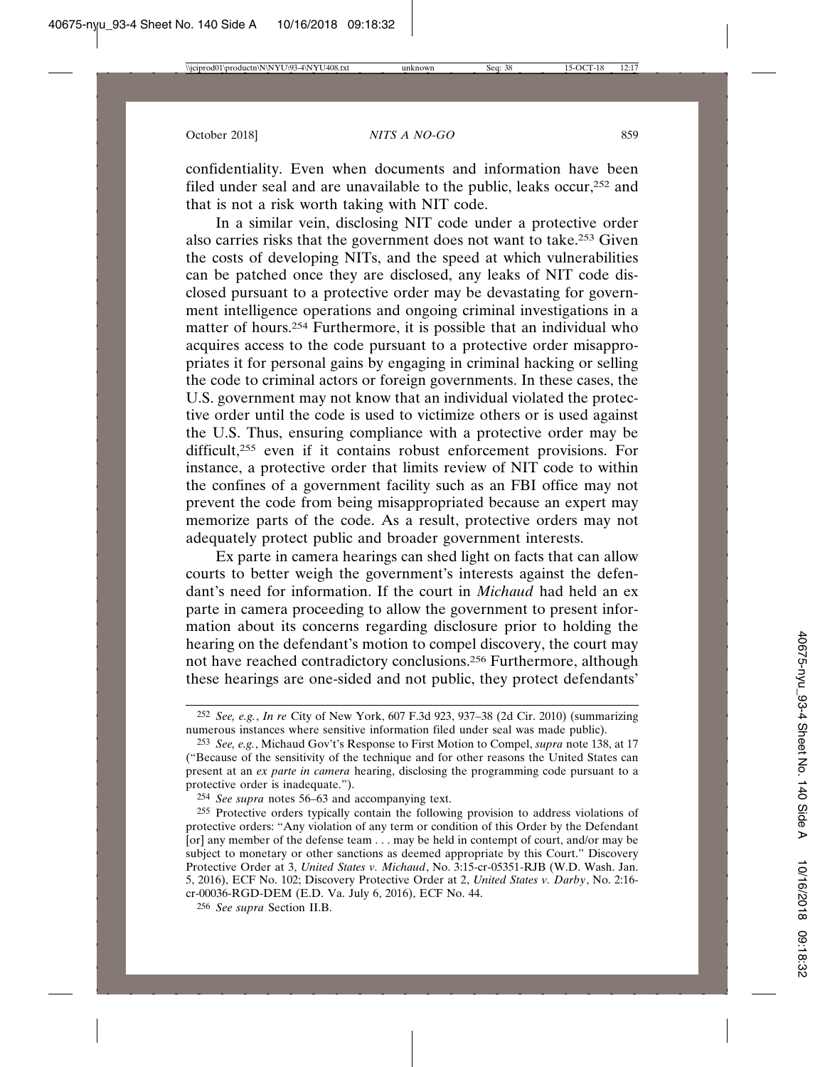confidentiality. Even when documents and information have been filed under seal and are unavailable to the public, leaks occur,[252] and that is not a risk worth taking with NIT code.

In a similar vein, disclosing NIT code under a protective order also carries risks that the government does not want to take.[253] Given the costs of developing NITs, and the speed at which vulnerabilities can be patched once they are disclosed, any leaks of NIT code disclosed pursuant to a protective order may be devastating for government intelligence operations and ongoing criminal investigations in a matter of hours.[254] Furthermore, it is possible that an individual who acquires access to the code pursuant to a protective order misappropriates it for personal gains by engaging in criminal hacking or selling the code to criminal actors or foreign governments. In these cases, the U.S. government may not know that an individual violated the protective order until the code is used to victimize others or is used against the U.S. Thus, ensuring compliance with a protective order may be difficult,[255] even if it contains robust enforcement provisions. For instance, a protective order that limits review of NIT code to within the confines of a government facility such as an FBI office may not prevent the code from being misappropriated because an expert may memorize parts of the code. As a result, protective orders may not adequately protect public and broader government interests.

Ex parte in camera hearings can shed light on facts that can allow courts to better weigh the government's interests against the defendant's need for information. If the court in *Michaud* had held an ex parte in camera proceeding to allow the government to present information about its concerns regarding disclosure prior to holding the hearing on the defendant's motion to compel discovery, the court may not have reached contradictory conclusions.[256] Furthermore, although these hearings are one-sided and not public, they protect defendants'

---

[252] *See, e.g.*, *In re* City of New York, 607 F.3d 923, 937–38 (2d Cir. 2010) (summarizing numerous instances where sensitive information filed under seal was made public).

[253] *See, e.g.*, Michaud Gov't's Response to First Motion to Compel, *supra* note 138, at 17 ("Because of the sensitivity of the technique and for other reasons the United States can present at an *ex parte in camera* hearing, disclosing the programming code pursuant to a protective order is inadequate.").

[254] *See supra* notes 56–63 and accompanying text.

[255] Protective orders typically contain the following provision to address violations of protective orders: "Any violation of any term or condition of this Order by the Defendant [or] any member of the defense team . . . may be held in contempt of court, and/or may be subject to monetary or other sanctions as deemed appropriate by this Court." Discovery Protective Order at 3, *United States v. Michaud*, No. 3:15-cr-05351-RJB (W.D. Wash. Jan. 5, 2016), ECF No. 102; Discovery Protective Order at 2, *United States v. Darby*, No. 2:16-cr-00036-RGD-DEM (E.D. Va. July 6, 2016), ECF No. 44.

[256] *See supra* Section II.B.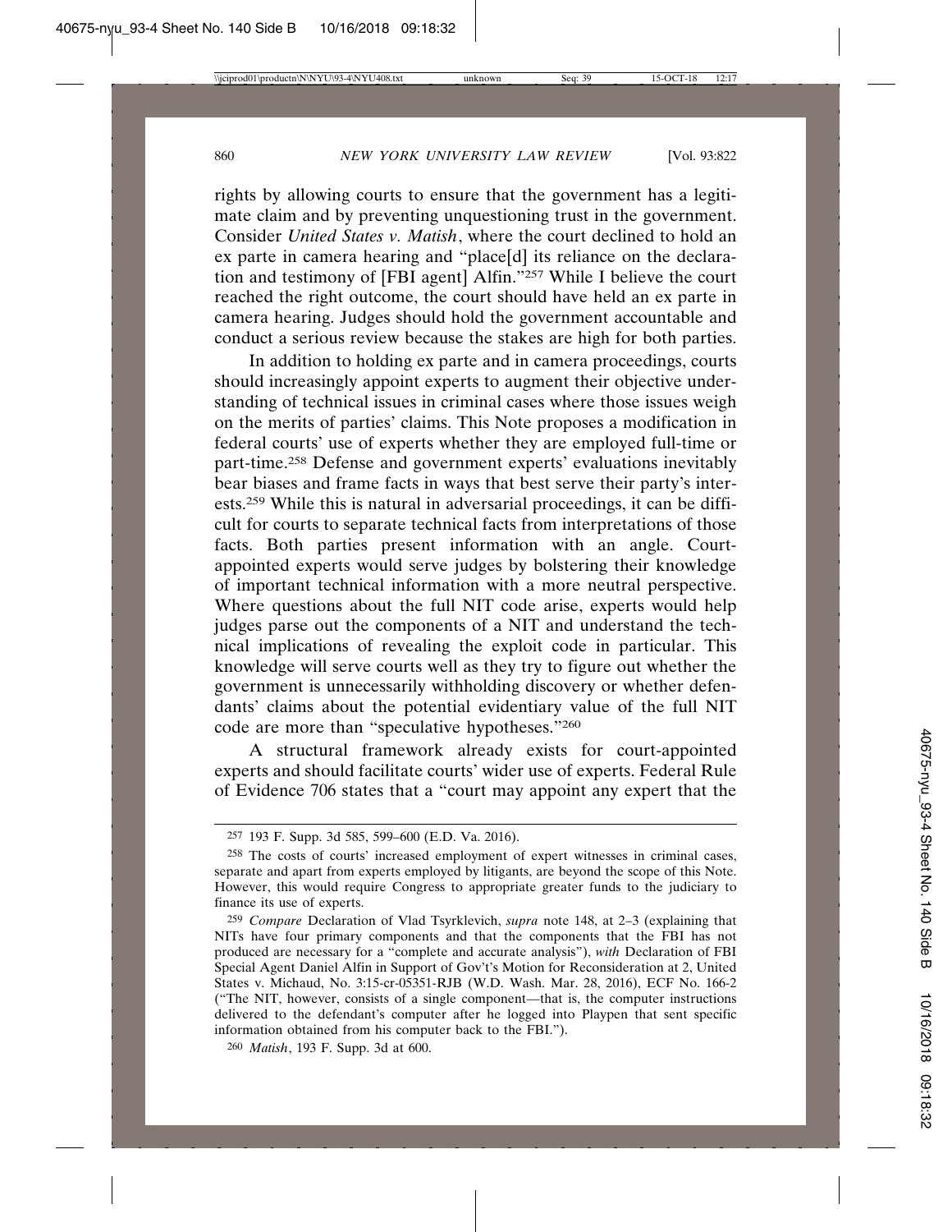rights by allowing courts to ensure that the government has a legitimate claim and by preventing unquestioning trust in the government. Consider *United States v. Matish*, where the court declined to hold an ex parte in camera hearing and "place[d] its reliance on the declaration and testimony of [FBI agent] Alfin."[257] While I believe the court reached the right outcome, the court should have held an ex parte in camera hearing. Judges should hold the government accountable and conduct a serious review because the stakes are high for both parties.

In addition to holding ex parte and in camera proceedings, courts should increasingly appoint experts to augment their objective understanding of technical issues in criminal cases where those issues weigh on the merits of parties' claims. This Note proposes a modification in federal courts' use of experts whether they are employed full-time or part-time.[258] Defense and government experts' evaluations inevitably bear biases and frame facts in ways that best serve their party's interests.[259] While this is natural in adversarial proceedings, it can be difficult for courts to separate technical facts from interpretations of those facts. Both parties present information with an angle. Court-appointed experts would serve judges by bolstering their knowledge of important technical information with a more neutral perspective. Where questions about the full NIT code arise, experts would help judges parse out the components of a NIT and understand the technical implications of revealing the exploit code in particular. This knowledge will serve courts well as they try to figure out whether the government is unnecessarily withholding discovery or whether defendants' claims about the potential evidentiary value of the full NIT code are more than "speculative hypotheses."[260]

A structural framework already exists for court-appointed experts and should facilitate courts' wider use of experts. Federal Rule of Evidence 706 states that a "court may appoint any expert that the

---

[257] 193 F. Supp. 3d 585, 599–600 (E.D. Va. 2016).

[258] The costs of courts' increased employment of expert witnesses in criminal cases, separate and apart from experts employed by litigants, are beyond the scope of this Note. However, this would require Congress to appropriate greater funds to the judiciary to finance its use of experts.

[259] *Compare* Declaration of Vlad Tsyrklevich, *supra* note 148, at 2–3 (explaining that NITs have four primary components and that the components that the FBI has not produced are necessary for a "complete and accurate analysis"), *with* Declaration of FBI Special Agent Daniel Alfin in Support of Gov't's Motion for Reconsideration at 2, United States v. Michaud, No. 3:15-cr-05351-RJB (W.D. Wash. Mar. 28, 2016), ECF No. 166-2 ("The NIT, however, consists of a single component—that is, the computer instructions delivered to the defendant's computer after he logged into Playpen that sent specific information obtained from his computer back to the FBI.").

[260] *Matish*, 193 F. Supp. 3d at 600.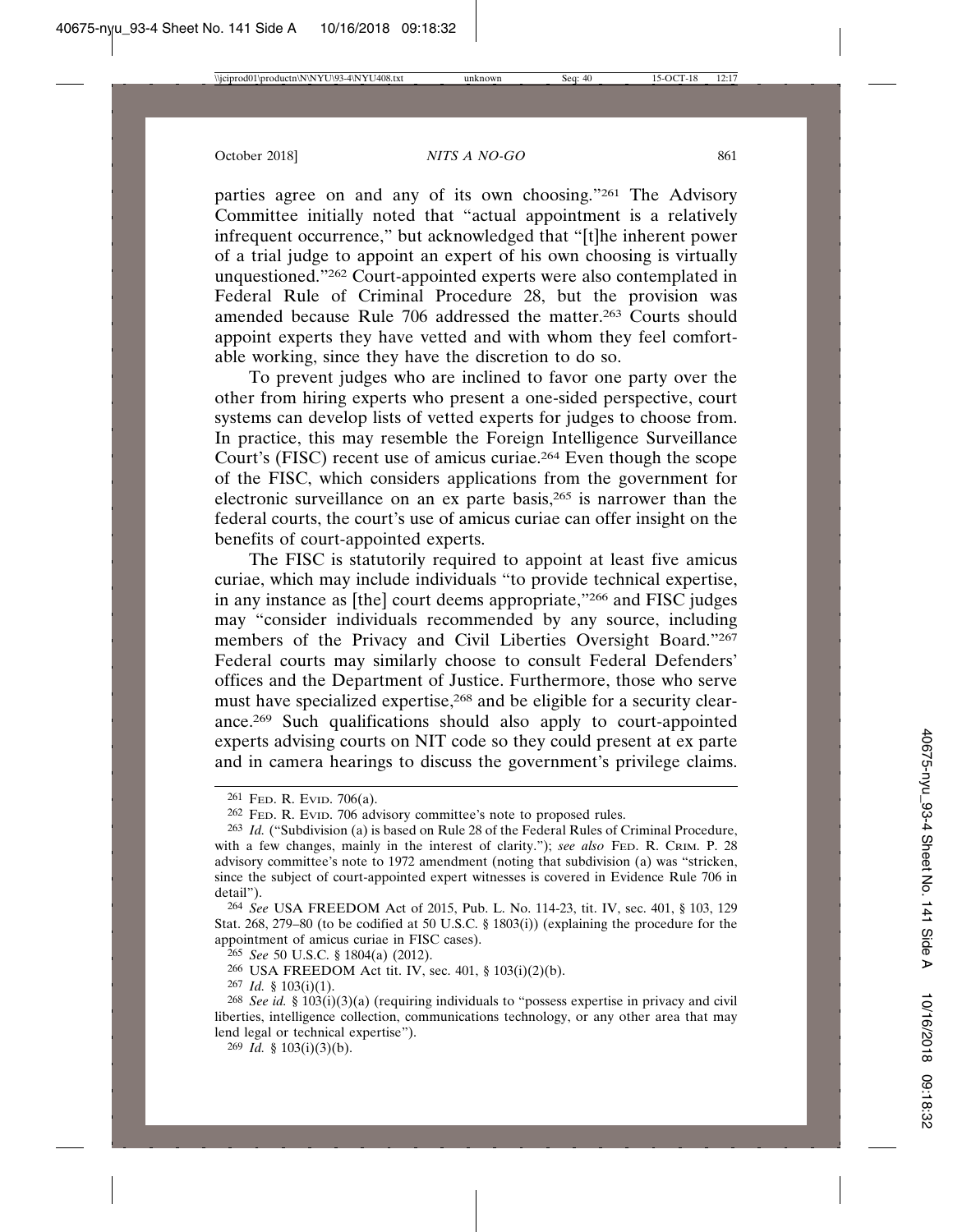parties agree on and any of its own choosing."[261] The Advisory Committee initially noted that "actual appointment is a relatively infrequent occurrence," but acknowledged that "[t]he inherent power of a trial judge to appoint an expert of his own choosing is virtually unquestioned."[262] Court-appointed experts were also contemplated in Federal Rule of Criminal Procedure 28, but the provision was amended because Rule 706 addressed the matter.[263] Courts should appoint experts they have vetted and with whom they feel comfortable working, since they have the discretion to do so.

To prevent judges who are inclined to favor one party over the other from hiring experts who present a one-sided perspective, court systems can develop lists of vetted experts for judges to choose from. In practice, this may resemble the Foreign Intelligence Surveillance Court's (FISC) recent use of amicus curiae.[264] Even though the scope of the FISC, which considers applications from the government for electronic surveillance on an ex parte basis,[265] is narrower than the federal courts, the court's use of amicus curiae can offer insight on the benefits of court-appointed experts.

The FISC is statutorily required to appoint at least five amicus curiae, which may include individuals "to provide technical expertise, in any instance as [the] court deems appropriate,"[266] and FISC judges may "consider individuals recommended by any source, including members of the Privacy and Civil Liberties Oversight Board."[267] Federal courts may similarly choose to consult Federal Defenders' offices and the Department of Justice. Furthermore, those who serve must have specialized expertise,[268] and be eligible for a security clearance.[269] Such qualifications should also apply to court-appointed experts advising courts on NIT code so they could present at ex parte and in camera hearings to discuss the government's privilege claims.

---

[261] Fed. R. Evid. 706(a).

[262] Fed. R. Evid. 706 advisory committee's note to proposed rules.

[263] *Id.* ("Subdivision (a) is based on Rule 28 of the Federal Rules of Criminal Procedure, with a few changes, mainly in the interest of clarity."); *see also* Fed. R. Crim. P. 28 advisory committee's note to 1972 amendment (noting that subdivision (a) was "stricken, since the subject of court-appointed expert witnesses is covered in Evidence Rule 706 in detail").

[264] *See* USA FREEDOM Act of 2015, Pub. L. No. 114-23, tit. IV, sec. 401, § 103, 129 Stat. 268, 279–80 (to be codified at 50 U.S.C. § 1803(i)) (explaining the procedure for the appointment of amicus curiae in FISC cases).

[265] *See* 50 U.S.C. § 1804(a) (2012).

[266] USA FREEDOM Act tit. IV, sec. 401, § 103(i)(2)(b).

[267] *Id.* § 103(i)(1).

[268] *See id.* § 103(i)(3)(a) (requiring individuals to "possess expertise in privacy and civil liberties, intelligence collection, communications technology, or any other area that may lend legal or technical expertise").

[269] *Id.* § 103(i)(3)(b).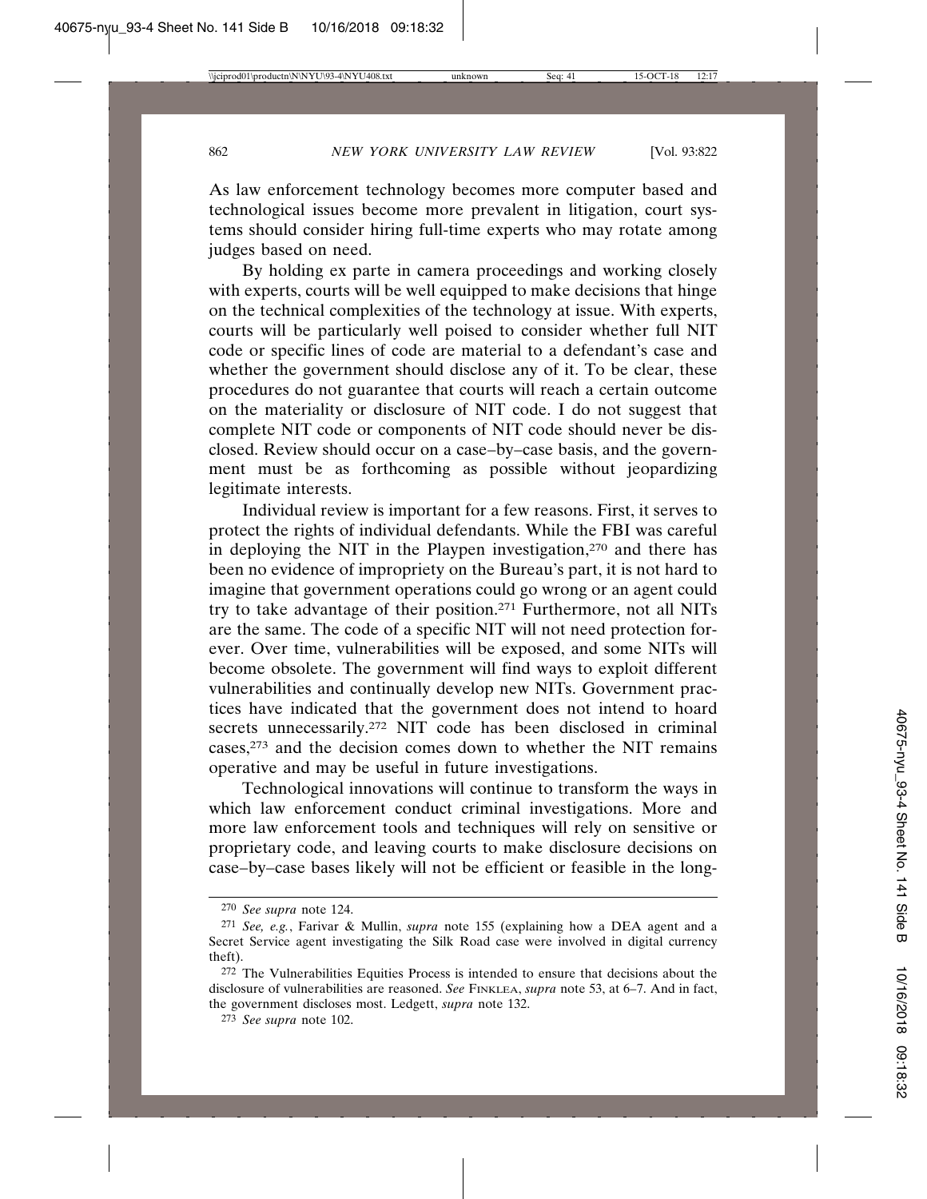As law enforcement technology becomes more computer based and technological issues become more prevalent in litigation, court systems should consider hiring full-time experts who may rotate among judges based on need.

By holding ex parte in camera proceedings and working closely with experts, courts will be well equipped to make decisions that hinge on the technical complexities of the technology at issue. With experts, courts will be particularly well poised to consider whether full NIT code or specific lines of code are material to a defendant's case and whether the government should disclose any of it. To be clear, these procedures do not guarantee that courts will reach a certain outcome on the materiality or disclosure of NIT code. I do not suggest that complete NIT code or components of NIT code should never be disclosed. Review should occur on a case–by–case basis, and the government must be as forthcoming as possible without jeopardizing legitimate interests.

Individual review is important for a few reasons. First, it serves to protect the rights of individual defendants. While the FBI was careful in deploying the NIT in the Playpen investigation,[270] and there has been no evidence of impropriety on the Bureau's part, it is not hard to imagine that government operations could go wrong or an agent could try to take advantage of their position.[271] Furthermore, not all NITs are the same. The code of a specific NIT will not need protection forever. Over time, vulnerabilities will be exposed, and some NITs will become obsolete. The government will find ways to exploit different vulnerabilities and continually develop new NITs. Government practices have indicated that the government does not intend to hoard secrets unnecessarily.[272] NIT code has been disclosed in criminal cases,[273] and the decision comes down to whether the NIT remains operative and may be useful in future investigations.

Technological innovations will continue to transform the ways in which law enforcement conduct criminal investigations. More and more law enforcement tools and techniques will rely on sensitive or proprietary code, and leaving courts to make disclosure decisions on case–by–case bases likely will not be efficient or feasible in the long-

---

[270] *See supra* note 124.

[271] *See, e.g.*, Farivar & Mullin, *supra* note 155 (explaining how a DEA agent and a Secret Service agent investigating the Silk Road case were involved in digital currency theft).

[272] The Vulnerabilities Equities Process is intended to ensure that decisions about the disclosure of vulnerabilities are reasoned. *See* FINKLEA, *supra* note 53, at 6–7. And in fact, the government discloses most. Ledgett, *supra* note 132.

[273] *See supra* note 102.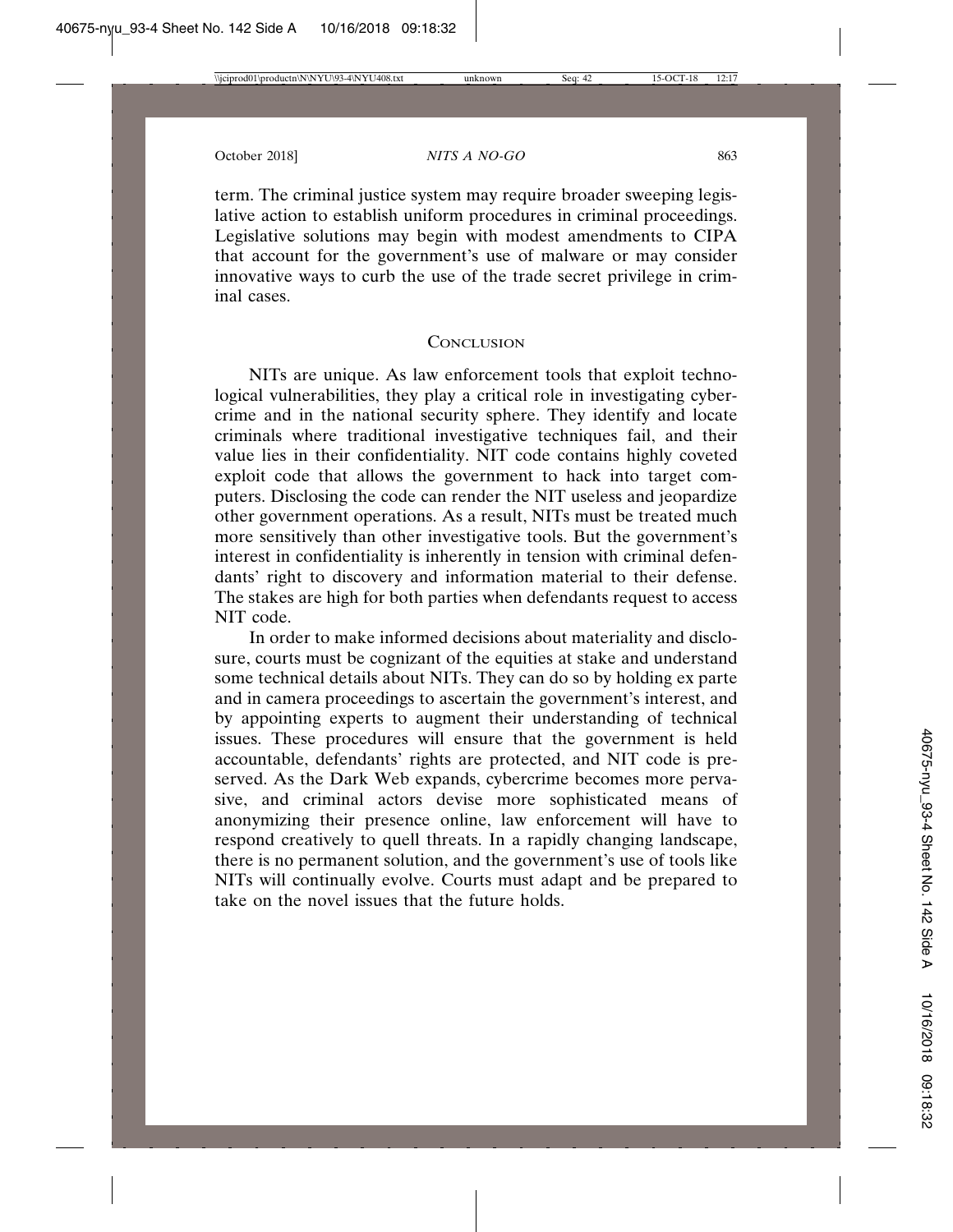term. The criminal justice system may require broader sweeping legislative action to establish uniform procedures in criminal proceedings. Legislative solutions may begin with modest amendments to CIPA that account for the government's use of malware or may consider innovative ways to curb the use of the trade secret privilege in criminal cases.

## Conclusion

NITs are unique. As law enforcement tools that exploit technological vulnerabilities, they play a critical role in investigating cybercrime and in the national security sphere. They identify and locate criminals where traditional investigative techniques fail, and their value lies in their confidentiality. NIT code contains highly coveted exploit code that allows the government to hack into target computers. Disclosing the code can render the NIT useless and jeopardize other government operations. As a result, NITs must be treated much more sensitively than other investigative tools. But the government's interest in confidentiality is inherently in tension with criminal defendants' right to discovery and information material to their defense. The stakes are high for both parties when defendants request to access NIT code.

In order to make informed decisions about materiality and disclosure, courts must be cognizant of the equities at stake and understand some technical details about NITs. They can do so by holding ex parte and in camera proceedings to ascertain the government's interest, and by appointing experts to augment their understanding of technical issues. These procedures will ensure that the government is held accountable, defendants' rights are protected, and NIT code is preserved. As the Dark Web expands, cybercrime becomes more pervasive, and criminal actors devise more sophisticated means of anonymizing their presence online, law enforcement will have to respond creatively to quell threats. In a rapidly changing landscape, there is no permanent solution, and the government's use of tools like NITs will continually evolve. Courts must adapt and be prepared to take on the novel issues that the future holds.